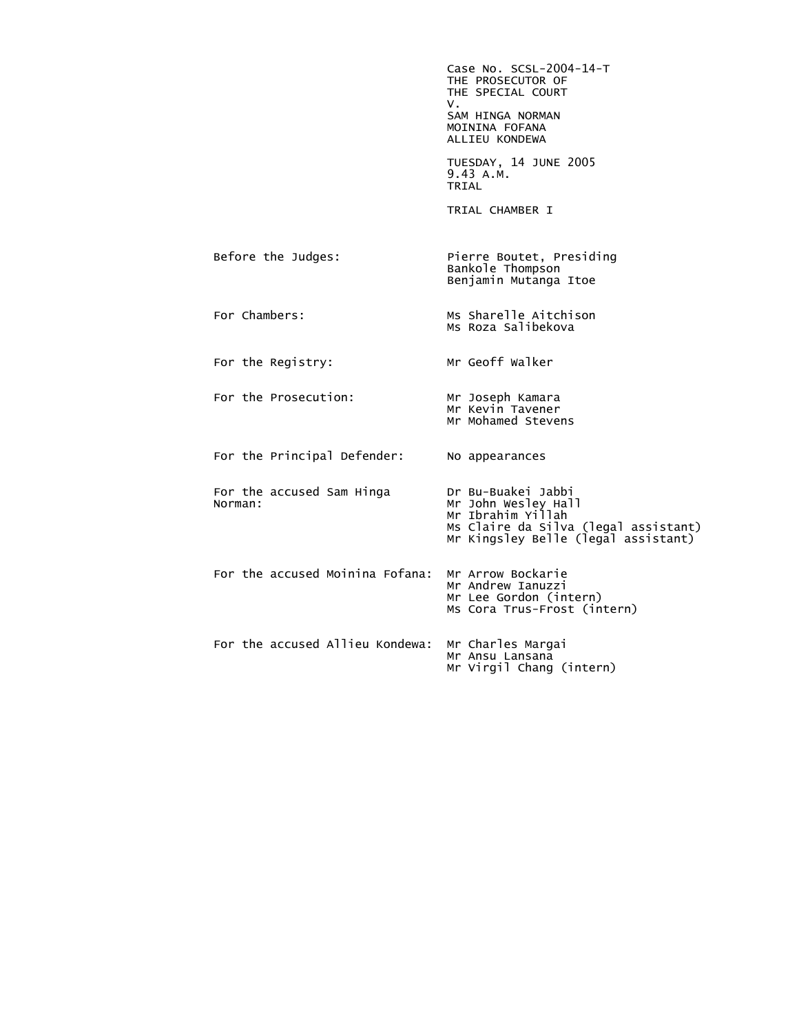Case No. SCSL-2004-14-T
THE PROSECUTOR OF
THE SPECIAL COURT
V.
SAM HINGA NORMAN
MOININA FOFANA
ALLIEU KONDEWA

TUESDAY, 14 JUNE 2005
9.43 A.M.
TRIAL

TRIAL CHAMBER I

| | |
|---|---|
| Before the Judges: | Pierre Boutet, Presiding<br>Bankole Thompson<br>Benjamin Mutanga Itoe |
| For Chambers: | Ms Sharelle Aitchison<br>Ms Roza Salibekova |
| For the Registry: | Mr Geoff Walker |
| For the Prosecution: | Mr Joseph Kamara<br>Mr Kevin Tavener<br>Mr Mohamed Stevens |
| For the Principal Defender: | No appearances |
| For the accused Sam Hinga Norman: | Dr Bu-Buakei Jabbi<br>Mr John Wesley Hall<br>Mr Ibrahim Yillah<br>Ms Claire da Silva (legal assistant)<br>Mr Kingsley Belle (legal assistant) |
| For the accused Moinina Fofana: | Mr Arrow Bockarie<br>Mr Andrew Ianuzzi<br>Mr Lee Gordon (intern)<br>Ms Cora Trus-Frost (intern) |
| For the accused Allieu Kondewa: | Mr Charles Margai<br>Mr Ansu Lansana<br>Mr Virgil Chang (intern) |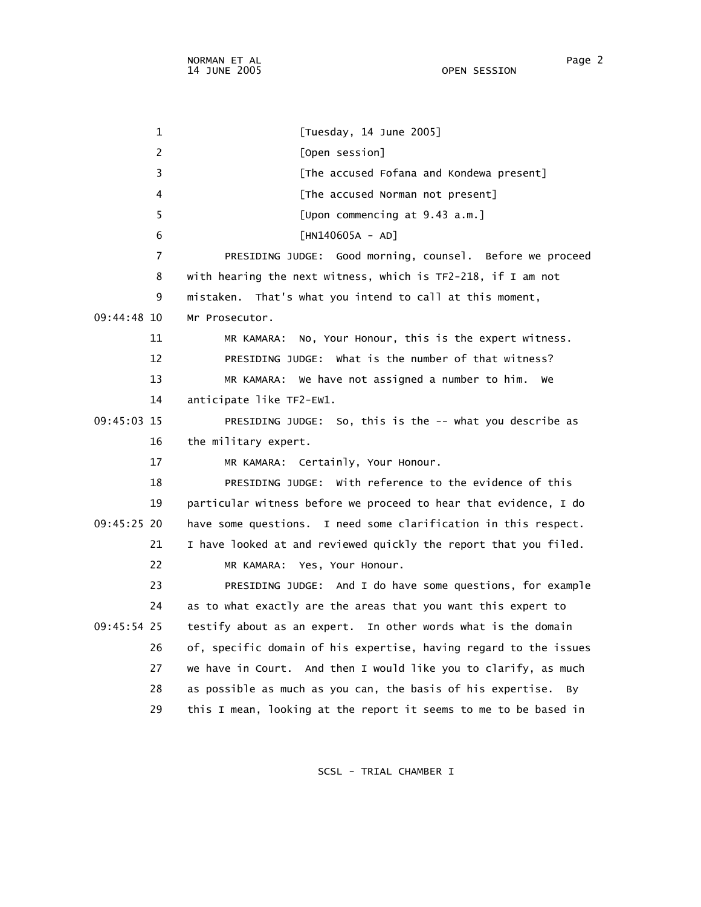[Tuesday, 14 June 2005]

[Open session]

[The accused Fofana and Kondewa present]

[The accused Norman not present]

[Upon commencing at 9.43 a.m.]

[HN140605A - AD]

PRESIDING JUDGE: Good morning, counsel. Before we proceed with hearing the next witness, which is TF2-218, if I am not mistaken. That's what you intend to call at this moment, Mr Prosecutor.

MR KAMARA: No, Your Honour, this is the expert witness.

PRESIDING JUDGE: What is the number of that witness?

MR KAMARA: We have not assigned a number to him. We anticipate like TF2-EW1.

PRESIDING JUDGE: So, this is the -- what you describe as the military expert.

MR KAMARA: Certainly, Your Honour.

PRESIDING JUDGE: With reference to the evidence of this particular witness before we proceed to hear that evidence, I do have some questions. I need some clarification in this respect. I have looked at and reviewed quickly the report that you filed.

MR KAMARA: Yes, Your Honour.

PRESIDING JUDGE: And I do have some questions, for example as to what exactly are the areas that you want this expert to testify about as an expert. In other words what is the domain of, specific domain of his expertise, having regard to the issues we have in Court. And then I would like you to clarify, as much as possible as much as you can, the basis of his expertise. By this I mean, looking at the report it seems to me to be based in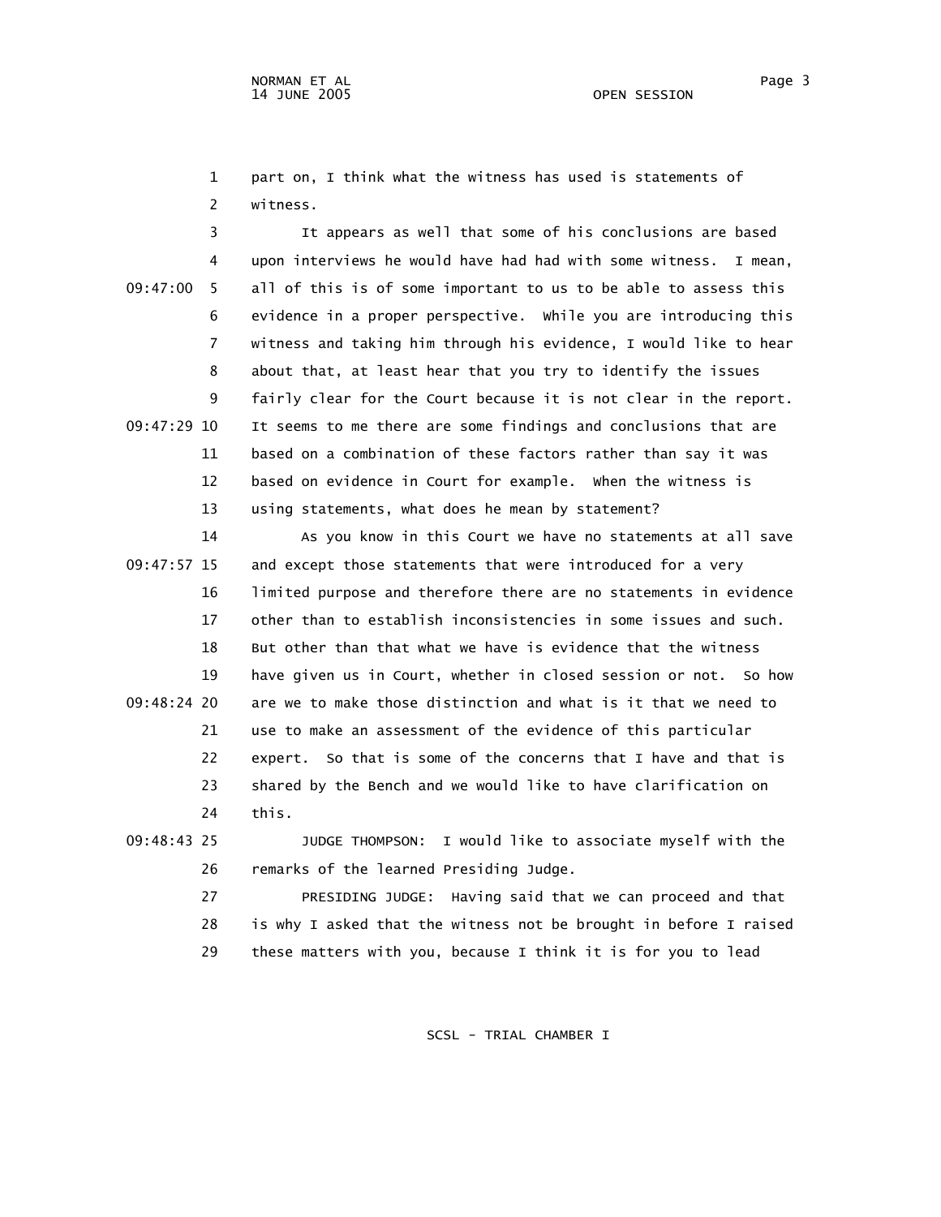part on, I think what the witness has used is statements of witness.

It appears as well that some of his conclusions are based upon interviews he would have had had with some witness. I mean, all of this is of some important to us to be able to assess this evidence in a proper perspective. While you are introducing this witness and taking him through his evidence, I would like to hear about that, at least hear that you try to identify the issues fairly clear for the Court because it is not clear in the report. It seems to me there are some findings and conclusions that are based on a combination of these factors rather than say it was based on evidence in Court for example. When the witness is using statements, what does he mean by statement?

As you know in this Court we have no statements at all save and except those statements that were introduced for a very limited purpose and therefore there are no statements in evidence other than to establish inconsistencies in some issues and such. But other than that what we have is evidence that the witness have given us in Court, whether in closed session or not. So how are we to make those distinction and what is it that we need to use to make an assessment of the evidence of this particular expert. So that is some of the concerns that I have and that is shared by the Bench and we would like to have clarification on this.

JUDGE THOMPSON: I would like to associate myself with the remarks of the learned Presiding Judge.

PRESIDING JUDGE: Having said that we can proceed and that is why I asked that the witness not be brought in before I raised these matters with you, because I think it is for you to lead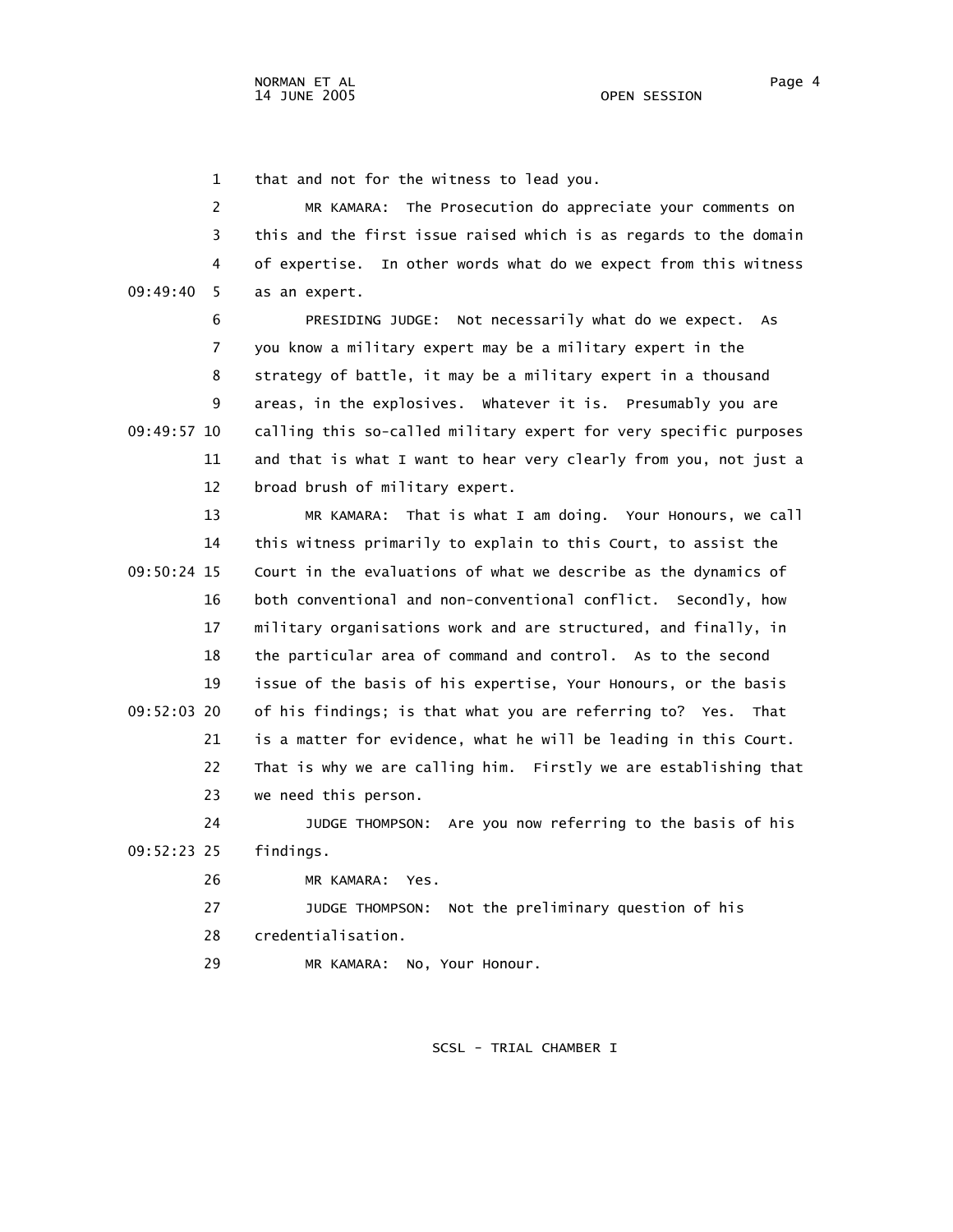that and not for the witness to lead you.

MR KAMARA: The Prosecution do appreciate your comments on this and the first issue raised which is as regards to the domain of expertise. In other words what do we expect from this witness as an expert.

PRESIDING JUDGE: Not necessarily what do we expect. As you know a military expert may be a military expert in the strategy of battle, it may be a military expert in a thousand areas, in the explosives. Whatever it is. Presumably you are calling this so-called military expert for very specific purposes and that is what I want to hear very clearly from you, not just a broad brush of military expert.

MR KAMARA: That is what I am doing. Your Honours, we call this witness primarily to explain to this Court, to assist the Court in the evaluations of what we describe as the dynamics of both conventional and non-conventional conflict. Secondly, how military organisations work and are structured, and finally, in the particular area of command and control. As to the second issue of the basis of his expertise, Your Honours, or the basis of his findings; is that what you are referring to? Yes. That is a matter for evidence, what he will be leading in this Court. That is why we are calling him. Firstly we are establishing that we need this person.

JUDGE THOMPSON: Are you now referring to the basis of his findings.

MR KAMARA: Yes.

JUDGE THOMPSON: Not the preliminary question of his credentialisation.

MR KAMARA: No, Your Honour.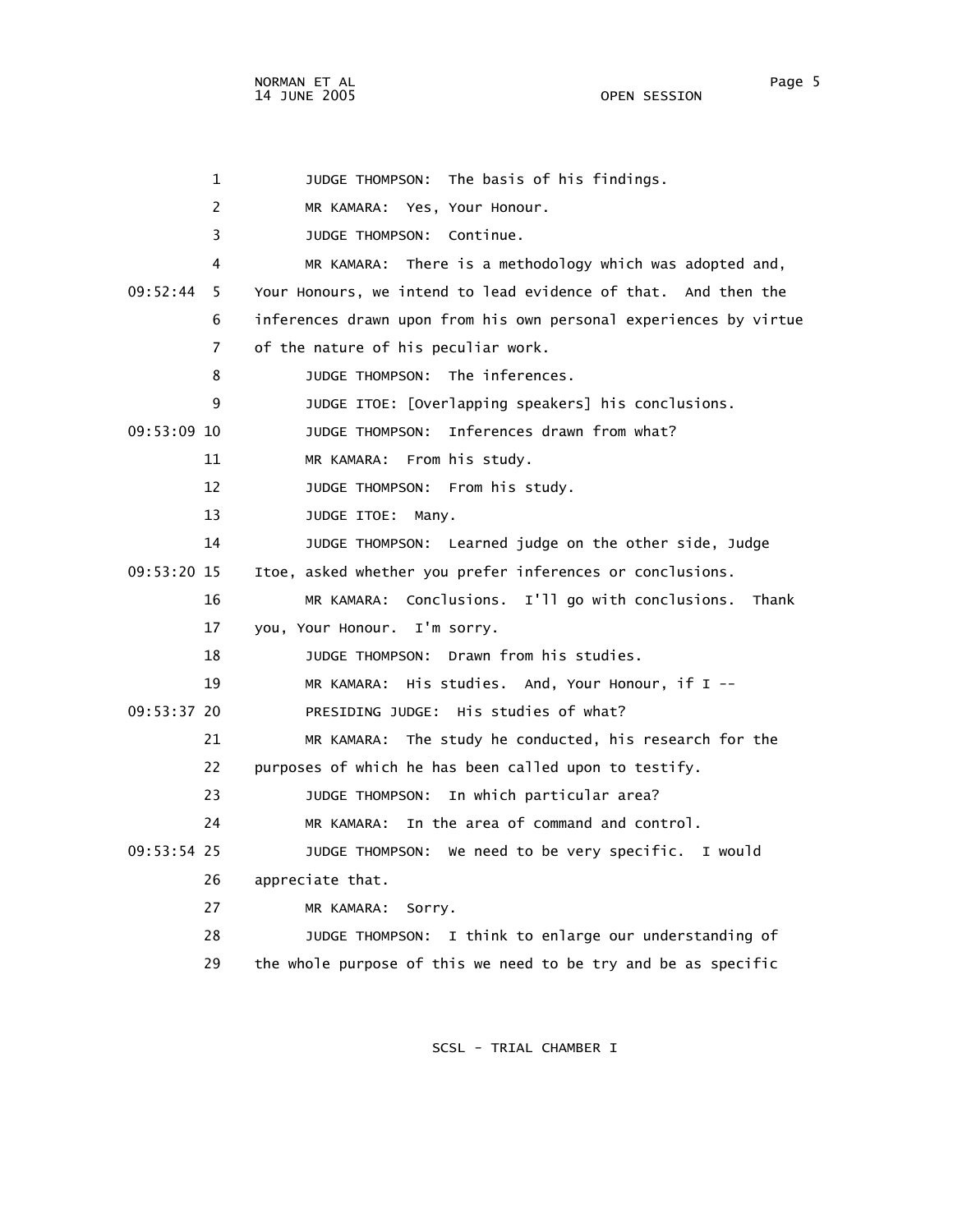1 JUDGE THOMPSON: The basis of his findings.

2 MR KAMARA: Yes, Your Honour.

3 JUDGE THOMPSON: Continue.

4 MR KAMARA: There is a methodology which was adopted and,

09:52:44 5 Your Honours, we intend to lead evidence of that. And then the

6 inferences drawn upon from his own personal experiences by virtue

7 of the nature of his peculiar work.

8 JUDGE THOMPSON: The inferences.

9 JUDGE ITOE: [Overlapping speakers] his conclusions.

09:53:09 10 JUDGE THOMPSON: Inferences drawn from what?

11 MR KAMARA: From his study.

12 JUDGE THOMPSON: From his study.

13 JUDGE ITOE: Many.

14 JUDGE THOMPSON: Learned judge on the other side, Judge

09:53:20 15 Itoe, asked whether you prefer inferences or conclusions.

16 MR KAMARA: Conclusions. I'll go with conclusions. Thank

17 you, Your Honour. I'm sorry.

18 JUDGE THOMPSON: Drawn from his studies.

19 MR KAMARA: His studies. And, Your Honour, if I --

09:53:37 20 PRESIDING JUDGE: His studies of what?

21 MR KAMARA: The study he conducted, his research for the

22 purposes of which he has been called upon to testify.

23 JUDGE THOMPSON: In which particular area?

24 MR KAMARA: In the area of command and control.

09:53:54 25 JUDGE THOMPSON: We need to be very specific. I would

26 appreciate that.

27 MR KAMARA: Sorry.

28 JUDGE THOMPSON: I think to enlarge our understanding of

29 the whole purpose of this we need to be try and be as specific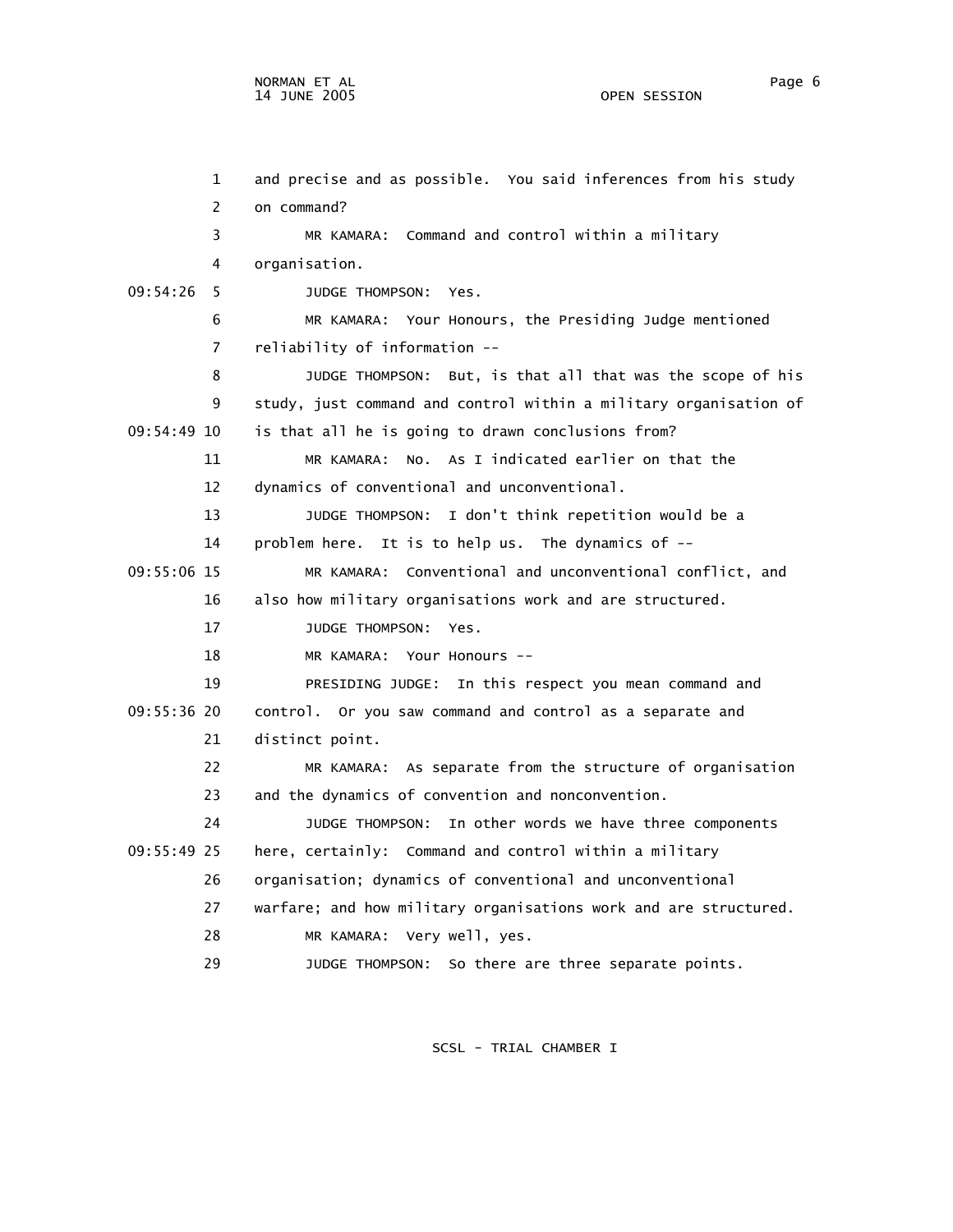and precise and as possible. You said inferences from his study on command?

MR KAMARA: Command and control within a military organisation.

JUDGE THOMPSON: Yes.

MR KAMARA: Your Honours, the Presiding Judge mentioned reliability of information --

JUDGE THOMPSON: But, is that all that was the scope of his study, just command and control within a military organisation of is that all he is going to drawn conclusions from?

MR KAMARA: No. As I indicated earlier on that the dynamics of conventional and unconventional.

JUDGE THOMPSON: I don't think repetition would be a problem here. It is to help us. The dynamics of --

MR KAMARA: Conventional and unconventional conflict, and also how military organisations work and are structured.

JUDGE THOMPSON: Yes.

MR KAMARA: Your Honours --

PRESIDING JUDGE: In this respect you mean command and control. Or you saw command and control as a separate and distinct point.

MR KAMARA: As separate from the structure of organisation and the dynamics of convention and nonconvention.

JUDGE THOMPSON: In other words we have three components here, certainly: Command and control within a military organisation; dynamics of conventional and unconventional warfare; and how military organisations work and are structured.

MR KAMARA: Very well, yes.

JUDGE THOMPSON: So there are three separate points.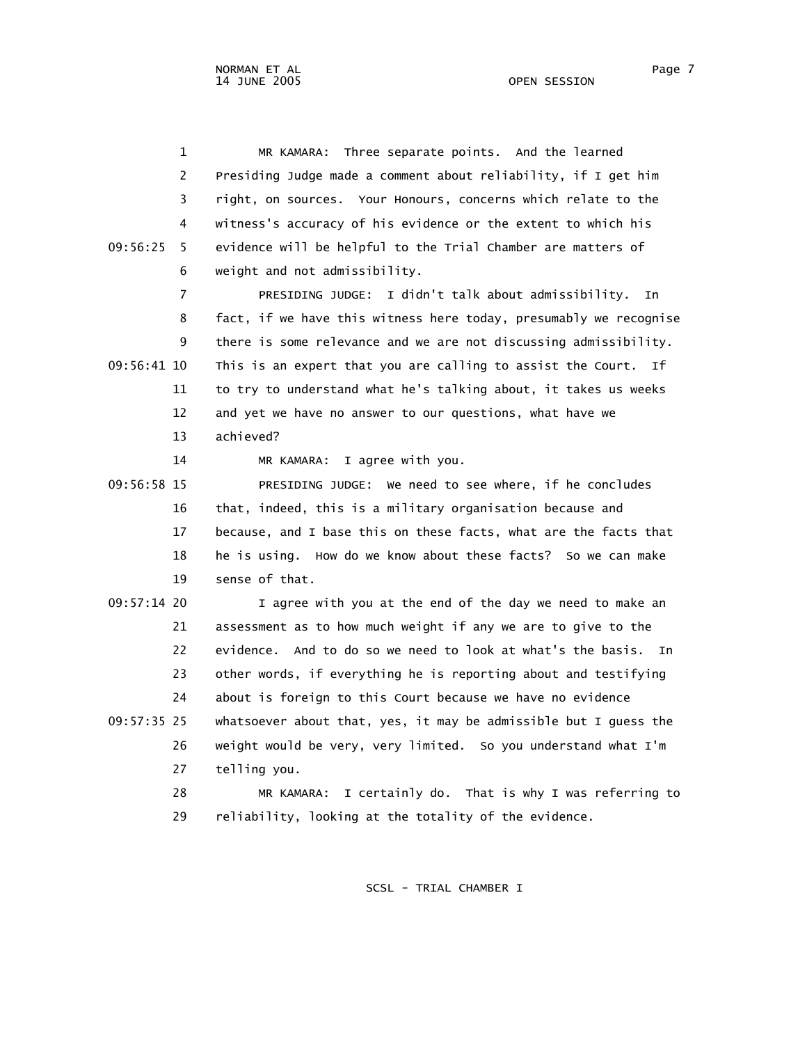1 MR KAMARA: Three separate points. And the learned
2 Presiding Judge made a comment about reliability, if I get him
3 right, on sources. Your Honours, concerns which relate to the
4 witness's accuracy of his evidence or the extent to which his
09:56:25 5 evidence will be helpful to the Trial Chamber are matters of
6 weight and not admissibility.
7 PRESIDING JUDGE: I didn't talk about admissibility. In
8 fact, if we have this witness here today, presumably we recognise
9 there is some relevance and we are not discussing admissibility.
09:56:41 10 This is an expert that you are calling to assist the Court. If
11 to try to understand what he's talking about, it takes us weeks
12 and yet we have no answer to our questions, what have we
13 achieved?
14 MR KAMARA: I agree with you.
09:56:58 15 PRESIDING JUDGE: We need to see where, if he concludes
16 that, indeed, this is a military organisation because and
17 because, and I base this on these facts, what are the facts that
18 he is using. How do we know about these facts? So we can make
19 sense of that.
09:57:14 20 I agree with you at the end of the day we need to make an
21 assessment as to how much weight if any we are to give to the
22 evidence. And to do so we need to look at what's the basis. In
23 other words, if everything he is reporting about and testifying
24 about is foreign to this Court because we have no evidence
09:57:35 25 whatsoever about that, yes, it may be admissible but I guess the
26 weight would be very, very limited. So you understand what I'm
27 telling you.
28 MR KAMARA: I certainly do. That is why I was referring to
29 reliability, looking at the totality of the evidence.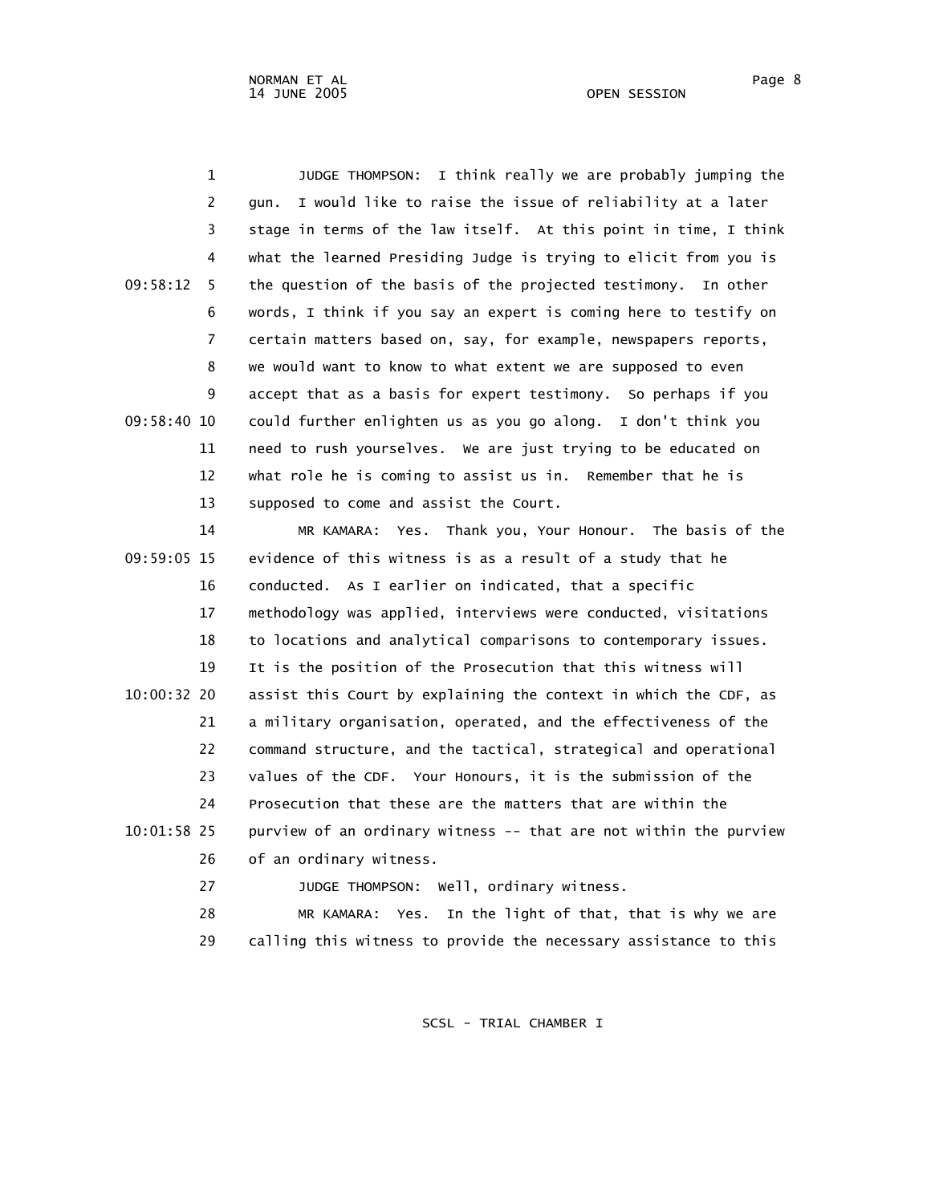JUDGE THOMPSON: I think really we are probably jumping the gun. I would like to raise the issue of reliability at a later stage in terms of the law itself. At this point in time, I think what the learned Presiding Judge is trying to elicit from you is the question of the basis of the projected testimony. In other words, I think if you say an expert is coming here to testify on certain matters based on, say, for example, newspapers reports, we would want to know to what extent we are supposed to even accept that as a basis for expert testimony. So perhaps if you could further enlighten us as you go along. I don't think you need to rush yourselves. We are just trying to be educated on what role he is coming to assist us in. Remember that he is supposed to come and assist the Court.

MR KAMARA: Yes. Thank you, Your Honour. The basis of the evidence of this witness is as a result of a study that he conducted. As I earlier on indicated, that a specific methodology was applied, interviews were conducted, visitations to locations and analytical comparisons to contemporary issues. It is the position of the Prosecution that this witness will assist this Court by explaining the context in which the CDF, as a military organisation, operated, and the effectiveness of the command structure, and the tactical, strategical and operational values of the CDF. Your Honours, it is the submission of the Prosecution that these are the matters that are within the purview of an ordinary witness -- that are not within the purview of an ordinary witness.

JUDGE THOMPSON: Well, ordinary witness.

MR KAMARA: Yes. In the light of that, that is why we are calling this witness to provide the necessary assistance to this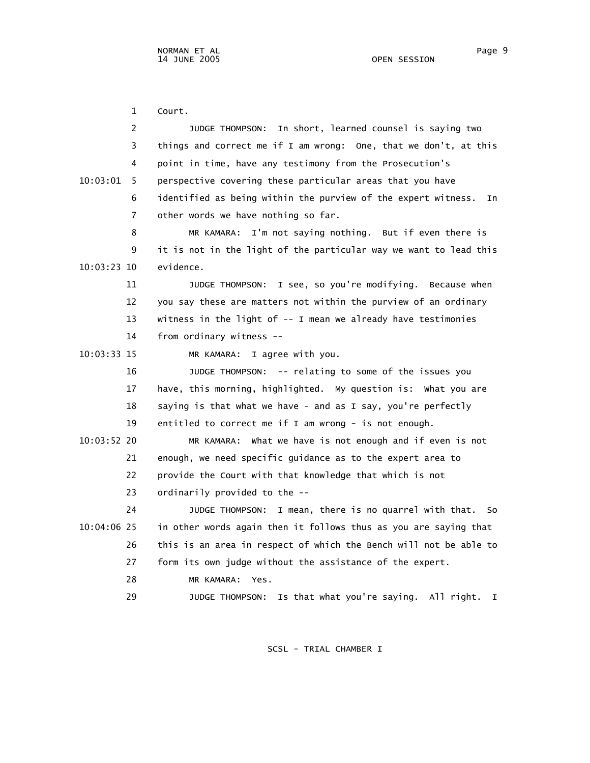1 Court.

2 JUDGE THOMPSON: In short, learned counsel is saying two

3 things and correct me if I am wrong: One, that we don't, at this

4 point in time, have any testimony from the Prosecution's

10:03:01 5 perspective covering these particular areas that you have

6 identified as being within the purview of the expert witness. In

7 other words we have nothing so far.

8 MR KAMARA: I'm not saying nothing. But if even there is

9 it is not in the light of the particular way we want to lead this

10:03:23 10 evidence.

11 JUDGE THOMPSON: I see, so you're modifying. Because when

12 you say these are matters not within the purview of an ordinary

13 witness in the light of -- I mean we already have testimonies

14 from ordinary witness --

10:03:33 15 MR KAMARA: I agree with you.

16 JUDGE THOMPSON: -- relating to some of the issues you

17 have, this morning, highlighted. My question is: What you are

18 saying is that what we have - and as I say, you're perfectly

19 entitled to correct me if I am wrong - is not enough.

10:03:52 20 MR KAMARA: What we have is not enough and if even is not

21 enough, we need specific guidance as to the expert area to

22 provide the Court with that knowledge that which is not

23 ordinarily provided to the --

24 JUDGE THOMPSON: I mean, there is no quarrel with that. So

10:04:06 25 in other words again then it follows thus as you are saying that

26 this is an area in respect of which the Bench will not be able to

27 form its own judge without the assistance of the expert.

28 MR KAMARA: Yes.

29 JUDGE THOMPSON: Is that what you're saying. All right. I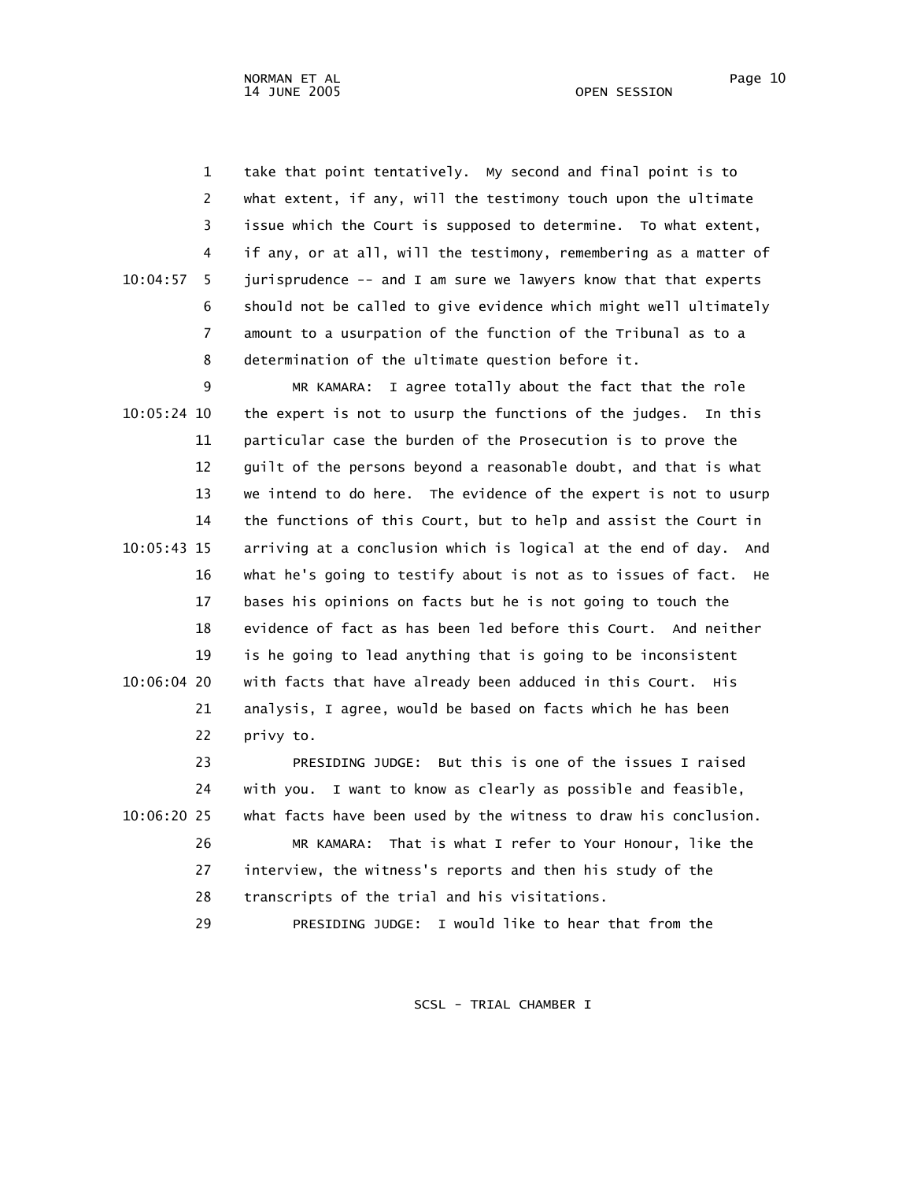take that point tentatively. My second and final point is to what extent, if any, will the testimony touch upon the ultimate issue which the Court is supposed to determine. To what extent, if any, or at all, will the testimony, remembering as a matter of jurisprudence -- and I am sure we lawyers know that that experts should not be called to give evidence which might well ultimately amount to a usurpation of the function of the Tribunal as to a determination of the ultimate question before it.

MR KAMARA: I agree totally about the fact that the role the expert is not to usurp the functions of the judges. In this particular case the burden of the Prosecution is to prove the guilt of the persons beyond a reasonable doubt, and that is what we intend to do here. The evidence of the expert is not to usurp the functions of this Court, but to help and assist the Court in arriving at a conclusion which is logical at the end of day. And what he's going to testify about is not as to issues of fact. He bases his opinions on facts but he is not going to touch the evidence of fact as has been led before this Court. And neither is he going to lead anything that is going to be inconsistent with facts that have already been adduced in this Court. His analysis, I agree, would be based on facts which he has been privy to.

PRESIDING JUDGE: But this is one of the issues I raised with you. I want to know as clearly as possible and feasible, what facts have been used by the witness to draw his conclusion.

MR KAMARA: That is what I refer to Your Honour, like the interview, the witness's reports and then his study of the transcripts of the trial and his visitations.

PRESIDING JUDGE: I would like to hear that from the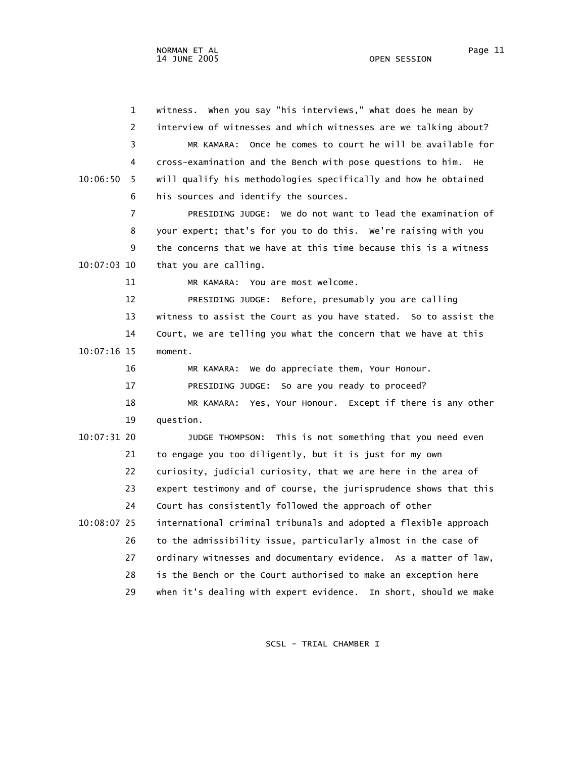witness. When you say "his interviews," what does he mean by interview of witnesses and which witnesses are we talking about?

MR KAMARA: Once he comes to court he will be available for cross-examination and the Bench with pose questions to him. He will qualify his methodologies specifically and how he obtained his sources and identify the sources.

PRESIDING JUDGE: We do not want to lead the examination of your expert; that's for you to do this. We're raising with you the concerns that we have at this time because this is a witness that you are calling.

MR KAMARA: You are most welcome.

PRESIDING JUDGE: Before, presumably you are calling witness to assist the Court as you have stated. So to assist the Court, we are telling you what the concern that we have at this moment.

MR KAMARA: We do appreciate them, Your Honour.

PRESIDING JUDGE: So are you ready to proceed?

MR KAMARA: Yes, Your Honour. Except if there is any other question.

JUDGE THOMPSON: This is not something that you need even to engage you too diligently, but it is just for my own curiosity, judicial curiosity, that we are here in the area of expert testimony and of course, the jurisprudence shows that this Court has consistently followed the approach of other international criminal tribunals and adopted a flexible approach to the admissibility issue, particularly almost in the case of ordinary witnesses and documentary evidence. As a matter of law, is the Bench or the Court authorised to make an exception here when it's dealing with expert evidence. In short, should we make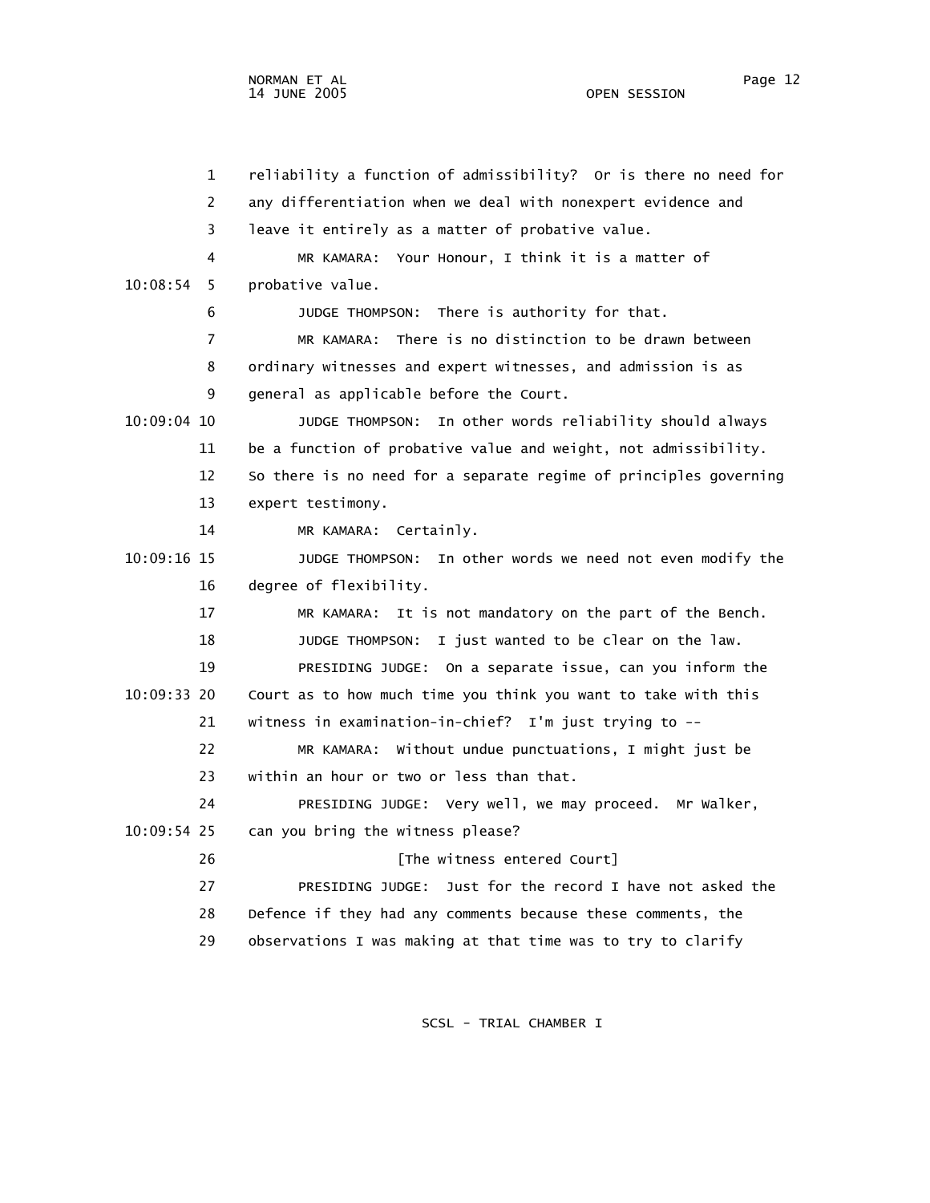1 reliability a function of admissibility? Or is there no need for
2 any differentiation when we deal with nonexpert evidence and
3 leave it entirely as a matter of probative value.
4 MR KAMARA: Your Honour, I think it is a matter of
10:08:54 5 probative value.
6 JUDGE THOMPSON: There is authority for that.
7 MR KAMARA: There is no distinction to be drawn between
8 ordinary witnesses and expert witnesses, and admission is as
9 general as applicable before the Court.
10:09:04 10 JUDGE THOMPSON: In other words reliability should always
11 be a function of probative value and weight, not admissibility.
12 So there is no need for a separate regime of principles governing
13 expert testimony.
14 MR KAMARA: Certainly.
10:09:16 15 JUDGE THOMPSON: In other words we need not even modify the
16 degree of flexibility.
17 MR KAMARA: It is not mandatory on the part of the Bench.
18 JUDGE THOMPSON: I just wanted to be clear on the law.
19 PRESIDING JUDGE: On a separate issue, can you inform the
10:09:33 20 Court as to how much time you think you want to take with this
21 witness in examination-in-chief? I'm just trying to --
22 MR KAMARA: Without undue punctuations, I might just be
23 within an hour or two or less than that.
24 PRESIDING JUDGE: Very well, we may proceed. Mr Walker,
10:09:54 25 can you bring the witness please?
26 [The witness entered Court]
27 PRESIDING JUDGE: Just for the record I have not asked the
28 Defence if they had any comments because these comments, the
29 observations I was making at that time was to try to clarify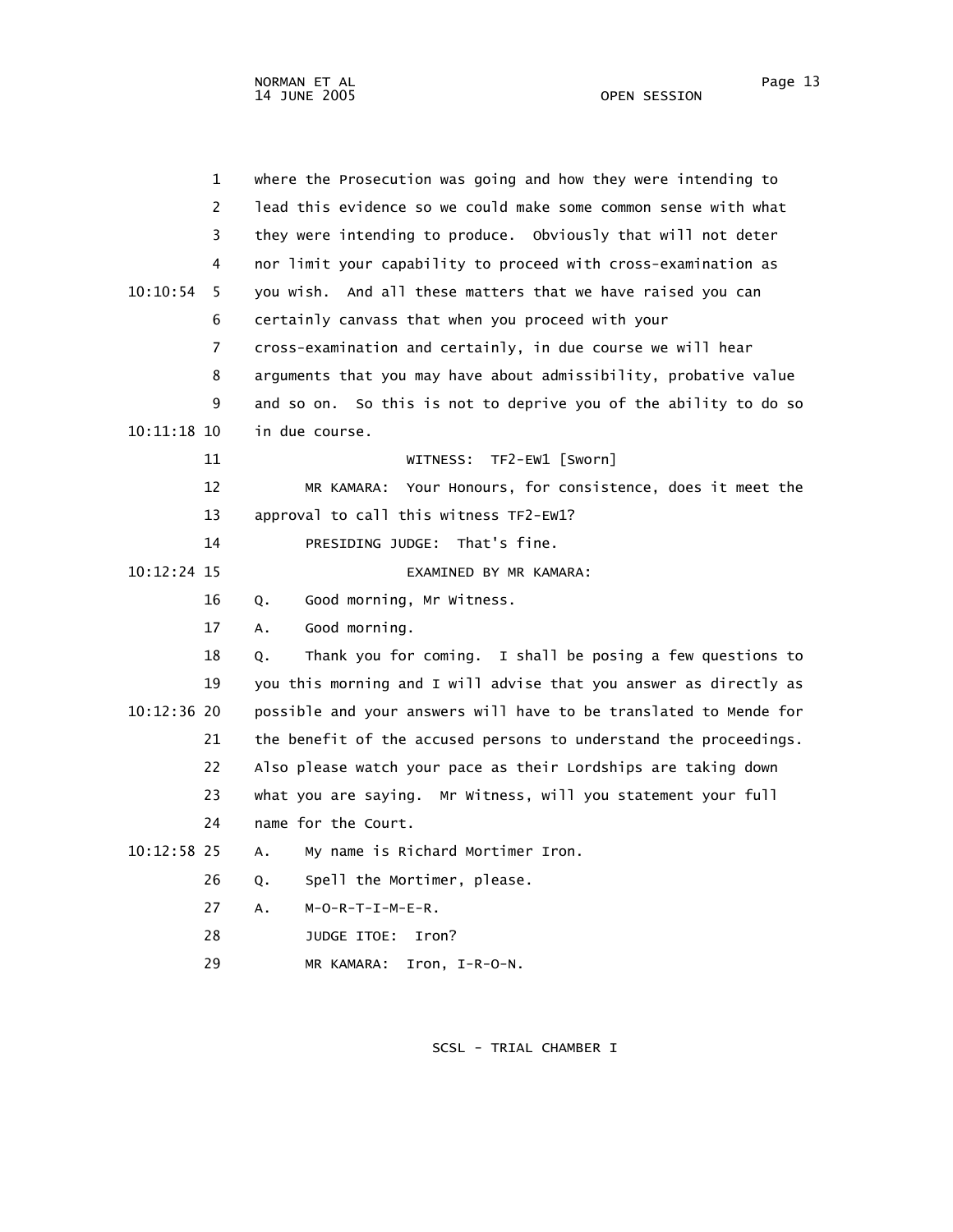1 where the Prosecution was going and how they were intending to
2 lead this evidence so we could make some common sense with what
3 they were intending to produce. Obviously that will not deter
4 nor limit your capability to proceed with cross-examination as
10:10:54 5 you wish. And all these matters that we have raised you can
6 certainly canvass that when you proceed with your
7 cross-examination and certainly, in due course we will hear
8 arguments that you may have about admissibility, probative value
9 and so on. So this is not to deprive you of the ability to do so
10:11:18 10 in due course.

11 WITNESS: TF2-EW1 [Sworn]

12 MR KAMARA: Your Honours, for consistence, does it meet the
13 approval to call this witness TF2-EW1?

14 PRESIDING JUDGE: That's fine.

10:12:24 15 EXAMINED BY MR KAMARA:

16 Q. Good morning, Mr Witness.

17 A. Good morning.

18 Q. Thank you for coming. I shall be posing a few questions to
19 you this morning and I will advise that you answer as directly as
10:12:36 20 possible and your answers will have to be translated to Mende for
21 the benefit of the accused persons to understand the proceedings.
22 Also please watch your pace as their Lordships are taking down
23 what you are saying. Mr Witness, will you statement your full
24 name for the Court.

10:12:58 25 A. My name is Richard Mortimer Iron.

26 Q. Spell the Mortimer, please.

27 A. M-O-R-T-I-M-E-R.

28 JUDGE ITOE: Iron?

29 MR KAMARA: Iron, I-R-O-N.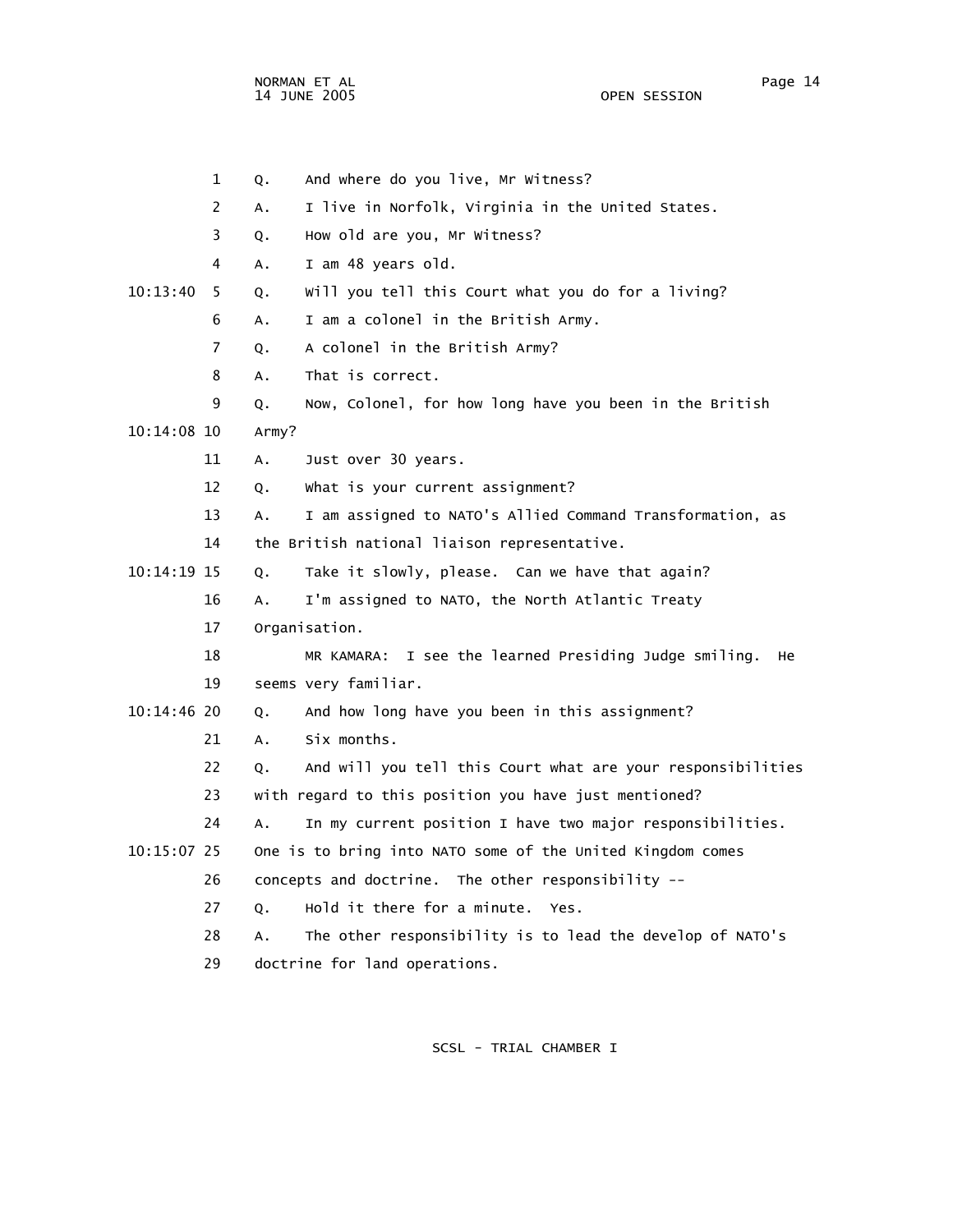1 Q. And where do you live, Mr Witness?

2 A. I live in Norfolk, Virginia in the United States.

3 Q. How old are you, Mr Witness?

4 A. I am 48 years old.

10:13:40 5 Q. Will you tell this Court what you do for a living?

6 A. I am a colonel in the British Army.

7 Q. A colonel in the British Army?

8 A. That is correct.

9 Q. Now, Colonel, for how long have you been in the British

10:14:08 10 Army?

11 A. Just over 30 years.

12 Q. What is your current assignment?

13 A. I am assigned to NATO's Allied Command Transformation, as

14 the British national liaison representative.

10:14:19 15 Q. Take it slowly, please. Can we have that again?

16 A. I'm assigned to NATO, the North Atlantic Treaty

17 Organisation.

18 MR KAMARA: I see the learned Presiding Judge smiling. He

19 seems very familiar.

10:14:46 20 Q. And how long have you been in this assignment?

21 A. Six months.

22 Q. And will you tell this Court what are your responsibilities

23 with regard to this position you have just mentioned?

24 A. In my current position I have two major responsibilities.

10:15:07 25 One is to bring into NATO some of the United Kingdom comes

26 concepts and doctrine. The other responsibility --

27 Q. Hold it there for a minute. Yes.

28 A. The other responsibility is to lead the develop of NATO's

29 doctrine for land operations.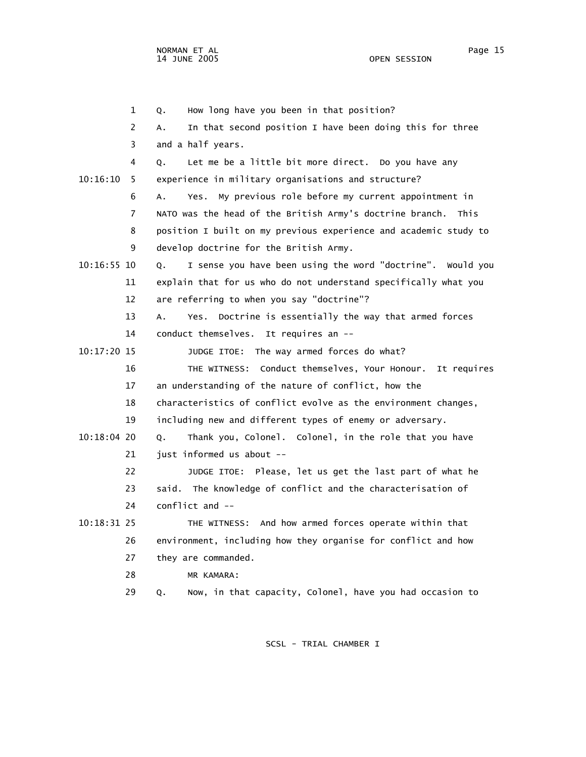1 Q. How long have you been in that position?

2 A. In that second position I have been doing this for three

3 and a half years.

4 Q. Let me be a little bit more direct. Do you have any

10:16:10 5 experience in military organisations and structure?

6 A. Yes. My previous role before my current appointment in

7 NATO was the head of the British Army's doctrine branch. This

8 position I built on my previous experience and academic study to

9 develop doctrine for the British Army.

10:16:55 10 Q. I sense you have been using the word "doctrine". Would you

11 explain that for us who do not understand specifically what you

12 are referring to when you say "doctrine"?

13 A. Yes. Doctrine is essentially the way that armed forces

14 conduct themselves. It requires an --

10:17:20 15 JUDGE ITOE: The way armed forces do what?

16 THE WITNESS: Conduct themselves, Your Honour. It requires

17 an understanding of the nature of conflict, how the

18 characteristics of conflict evolve as the environment changes,

19 including new and different types of enemy or adversary.

10:18:04 20 Q. Thank you, Colonel. Colonel, in the role that you have

21 just informed us about --

22 JUDGE ITOE: Please, let us get the last part of what he

23 said. The knowledge of conflict and the characterisation of

24 conflict and --

10:18:31 25 THE WITNESS: And how armed forces operate within that

26 environment, including how they organise for conflict and how

27 they are commanded.

28 MR KAMARA:

29 Q. Now, in that capacity, Colonel, have you had occasion to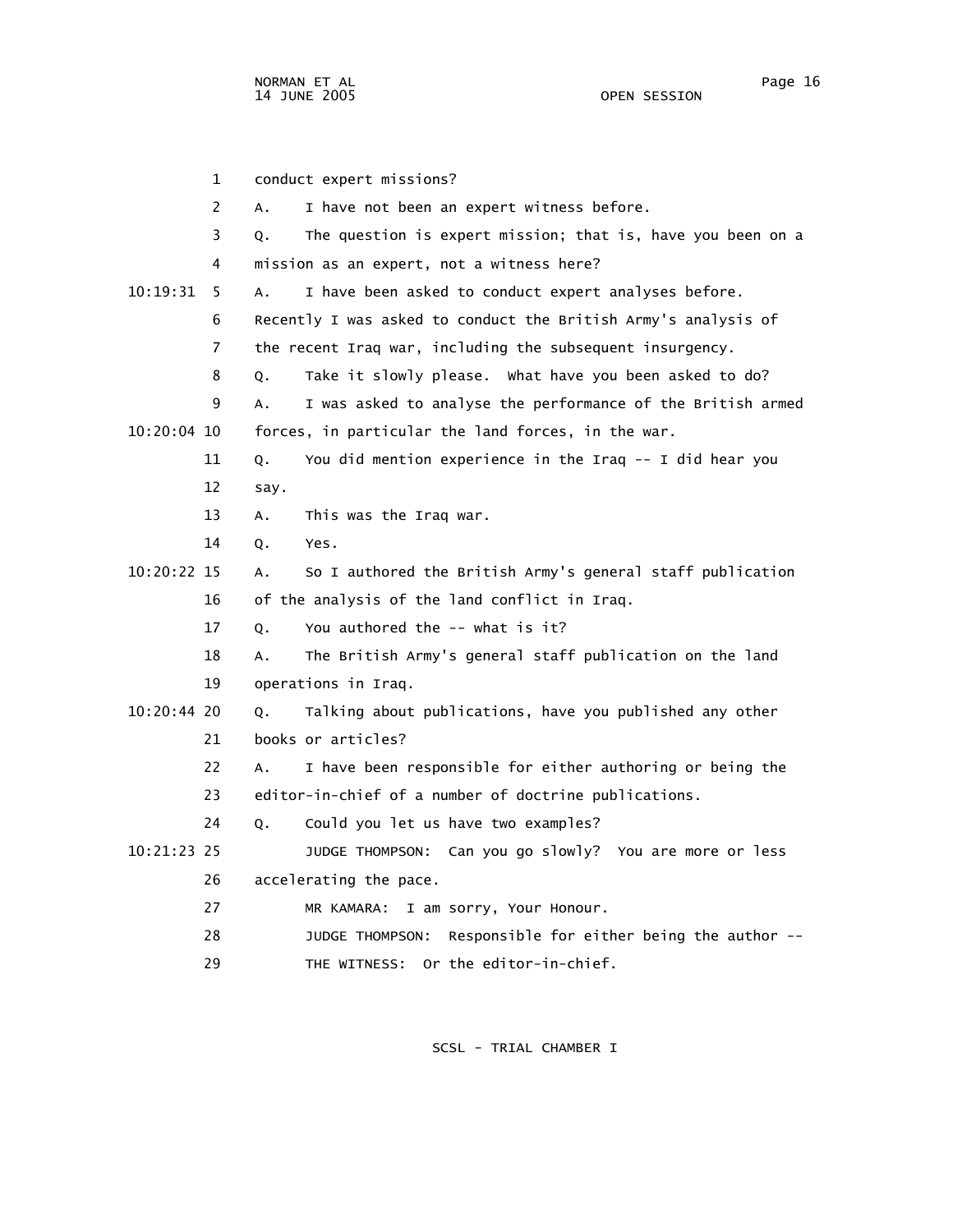1 conduct expert missions?

2 A. I have not been an expert witness before.

3 Q. The question is expert mission; that is, have you been on a

4 mission as an expert, not a witness here?

10:19:31 5 A. I have been asked to conduct expert analyses before.

6 Recently I was asked to conduct the British Army's analysis of

7 the recent Iraq war, including the subsequent insurgency.

8 Q. Take it slowly please. What have you been asked to do?

9 A. I was asked to analyse the performance of the British armed

10:20:04 10 forces, in particular the land forces, in the war.

11 Q. You did mention experience in the Iraq -- I did hear you

12 say.

13 A. This was the Iraq war.

14 Q. Yes.

10:20:22 15 A. So I authored the British Army's general staff publication

16 of the analysis of the land conflict in Iraq.

17 Q. You authored the -- what is it?

18 A. The British Army's general staff publication on the land

19 operations in Iraq.

10:20:44 20 Q. Talking about publications, have you published any other

21 books or articles?

22 A. I have been responsible for either authoring or being the

23 editor-in-chief of a number of doctrine publications.

24 Q. Could you let us have two examples?

10:21:23 25 JUDGE THOMPSON: Can you go slowly? You are more or less

26 accelerating the pace.

27 MR KAMARA: I am sorry, Your Honour.

28 JUDGE THOMPSON: Responsible for either being the author --

29 THE WITNESS: Or the editor-in-chief.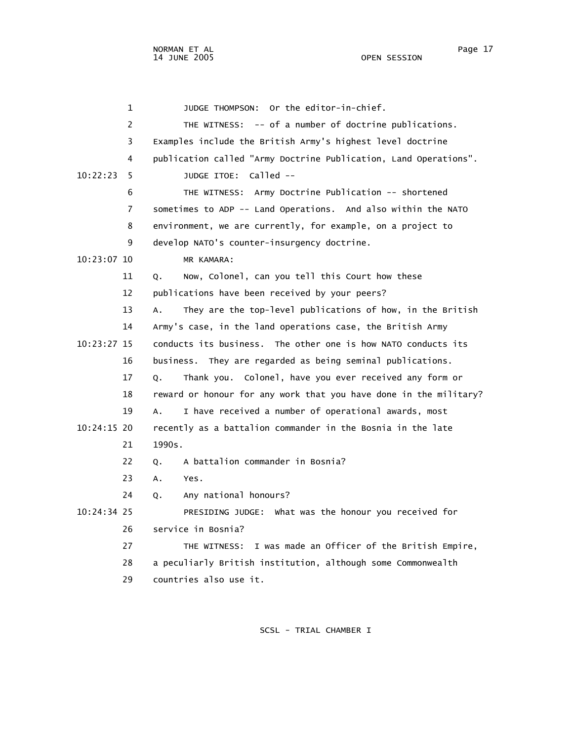JUDGE THOMPSON: Or the editor-in-chief.

THE WITNESS: -- of a number of doctrine publications. Examples include the British Army's highest level doctrine publication called "Army Doctrine Publication, Land Operations".

JUDGE ITOE: Called --

THE WITNESS: Army Doctrine Publication -- shortened sometimes to ADP -- Land Operations. And also within the NATO environment, we are currently, for example, on a project to develop NATO's counter-insurgency doctrine.

MR KAMARA:

Q. Now, Colonel, can you tell this Court how these publications have been received by your peers?

A. They are the top-level publications of how, in the British Army's case, in the land operations case, the British Army conducts its business. The other one is how NATO conducts its business. They are regarded as being seminal publications.

Q. Thank you. Colonel, have you ever received any form or reward or honour for any work that you have done in the military?

A. I have received a number of operational awards, most recently as a battalion commander in the Bosnia in the late 1990s.

Q. A battalion commander in Bosnia?

A. Yes.

Q. Any national honours?

PRESIDING JUDGE: What was the honour you received for service in Bosnia?

THE WITNESS: I was made an Officer of the British Empire, a peculiarly British institution, although some Commonwealth countries also use it.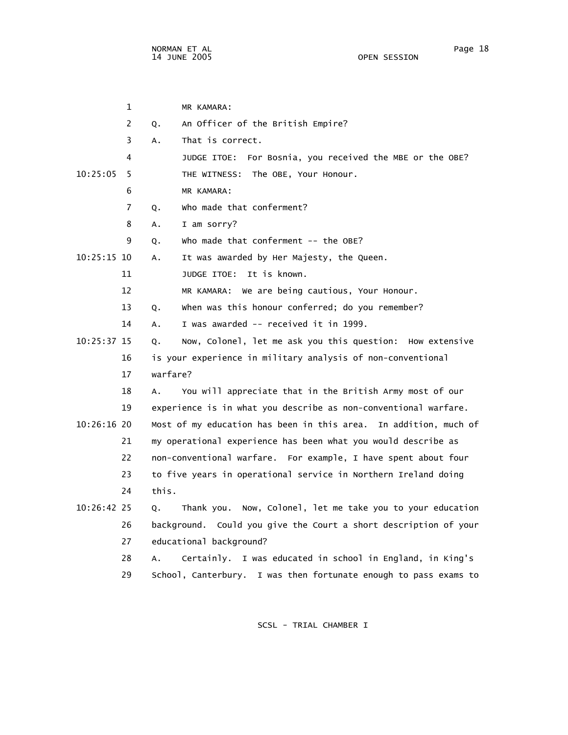MR KAMARA:

Q. An Officer of the British Empire?

A. That is correct.

JUDGE ITOE: For Bosnia, you received the MBE or the OBE?

THE WITNESS: The OBE, Your Honour.

MR KAMARA:

Q. Who made that conferment?

A. I am sorry?

Q. Who made that conferment -- the OBE?

A. It was awarded by Her Majesty, the Queen.

JUDGE ITOE: It is known.

MR KAMARA: We are being cautious, Your Honour.

Q. When was this honour conferred; do you remember?

A. I was awarded -- received it in 1999.

Q. Now, Colonel, let me ask you this question: How extensive is your experience in military analysis of non-conventional warfare?

A. You will appreciate that in the British Army most of our experience is in what you describe as non-conventional warfare. Most of my education has been in this area. In addition, much of my operational experience has been what you would describe as non-conventional warfare. For example, I have spent about four to five years in operational service in Northern Ireland doing this.

Q. Thank you. Now, Colonel, let me take you to your education background. Could you give the Court a short description of your educational background?

A. Certainly. I was educated in school in England, in King's School, Canterbury. I was then fortunate enough to pass exams to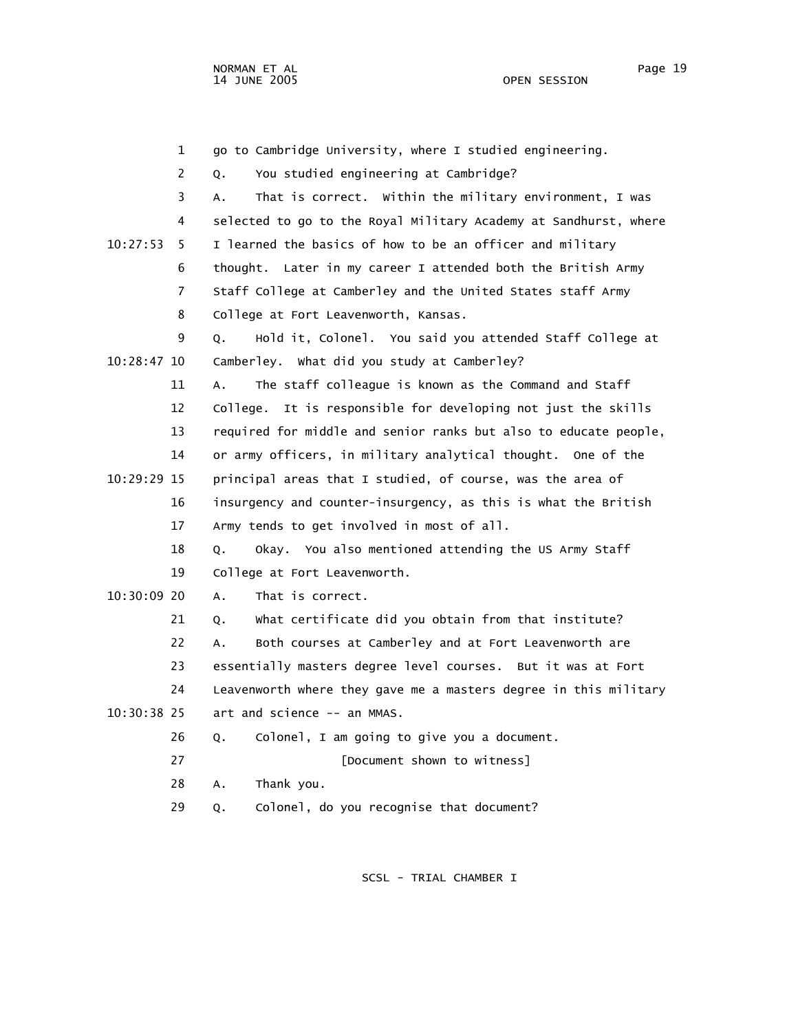go to Cambridge University, where I studied engineering.

Q. You studied engineering at Cambridge?

A. That is correct. Within the military environment, I was selected to go to the Royal Military Academy at Sandhurst, where I learned the basics of how to be an officer and military thought. Later in my career I attended both the British Army Staff College at Camberley and the United States staff Army College at Fort Leavenworth, Kansas.

Q. Hold it, Colonel. You said you attended Staff College at Camberley. What did you study at Camberley?

A. The staff colleague is known as the Command and Staff College. It is responsible for developing not just the skills required for middle and senior ranks but also to educate people, or army officers, in military analytical thought. One of the principal areas that I studied, of course, was the area of insurgency and counter-insurgency, as this is what the British Army tends to get involved in most of all.

Q. Okay. You also mentioned attending the US Army Staff College at Fort Leavenworth.

A. That is correct.

Q. What certificate did you obtain from that institute?

A. Both courses at Camberley and at Fort Leavenworth are essentially masters degree level courses. But it was at Fort Leavenworth where they gave me a masters degree in this military art and science -- an MMAS.

Q. Colonel, I am going to give you a document.

[Document shown to witness]

A. Thank you.

Q. Colonel, do you recognise that document?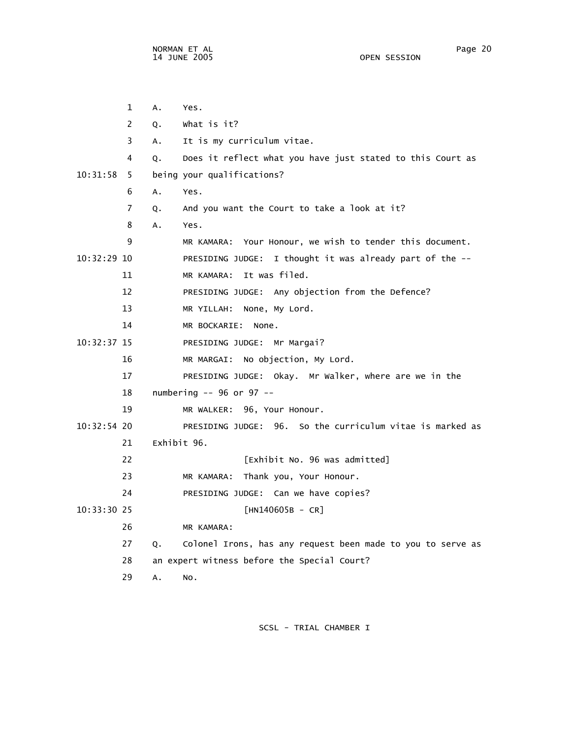1 A. Yes.

2 Q. What is it?

3 A. It is my curriculum vitae.

4 Q. Does it reflect what you have just stated to this Court as

10:31:58 5 being your qualifications?

6 A. Yes.

7 Q. And you want the Court to take a look at it?

8 A. Yes.

9 MR KAMARA: Your Honour, we wish to tender this document.

10:32:29 10 PRESIDING JUDGE: I thought it was already part of the --

11 MR KAMARA: It was filed.

12 PRESIDING JUDGE: Any objection from the Defence?

13 MR YILLAH: None, My Lord.

14 MR BOCKARIE: None.

10:32:37 15 PRESIDING JUDGE: Mr Margai?

16 MR MARGAI: No objection, My Lord.

17 PRESIDING JUDGE: Okay. Mr Walker, where are we in the

18 numbering -- 96 or 97 --

19 MR WALKER: 96, Your Honour.

10:32:54 20 PRESIDING JUDGE: 96. So the curriculum vitae is marked as

21 Exhibit 96.

22 [Exhibit No. 96 was admitted]

23 MR KAMARA: Thank you, Your Honour.

24 PRESIDING JUDGE: Can we have copies?

10:33:30 25 [HN140605B - CR]

26 MR KAMARA:

27 Q. Colonel Irons, has any request been made to you to serve as

28 an expert witness before the Special Court?

29 A. No.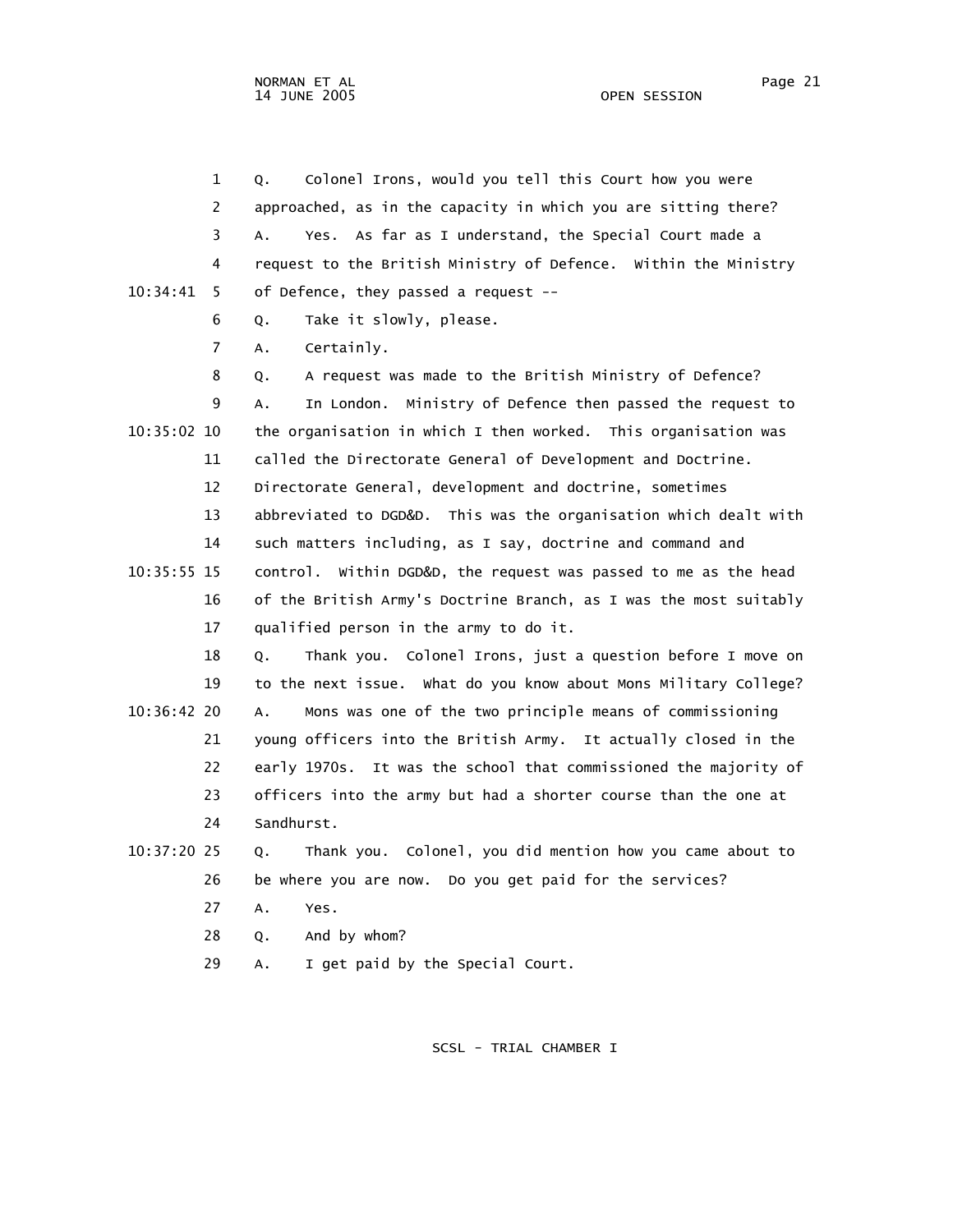1 Q. Colonel Irons, would you tell this Court how you were
2 approached, as in the capacity in which you are sitting there?
3 A. Yes. As far as I understand, the Special Court made a
4 request to the British Ministry of Defence. Within the Ministry
10:34:41 5 of Defence, they passed a request --
6 Q. Take it slowly, please.
7 A. Certainly.
8 Q. A request was made to the British Ministry of Defence?
9 A. In London. Ministry of Defence then passed the request to
10:35:02 10 the organisation in which I then worked. This organisation was
11 called the Directorate General of Development and Doctrine.
12 Directorate General, development and doctrine, sometimes
13 abbreviated to DGD&D. This was the organisation which dealt with
14 such matters including, as I say, doctrine and command and
10:35:55 15 control. Within DGD&D, the request was passed to me as the head
16 of the British Army's Doctrine Branch, as I was the most suitably
17 qualified person in the army to do it.
18 Q. Thank you. Colonel Irons, just a question before I move on
19 to the next issue. What do you know about Mons Military College?
10:36:42 20 A. Mons was one of the two principle means of commissioning
21 young officers into the British Army. It actually closed in the
22 early 1970s. It was the school that commissioned the majority of
23 officers into the army but had a shorter course than the one at
24 Sandhurst.
10:37:20 25 Q. Thank you. Colonel, you did mention how you came about to
26 be where you are now. Do you get paid for the services?
27 A. Yes.
28 Q. And by whom?
29 A. I get paid by the Special Court.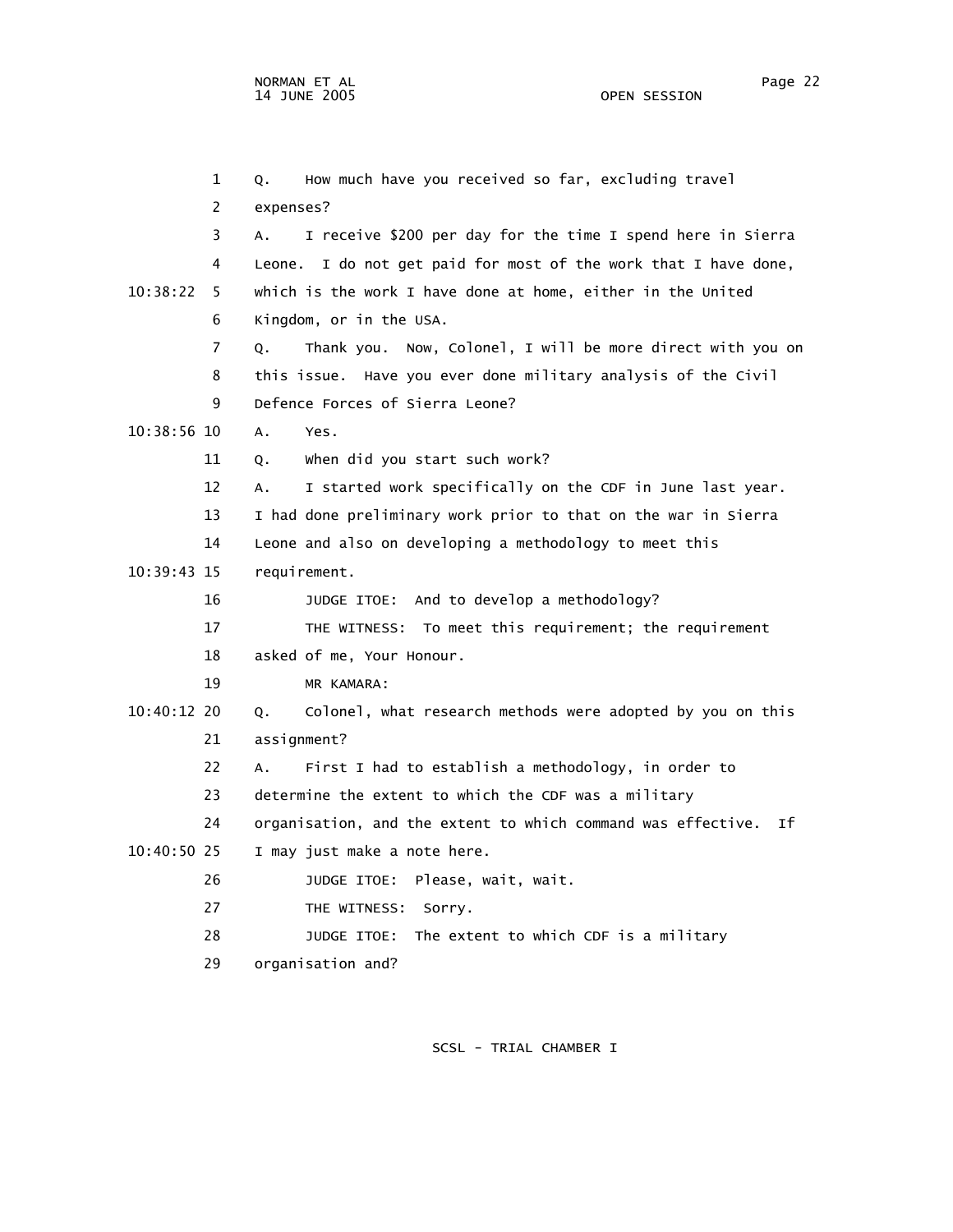Q. How much have you received so far, excluding travel expenses?

A. I receive $200 per day for the time I spend here in Sierra Leone. I do not get paid for most of the work that I have done, which is the work I have done at home, either in the United Kingdom, or in the USA.

Q. Thank you. Now, Colonel, I will be more direct with you on this issue. Have you ever done military analysis of the Civil Defence Forces of Sierra Leone?

A. Yes.

Q. When did you start such work?

A. I started work specifically on the CDF in June last year. I had done preliminary work prior to that on the war in Sierra Leone and also on developing a methodology to meet this requirement.

JUDGE ITOE: And to develop a methodology?

THE WITNESS: To meet this requirement; the requirement asked of me, Your Honour.

MR KAMARA:

Q. Colonel, what research methods were adopted by you on this assignment?

A. First I had to establish a methodology, in order to determine the extent to which the CDF was a military organisation, and the extent to which command was effective. If I may just make a note here.

JUDGE ITOE: Please, wait, wait.

THE WITNESS: Sorry.

JUDGE ITOE: The extent to which CDF is a military organisation and?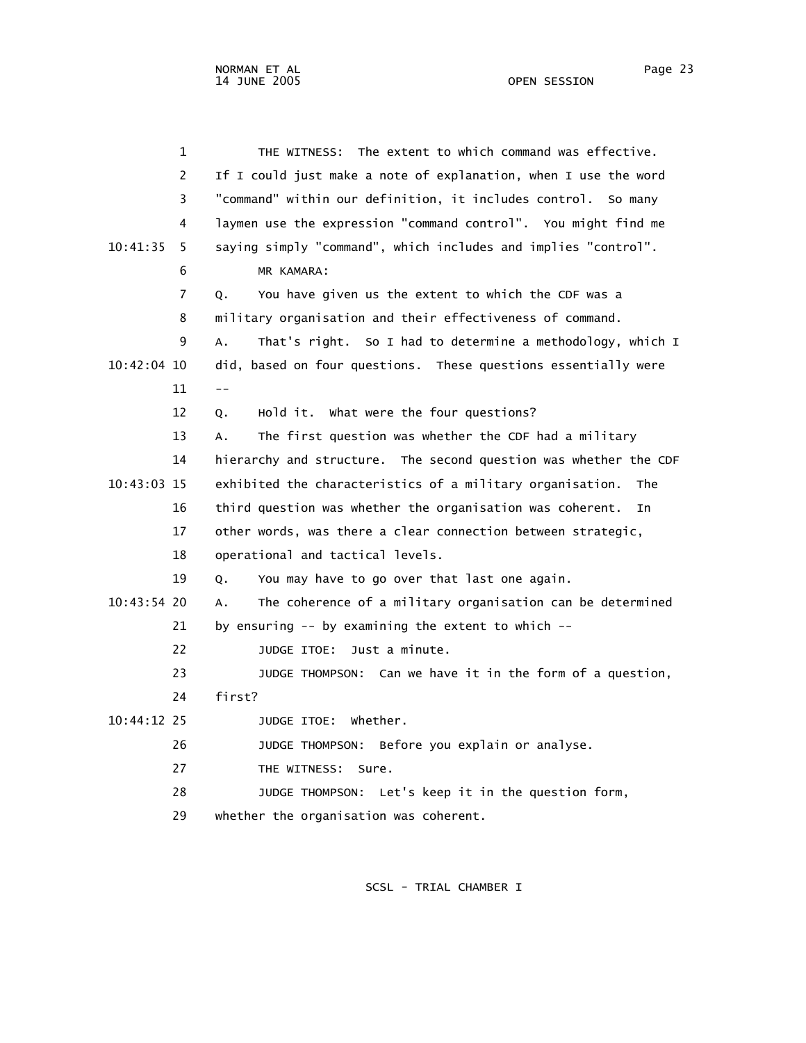THE WITNESS: The extent to which command was effective. If I could just make a note of explanation, when I use the word "command" within our definition, it includes control. So many laymen use the expression "command control". You might find me saying simply "command", which includes and implies "control".

MR KAMARA:

Q. You have given us the extent to which the CDF was a military organisation and their effectiveness of command.

A. That's right. So I had to determine a methodology, which I did, based on four questions. These questions essentially were --

Q. Hold it. What were the four questions?

A. The first question was whether the CDF had a military hierarchy and structure. The second question was whether the CDF exhibited the characteristics of a military organisation. The third question was whether the organisation was coherent. In other words, was there a clear connection between strategic, operational and tactical levels.

Q. You may have to go over that last one again.

A. The coherence of a military organisation can be determined by ensuring -- by examining the extent to which --

JUDGE ITOE: Just a minute.

JUDGE THOMPSON: Can we have it in the form of a question, first?

JUDGE ITOE: Whether.

JUDGE THOMPSON: Before you explain or analyse.

THE WITNESS: Sure.

JUDGE THOMPSON: Let's keep it in the question form, whether the organisation was coherent.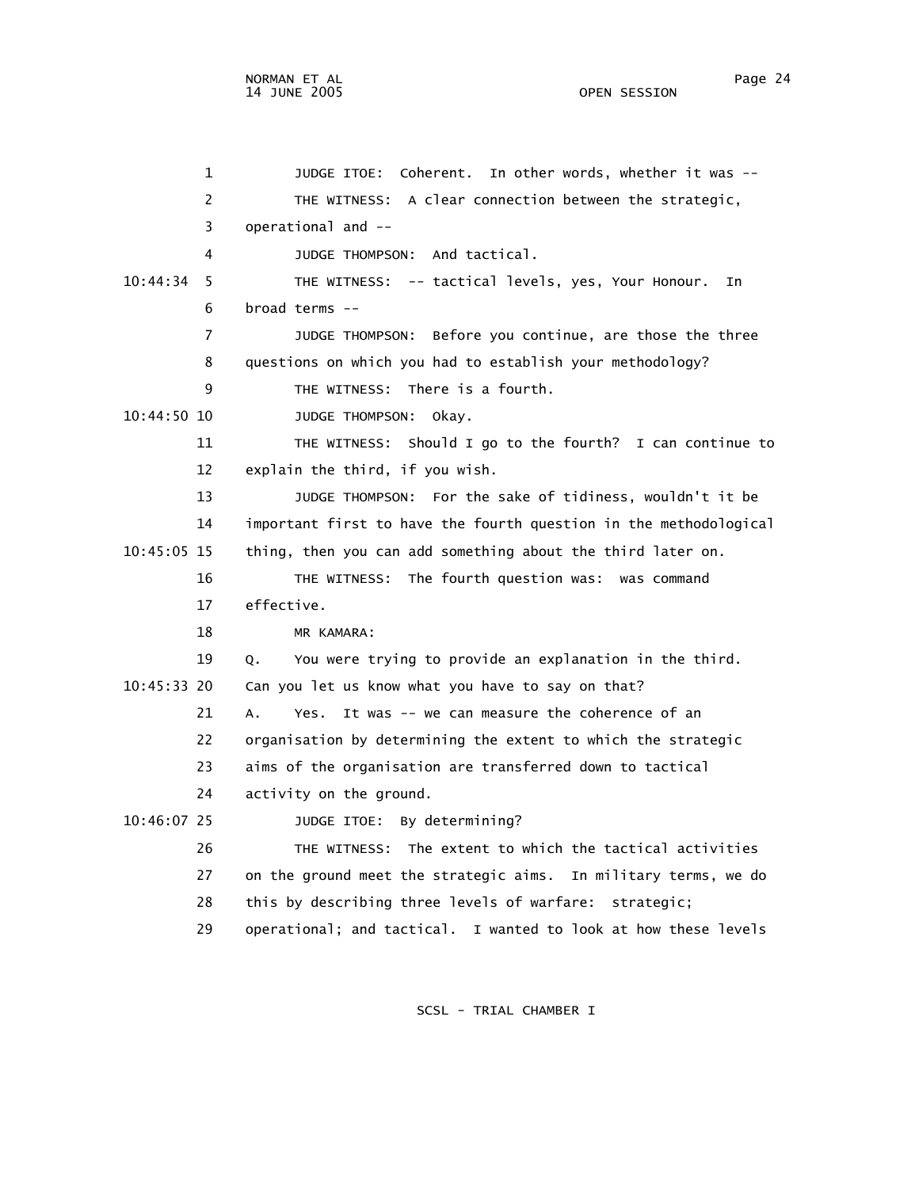JUDGE ITOE: Coherent. In other words, whether it was --

THE WITNESS: A clear connection between the strategic, operational and --

JUDGE THOMPSON: And tactical.

THE WITNESS: -- tactical levels, yes, Your Honour. In broad terms --

JUDGE THOMPSON: Before you continue, are those the three questions on which you had to establish your methodology?

THE WITNESS: There is a fourth.

JUDGE THOMPSON: Okay.

THE WITNESS: Should I go to the fourth? I can continue to explain the third, if you wish.

JUDGE THOMPSON: For the sake of tidiness, wouldn't it be important first to have the fourth question in the methodological thing, then you can add something about the third later on.

THE WITNESS: The fourth question was: was command effective.

MR KAMARA:

Q. You were trying to provide an explanation in the third. Can you let us know what you have to say on that?

A. Yes. It was -- we can measure the coherence of an organisation by determining the extent to which the strategic aims of the organisation are transferred down to tactical activity on the ground.

JUDGE ITOE: By determining?

THE WITNESS: The extent to which the tactical activities on the ground meet the strategic aims. In military terms, we do this by describing three levels of warfare: strategic; operational; and tactical. I wanted to look at how these levels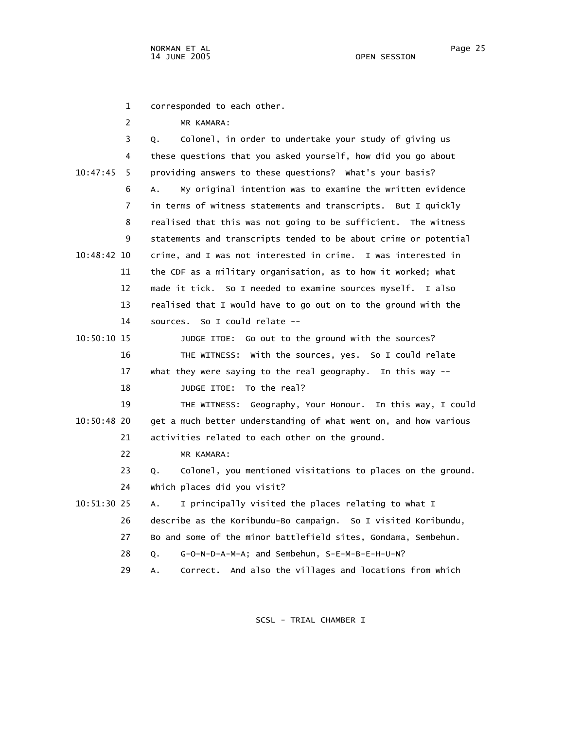corresponded to each other.

MR KAMARA:

Q. Colonel, in order to undertake your study of giving us these questions that you asked yourself, how did you go about providing answers to these questions? What's your basis?

A. My original intention was to examine the written evidence in terms of witness statements and transcripts. But I quickly realised that this was not going to be sufficient. The witness statements and transcripts tended to be about crime or potential crime, and I was not interested in crime. I was interested in the CDF as a military organisation, as to how it worked; what made it tick. So I needed to examine sources myself. I also realised that I would have to go out on to the ground with the sources. So I could relate --

JUDGE ITOE: Go out to the ground with the sources?

THE WITNESS: With the sources, yes. So I could relate what they were saying to the real geography. In this way --

JUDGE ITOE: To the real?

THE WITNESS: Geography, Your Honour. In this way, I could get a much better understanding of what went on, and how various activities related to each other on the ground.

MR KAMARA:

Q. Colonel, you mentioned visitations to places on the ground. Which places did you visit?

A. I principally visited the places relating to what I describe as the Koribundu-Bo campaign. So I visited Koribundu, Bo and some of the minor battlefield sites, Gondama, Sembehun.

Q. G-O-N-D-A-M-A; and Sembehun, S-E-M-B-E-H-U-N?

A. Correct. And also the villages and locations from which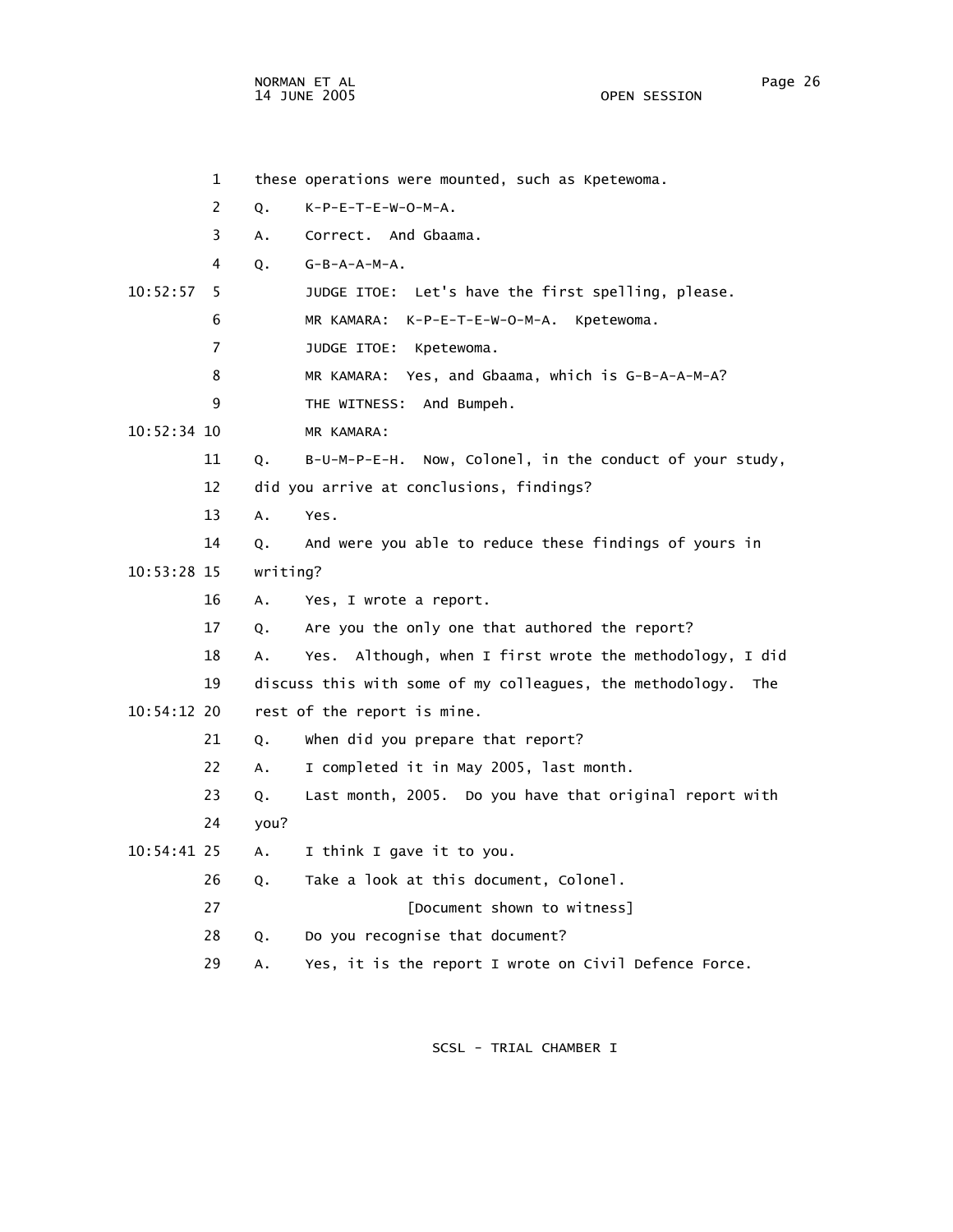1 these operations were mounted, such as Kpetewoma.

2 Q. K-P-E-T-E-W-O-M-A.

3 A. Correct. And Gbaama.

4 Q. G-B-A-A-M-A.

10:52:57 5 JUDGE ITOE: Let's have the first spelling, please.

6 MR KAMARA: K-P-E-T-E-W-O-M-A. Kpetewoma.

7 JUDGE ITOE: Kpetewoma.

8 MR KAMARA: Yes, and Gbaama, which is G-B-A-A-M-A?

9 THE WITNESS: And Bumpeh.

10:52:34 10 MR KAMARA:

11 Q. B-U-M-P-E-H. Now, Colonel, in the conduct of your study,

12 did you arrive at conclusions, findings?

13 A. Yes.

14 Q. And were you able to reduce these findings of yours in

10:53:28 15 writing?

16 A. Yes, I wrote a report.

17 Q. Are you the only one that authored the report?

18 A. Yes. Although, when I first wrote the methodology, I did

19 discuss this with some of my colleagues, the methodology. The

10:54:12 20 rest of the report is mine.

21 Q. When did you prepare that report?

22 A. I completed it in May 2005, last month.

23 Q. Last month, 2005. Do you have that original report with

24 you?

10:54:41 25 A. I think I gave it to you.

26 Q. Take a look at this document, Colonel.

27 [Document shown to witness]

28 Q. Do you recognise that document?

29 A. Yes, it is the report I wrote on Civil Defence Force.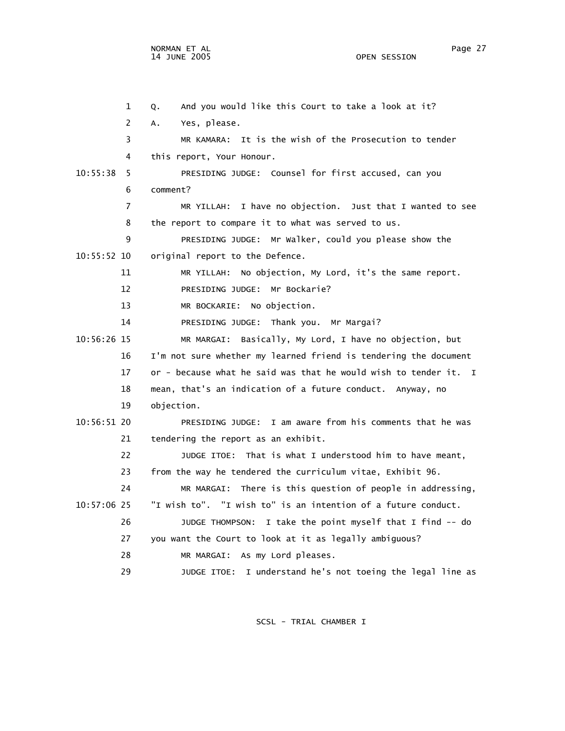1 Q. And you would like this Court to take a look at it?

2 A. Yes, please.

3 MR KAMARA: It is the wish of the Prosecution to tender

4 this report, Your Honour.

10:55:38 5 PRESIDING JUDGE: Counsel for first accused, can you

6 comment?

7 MR YILLAH: I have no objection. Just that I wanted to see

8 the report to compare it to what was served to us.

9 PRESIDING JUDGE: Mr Walker, could you please show the

10:55:52 10 original report to the Defence.

11 MR YILLAH: No objection, My Lord, it's the same report.

12 PRESIDING JUDGE: Mr Bockarie?

13 MR BOCKARIE: No objection.

14 PRESIDING JUDGE: Thank you. Mr Margai?

10:56:26 15 MR MARGAI: Basically, My Lord, I have no objection, but

16 I'm not sure whether my learned friend is tendering the document

17 or - because what he said was that he would wish to tender it. I

18 mean, that's an indication of a future conduct. Anyway, no

19 objection.

10:56:51 20 PRESIDING JUDGE: I am aware from his comments that he was

21 tendering the report as an exhibit.

22 JUDGE ITOE: That is what I understood him to have meant,

23 from the way he tendered the curriculum vitae, Exhibit 96.

24 MR MARGAI: There is this question of people in addressing,

10:57:06 25 "I wish to". "I wish to" is an intention of a future conduct.

26 JUDGE THOMPSON: I take the point myself that I find -- do

27 you want the Court to look at it as legally ambiguous?

28 MR MARGAI: As my Lord pleases.

29 JUDGE ITOE: I understand he's not toeing the legal line as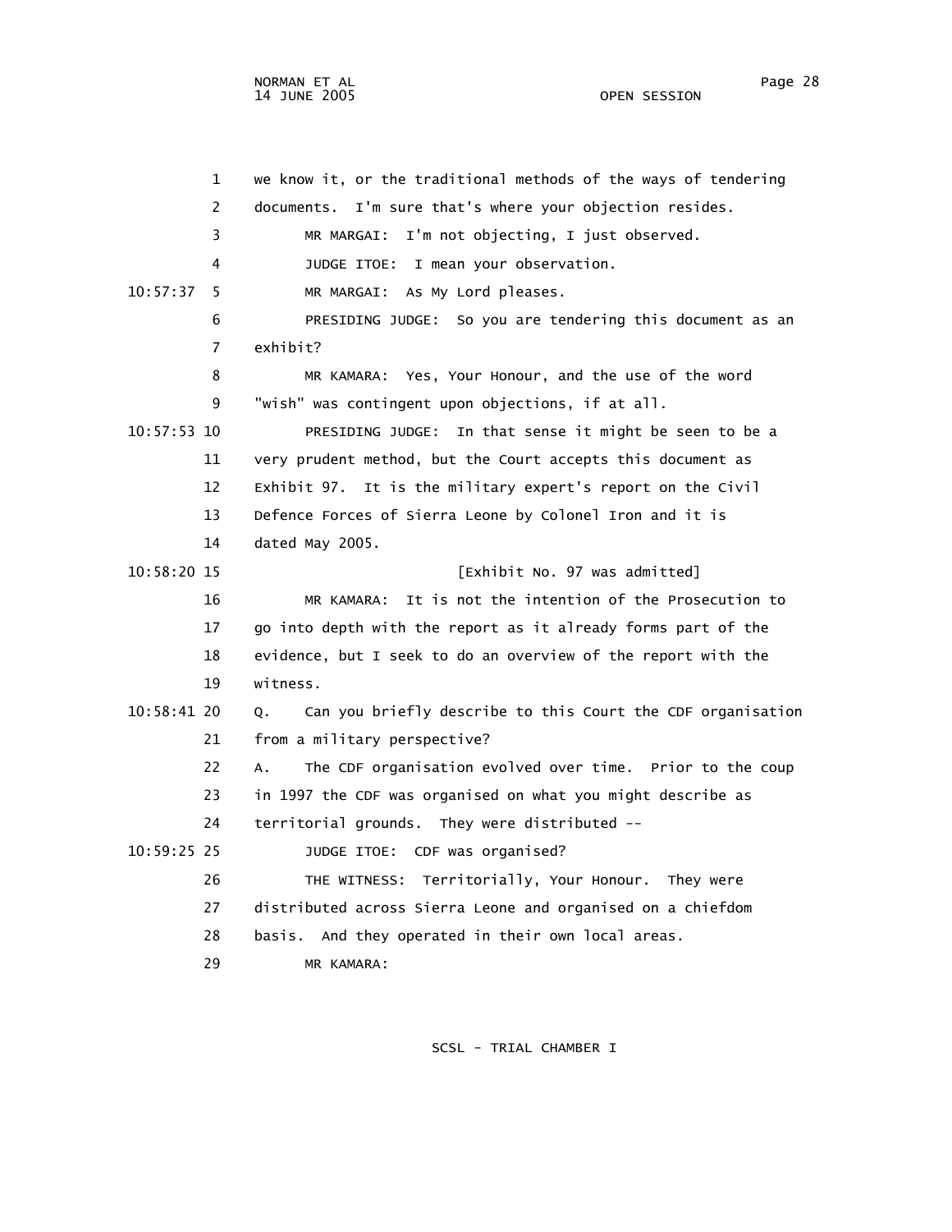we know it, or the traditional methods of the ways of tendering documents. I'm sure that's where your objection resides.

MR MARGAI: I'm not objecting, I just observed.

JUDGE ITOE: I mean your observation.

MR MARGAI: As My Lord pleases.

PRESIDING JUDGE: So you are tendering this document as an exhibit?

MR KAMARA: Yes, Your Honour, and the use of the word "wish" was contingent upon objections, if at all.

PRESIDING JUDGE: In that sense it might be seen to be a very prudent method, but the Court accepts this document as Exhibit 97. It is the military expert's report on the Civil Defence Forces of Sierra Leone by Colonel Iron and it is dated May 2005.

[Exhibit No. 97 was admitted]

MR KAMARA: It is not the intention of the Prosecution to go into depth with the report as it already forms part of the evidence, but I seek to do an overview of the report with the witness.

Q. Can you briefly describe to this Court the CDF organisation from a military perspective?

A. The CDF organisation evolved over time. Prior to the coup in 1997 the CDF was organised on what you might describe as territorial grounds. They were distributed --

JUDGE ITOE: CDF was organised?

THE WITNESS: Territorially, Your Honour. They were distributed across Sierra Leone and organised on a chiefdom basis. And they operated in their own local areas.

MR KAMARA: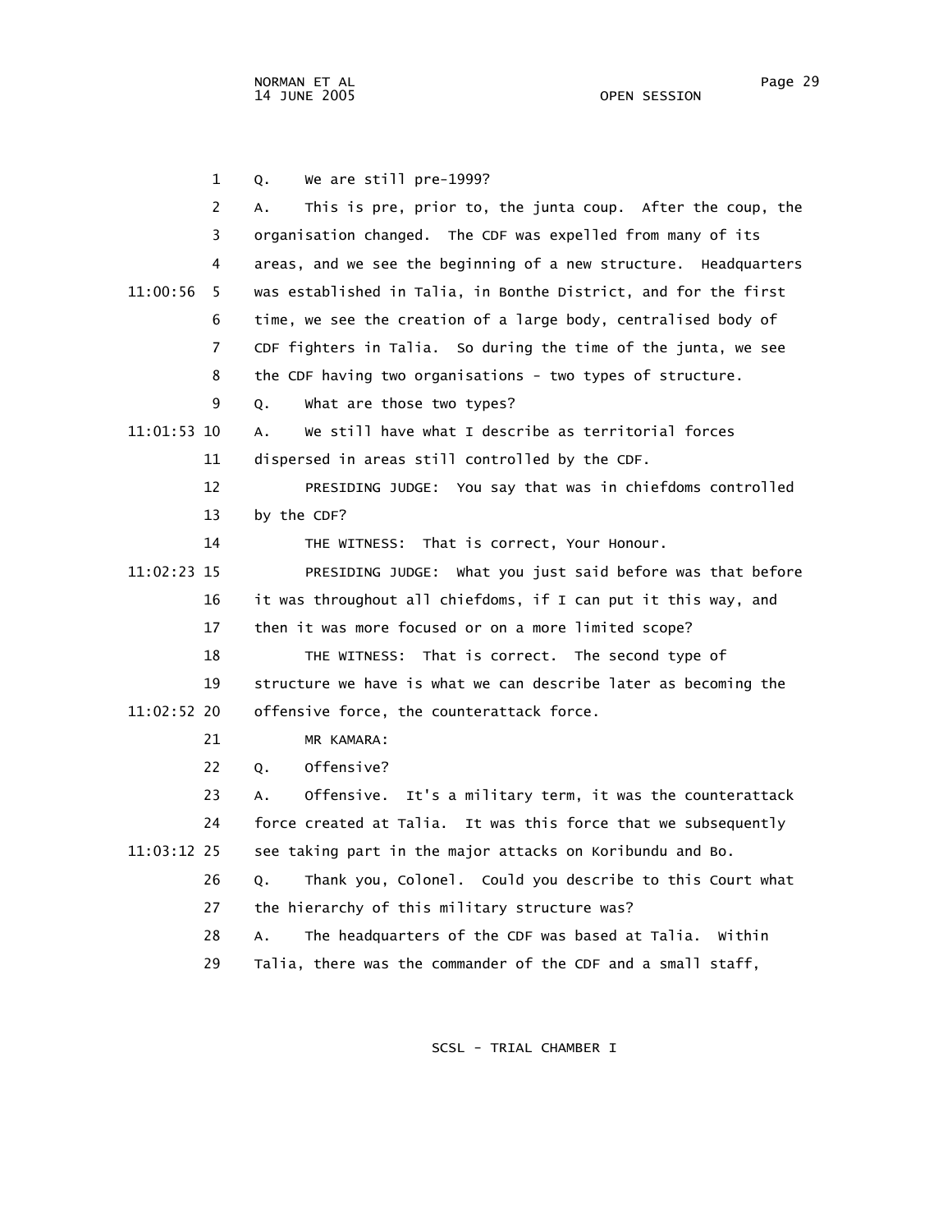Q. We are still pre-1999?

A. This is pre, prior to, the junta coup. After the coup, the organisation changed. The CDF was expelled from many of its areas, and we see the beginning of a new structure. Headquarters was established in Talia, in Bonthe District, and for the first time, we see the creation of a large body, centralised body of CDF fighters in Talia. So during the time of the junta, we see the CDF having two organisations - two types of structure.

Q. What are those two types?

A. We still have what I describe as territorial forces dispersed in areas still controlled by the CDF.

PRESIDING JUDGE: You say that was in chiefdoms controlled by the CDF?

THE WITNESS: That is correct, Your Honour.

PRESIDING JUDGE: What you just said before was that before it was throughout all chiefdoms, if I can put it this way, and then it was more focused or on a more limited scope?

THE WITNESS: That is correct. The second type of structure we have is what we can describe later as becoming the offensive force, the counterattack force.

MR KAMARA:

Q. Offensive?

A. Offensive. It's a military term, it was the counterattack force created at Talia. It was this force that we subsequently see taking part in the major attacks on Koribundu and Bo.

Q. Thank you, Colonel. Could you describe to this Court what the hierarchy of this military structure was?

A. The headquarters of the CDF was based at Talia. Within Talia, there was the commander of the CDF and a small staff,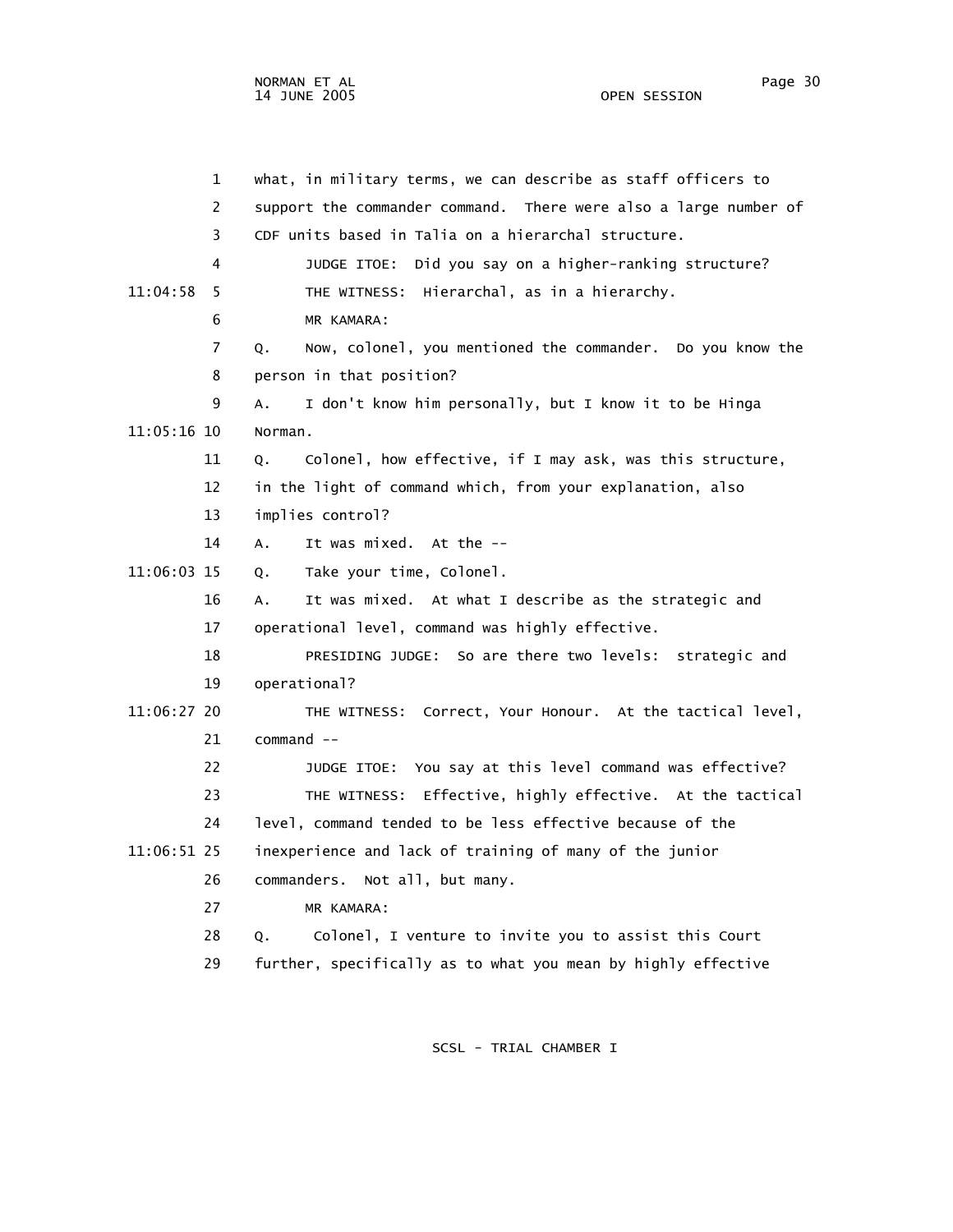what, in military terms, we can describe as staff officers to support the commander command. There were also a large number of CDF units based in Talia on a hierarchal structure.

JUDGE ITOE: Did you say on a higher-ranking structure?

THE WITNESS: Hierarchal, as in a hierarchy.

MR KAMARA:

Q. Now, colonel, you mentioned the commander. Do you know the person in that position?

A. I don't know him personally, but I know it to be Hinga Norman.

Q. Colonel, how effective, if I may ask, was this structure, in the light of command which, from your explanation, also implies control?

A. It was mixed. At the --

Q. Take your time, Colonel.

A. It was mixed. At what I describe as the strategic and operational level, command was highly effective.

PRESIDING JUDGE: So are there two levels: strategic and operational?

THE WITNESS: Correct, Your Honour. At the tactical level, command --

JUDGE ITOE: You say at this level command was effective?

THE WITNESS: Effective, highly effective. At the tactical level, command tended to be less effective because of the inexperience and lack of training of many of the junior commanders. Not all, but many.

MR KAMARA:

Q. Colonel, I venture to invite you to assist this Court further, specifically as to what you mean by highly effective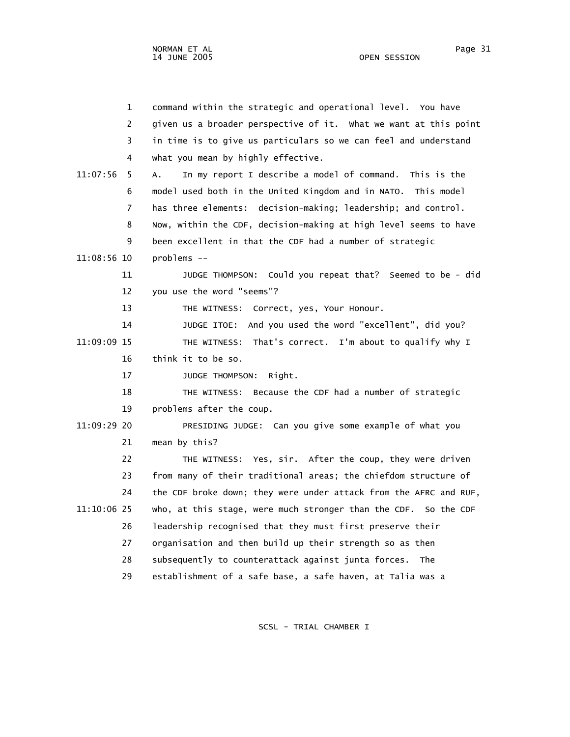1 command within the strategic and operational level. You have
2 given us a broader perspective of it. What we want at this point
3 in time is to give us particulars so we can feel and understand
4 what you mean by highly effective.

11:07:56 5 A. In my report I describe a model of command. This is the
6 model used both in the United Kingdom and in NATO. This model
7 has three elements: decision-making; leadership; and control.
8 Now, within the CDF, decision-making at high level seems to have
9 been excellent in that the CDF had a number of strategic

11:08:56 10 problems --
11 JUDGE THOMPSON: Could you repeat that? Seemed to be - did
12 you use the word "seems"?
13 THE WITNESS: Correct, yes, Your Honour.
14 JUDGE ITOE: And you used the word "excellent", did you?

11:09:09 15 THE WITNESS: That's correct. I'm about to qualify why I
16 think it to be so.
17 JUDGE THOMPSON: Right.
18 THE WITNESS: Because the CDF had a number of strategic
19 problems after the coup.

11:09:29 20 PRESIDING JUDGE: Can you give some example of what you
21 mean by this?
22 THE WITNESS: Yes, sir. After the coup, they were driven
23 from many of their traditional areas; the chiefdom structure of
24 the CDF broke down; they were under attack from the AFRC and RUF,

11:10:06 25 who, at this stage, were much stronger than the CDF. So the CDF
26 leadership recognised that they must first preserve their
27 organisation and then build up their strength so as then
28 subsequently to counterattack against junta forces. The
29 establishment of a safe base, a safe haven, at Talia was a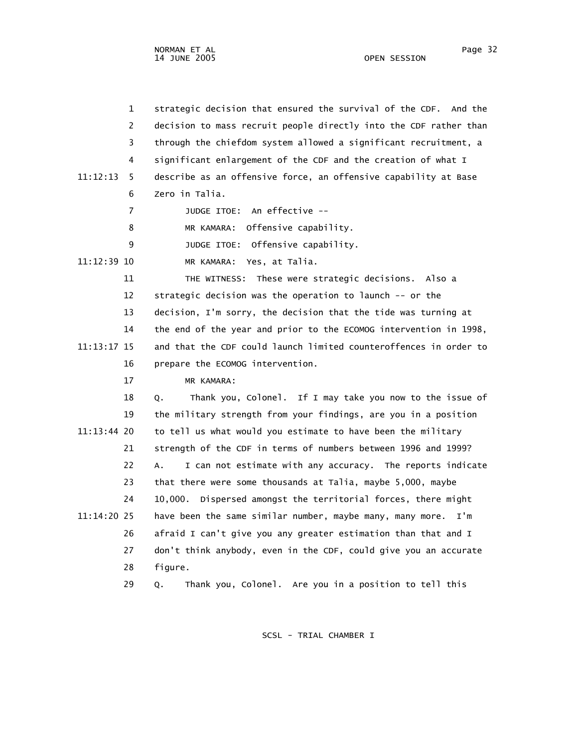strategic decision that ensured the survival of the CDF. And the decision to mass recruit people directly into the CDF rather than through the chiefdom system allowed a significant recruitment, a significant enlargement of the CDF and the creation of what I describe as an offensive force, an offensive capability at Base Zero in Talia.

JUDGE ITOE: An effective --

MR KAMARA: Offensive capability.

JUDGE ITOE: Offensive capability.

MR KAMARA: Yes, at Talia.

THE WITNESS: These were strategic decisions. Also a strategic decision was the operation to launch -- or the decision, I'm sorry, the decision that the tide was turning at the end of the year and prior to the ECOMOG intervention in 1998, and that the CDF could launch limited counteroffences in order to prepare the ECOMOG intervention.

MR KAMARA:

Q. Thank you, Colonel. If I may take you now to the issue of the military strength from your findings, are you in a position to tell us what would you estimate to have been the military strength of the CDF in terms of numbers between 1996 and 1999?

A. I can not estimate with any accuracy. The reports indicate that there were some thousands at Talia, maybe 5,000, maybe 10,000. Dispersed amongst the territorial forces, there might have been the same similar number, maybe many, many more. I'm afraid I can't give you any greater estimation than that and I don't think anybody, even in the CDF, could give you an accurate figure.

Q. Thank you, Colonel. Are you in a position to tell this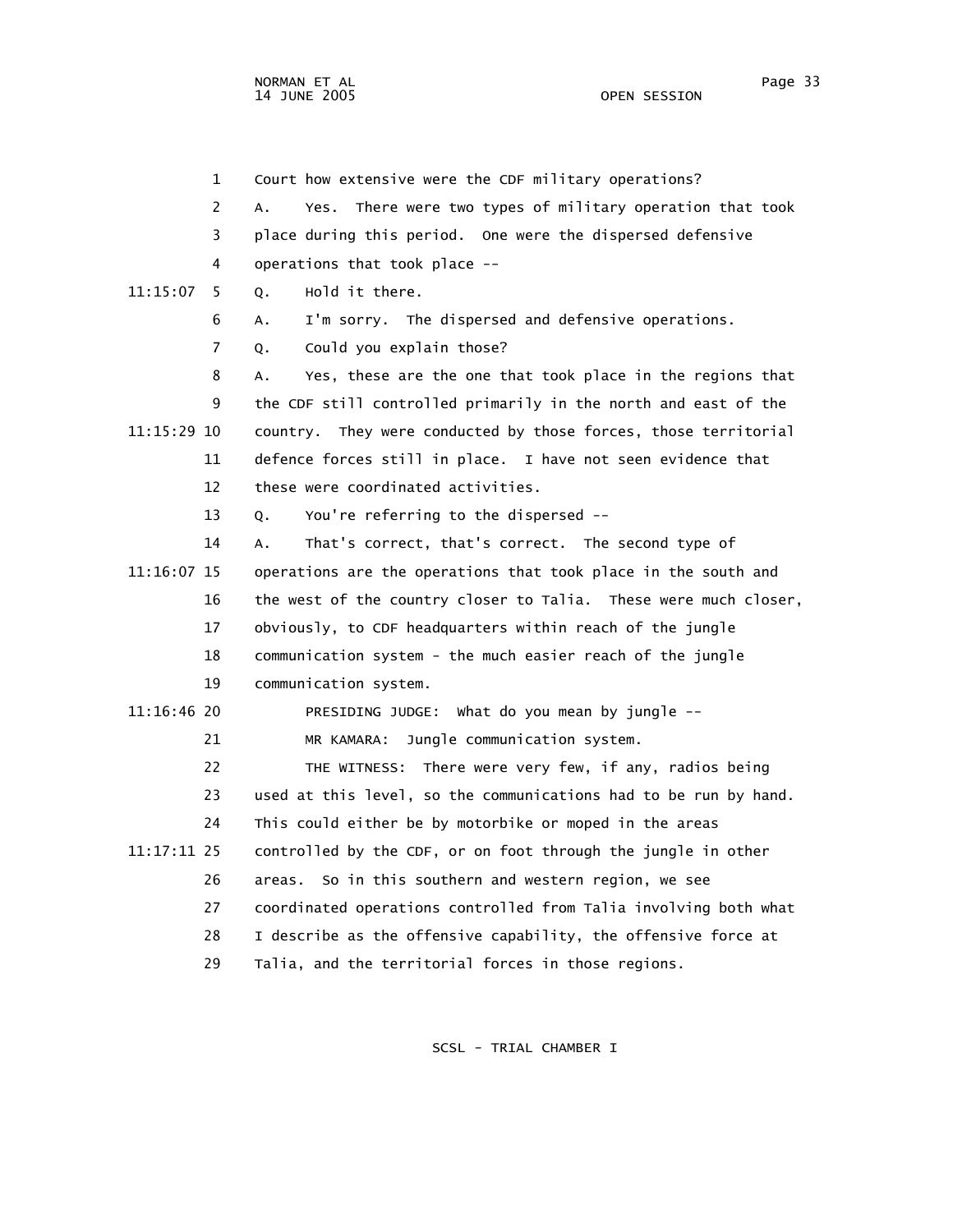Court how extensive were the CDF military operations?

A. Yes. There were two types of military operation that took place during this period. One were the dispersed defensive operations that took place --

Q. Hold it there.

A. I'm sorry. The dispersed and defensive operations.

Q. Could you explain those?

A. Yes, these are the one that took place in the regions that the CDF still controlled primarily in the north and east of the country. They were conducted by those forces, those territorial defence forces still in place. I have not seen evidence that these were coordinated activities.

Q. You're referring to the dispersed --

A. That's correct, that's correct. The second type of operations are the operations that took place in the south and the west of the country closer to Talia. These were much closer, obviously, to CDF headquarters within reach of the jungle communication system - the much easier reach of the jungle communication system.

PRESIDING JUDGE: What do you mean by jungle --

MR KAMARA: Jungle communication system.

THE WITNESS: There were very few, if any, radios being used at this level, so the communications had to be run by hand. This could either be by motorbike or moped in the areas controlled by the CDF, or on foot through the jungle in other areas. So in this southern and western region, we see coordinated operations controlled from Talia involving both what I describe as the offensive capability, the offensive force at Talia, and the territorial forces in those regions.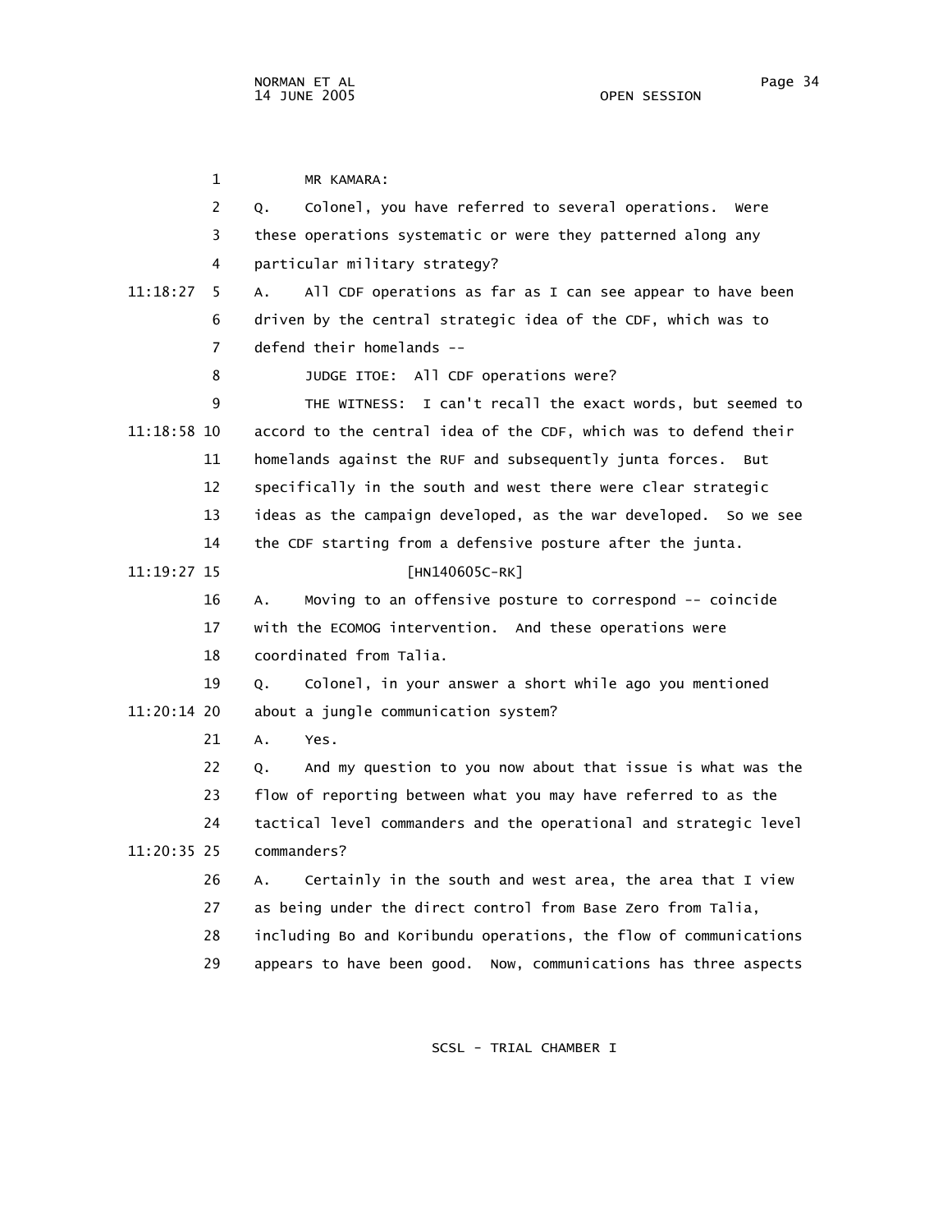MR KAMARA:

Q. Colonel, you have referred to several operations. Were these operations systematic or were they patterned along any particular military strategy?

11:18:27 A. All CDF operations as far as I can see appear to have been driven by the central strategic idea of the CDF, which was to defend their homelands --

JUDGE ITOE: All CDF operations were?

THE WITNESS: I can't recall the exact words, but seemed to

11:18:58 accord to the central idea of the CDF, which was to defend their homelands against the RUF and subsequently junta forces. But specifically in the south and west there were clear strategic ideas as the campaign developed, as the war developed. So we see the CDF starting from a defensive posture after the junta.

11:19:27 [HN140605C-RK]

A. Moving to an offensive posture to correspond -- coincide with the ECOMOG intervention. And these operations were coordinated from Talia.

Q. Colonel, in your answer a short while ago you mentioned

11:20:14 about a jungle communication system?

A. Yes.

Q. And my question to you now about that issue is what was the flow of reporting between what you may have referred to as the tactical level commanders and the operational and strategic level

11:20:35 commanders?

A. Certainly in the south and west area, the area that I view as being under the direct control from Base Zero from Talia, including Bo and Koribundu operations, the flow of communications appears to have been good. Now, communications has three aspects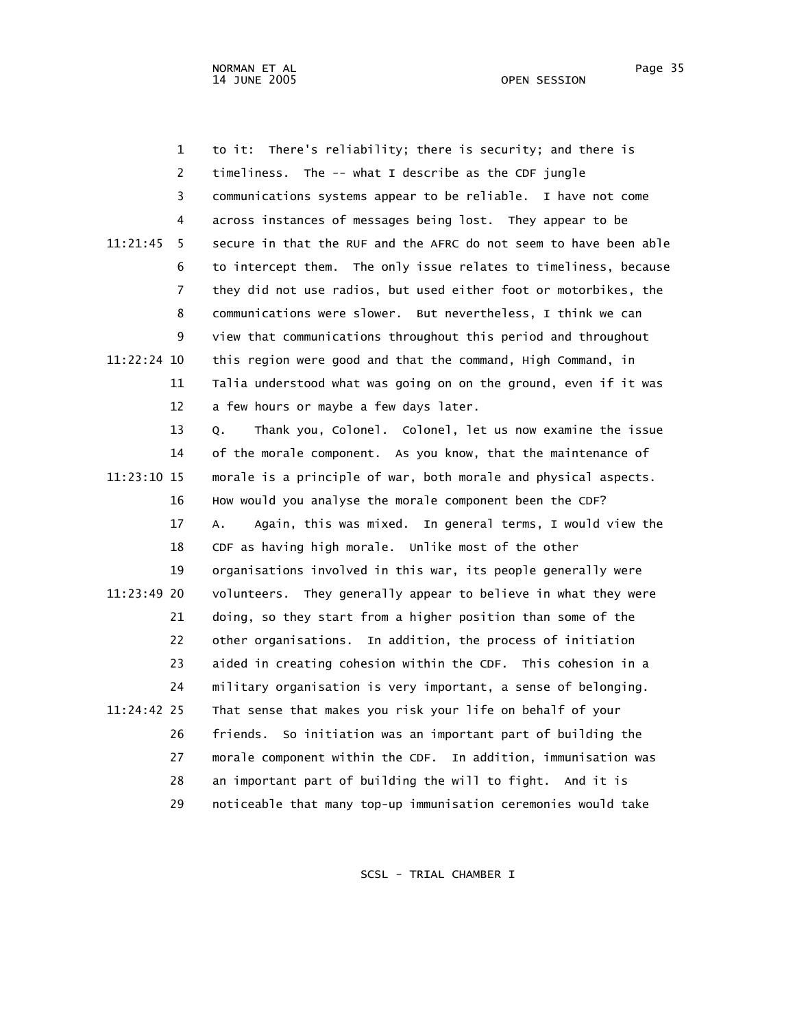to it: There's reliability; there is security; and there is timeliness. The -- what I describe as the CDF jungle communications systems appear to be reliable. I have not come across instances of messages being lost. They appear to be secure in that the RUF and the AFRC do not seem to have been able to intercept them. The only issue relates to timeliness, because they did not use radios, but used either foot or motorbikes, the communications were slower. But nevertheless, I think we can view that communications throughout this period and throughout this region were good and that the command, High Command, in Talia understood what was going on on the ground, even if it was a few hours or maybe a few days later.

Q. Thank you, Colonel. Colonel, let us now examine the issue of the morale component. As you know, that the maintenance of morale is a principle of war, both morale and physical aspects. How would you analyse the morale component been the CDF?

A. Again, this was mixed. In general terms, I would view the CDF as having high morale. Unlike most of the other organisations involved in this war, its people generally were volunteers. They generally appear to believe in what they were doing, so they start from a higher position than some of the other organisations. In addition, the process of initiation aided in creating cohesion within the CDF. This cohesion in a military organisation is very important, a sense of belonging. That sense that makes you risk your life on behalf of your friends. So initiation was an important part of building the morale component within the CDF. In addition, immunisation was an important part of building the will to fight. And it is noticeable that many top-up immunisation ceremonies would take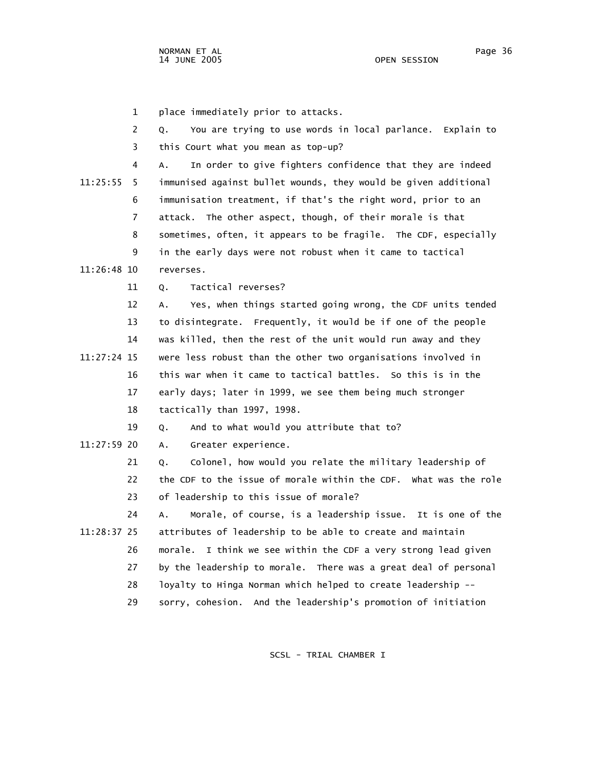place immediately prior to attacks.

Q. You are trying to use words in local parlance. Explain to this Court what you mean as top-up?

A. In order to give fighters confidence that they are indeed immunised against bullet wounds, they would be given additional immunisation treatment, if that's the right word, prior to an attack. The other aspect, though, of their morale is that sometimes, often, it appears to be fragile. The CDF, especially in the early days were not robust when it came to tactical reverses.

Q. Tactical reverses?

A. Yes, when things started going wrong, the CDF units tended to disintegrate. Frequently, it would be if one of the people was killed, then the rest of the unit would run away and they were less robust than the other two organisations involved in this war when it came to tactical battles. So this is in the early days; later in 1999, we see them being much stronger tactically than 1997, 1998.

Q. And to what would you attribute that to?

A. Greater experience.

Q. Colonel, how would you relate the military leadership of the CDF to the issue of morale within the CDF. What was the role of leadership to this issue of morale?

A. Morale, of course, is a leadership issue. It is one of the attributes of leadership to be able to create and maintain morale. I think we see within the CDF a very strong lead given by the leadership to morale. There was a great deal of personal loyalty to Hinga Norman which helped to create leadership -- sorry, cohesion. And the leadership's promotion of initiation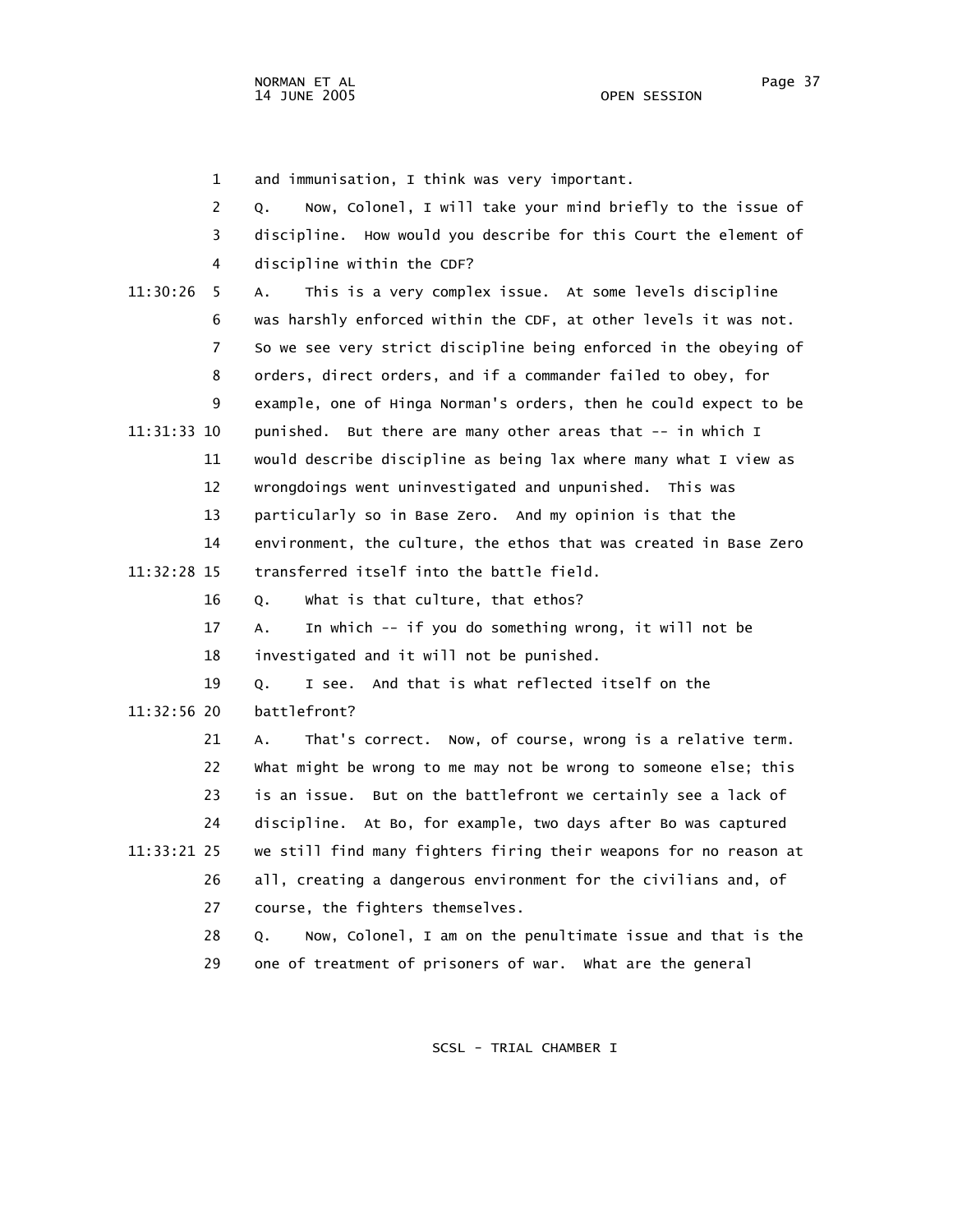1 and immunisation, I think was very important.

2 Q. Now, Colonel, I will take your mind briefly to the issue of

3 discipline. How would you describe for this Court the element of

4 discipline within the CDF?

11:30:26 5 A. This is a very complex issue. At some levels discipline

6 was harshly enforced within the CDF, at other levels it was not.

7 So we see very strict discipline being enforced in the obeying of

8 orders, direct orders, and if a commander failed to obey, for

9 example, one of Hinga Norman's orders, then he could expect to be

11:31:33 10 punished. But there are many other areas that -- in which I

11 would describe discipline as being lax where many what I view as

12 wrongdoings went uninvestigated and unpunished. This was

13 particularly so in Base Zero. And my opinion is that the

14 environment, the culture, the ethos that was created in Base Zero

11:32:28 15 transferred itself into the battle field.

16 Q. What is that culture, that ethos?

17 A. In which -- if you do something wrong, it will not be

18 investigated and it will not be punished.

19 Q. I see. And that is what reflected itself on the

11:32:56 20 battlefront?

21 A. That's correct. Now, of course, wrong is a relative term.

22 What might be wrong to me may not be wrong to someone else; this

23 is an issue. But on the battlefront we certainly see a lack of

24 discipline. At Bo, for example, two days after Bo was captured

11:33:21 25 we still find many fighters firing their weapons for no reason at

26 all, creating a dangerous environment for the civilians and, of

27 course, the fighters themselves.

28 Q. Now, Colonel, I am on the penultimate issue and that is the

29 one of treatment of prisoners of war. What are the general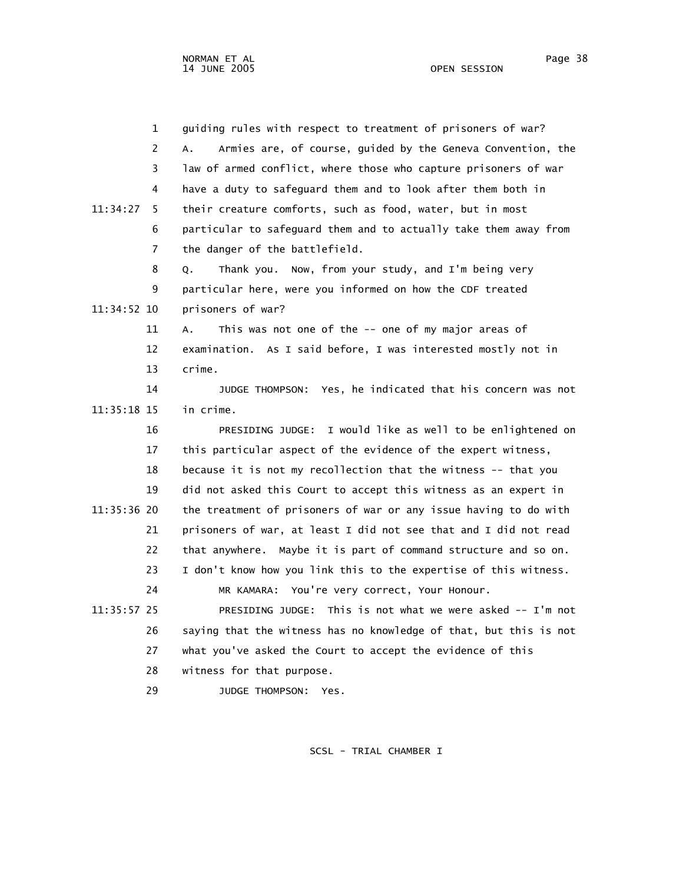guiding rules with respect to treatment of prisoners of war?

A. Armies are, of course, guided by the Geneva Convention, the law of armed conflict, where those who capture prisoners of war have a duty to safeguard them and to look after them both in their creature comforts, such as food, water, but in most particular to safeguard them and to actually take them away from the danger of the battlefield.

Q. Thank you. Now, from your study, and I'm being very particular here, were you informed on how the CDF treated prisoners of war?

A. This was not one of the -- one of my major areas of examination. As I said before, I was interested mostly not in crime.

JUDGE THOMPSON: Yes, he indicated that his concern was not in crime.

PRESIDING JUDGE: I would like as well to be enlightened on this particular aspect of the evidence of the expert witness, because it is not my recollection that the witness -- that you did not asked this Court to accept this witness as an expert in the treatment of prisoners of war or any issue having to do with prisoners of war, at least I did not see that and I did not read that anywhere. Maybe it is part of command structure and so on. I don't know how you link this to the expertise of this witness.

MR KAMARA: You're very correct, Your Honour.

PRESIDING JUDGE: This is not what we were asked -- I'm not saying that the witness has no knowledge of that, but this is not what you've asked the Court to accept the evidence of this witness for that purpose.

JUDGE THOMPSON: Yes.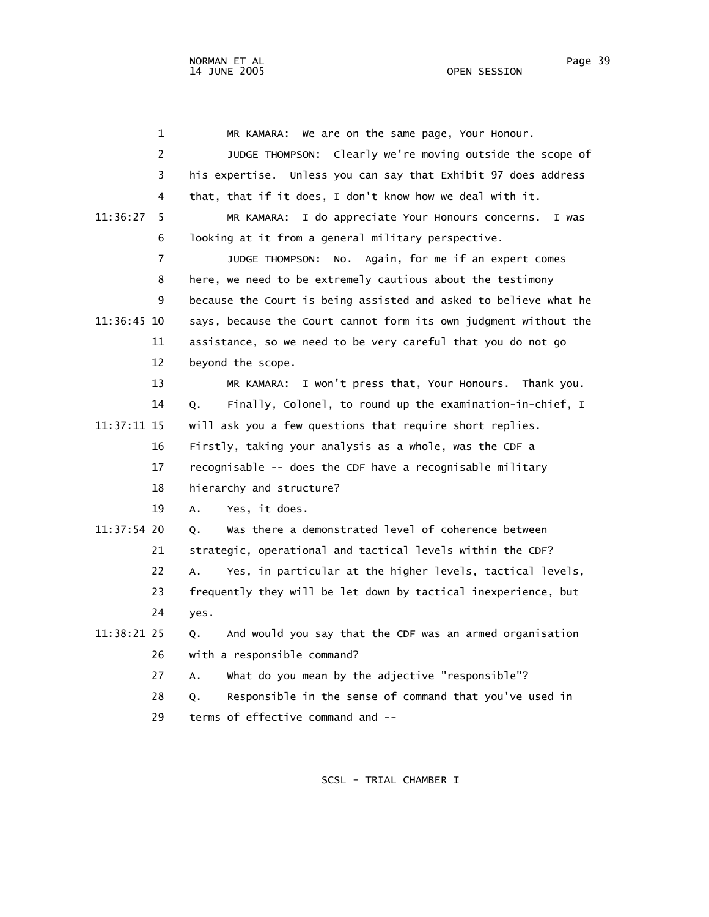MR KAMARA: We are on the same page, Your Honour.

JUDGE THOMPSON: Clearly we're moving outside the scope of his expertise. Unless you can say that Exhibit 97 does address that, that if it does, I don't know how we deal with it.

MR KAMARA: I do appreciate Your Honours concerns. I was looking at it from a general military perspective.

JUDGE THOMPSON: No. Again, for me if an expert comes here, we need to be extremely cautious about the testimony because the Court is being assisted and asked to believe what he says, because the Court cannot form its own judgment without the assistance, so we need to be very careful that you do not go beyond the scope.

MR KAMARA: I won't press that, Your Honours. Thank you.

Q. Finally, Colonel, to round up the examination-in-chief, I will ask you a few questions that require short replies. Firstly, taking your analysis as a whole, was the CDF a recognisable -- does the CDF have a recognisable military hierarchy and structure?

A. Yes, it does.

Q. Was there a demonstrated level of coherence between strategic, operational and tactical levels within the CDF?

A. Yes, in particular at the higher levels, tactical levels, frequently they will be let down by tactical inexperience, but yes.

Q. And would you say that the CDF was an armed organisation with a responsible command?

A. What do you mean by the adjective "responsible"?

Q. Responsible in the sense of command that you've used in terms of effective command and --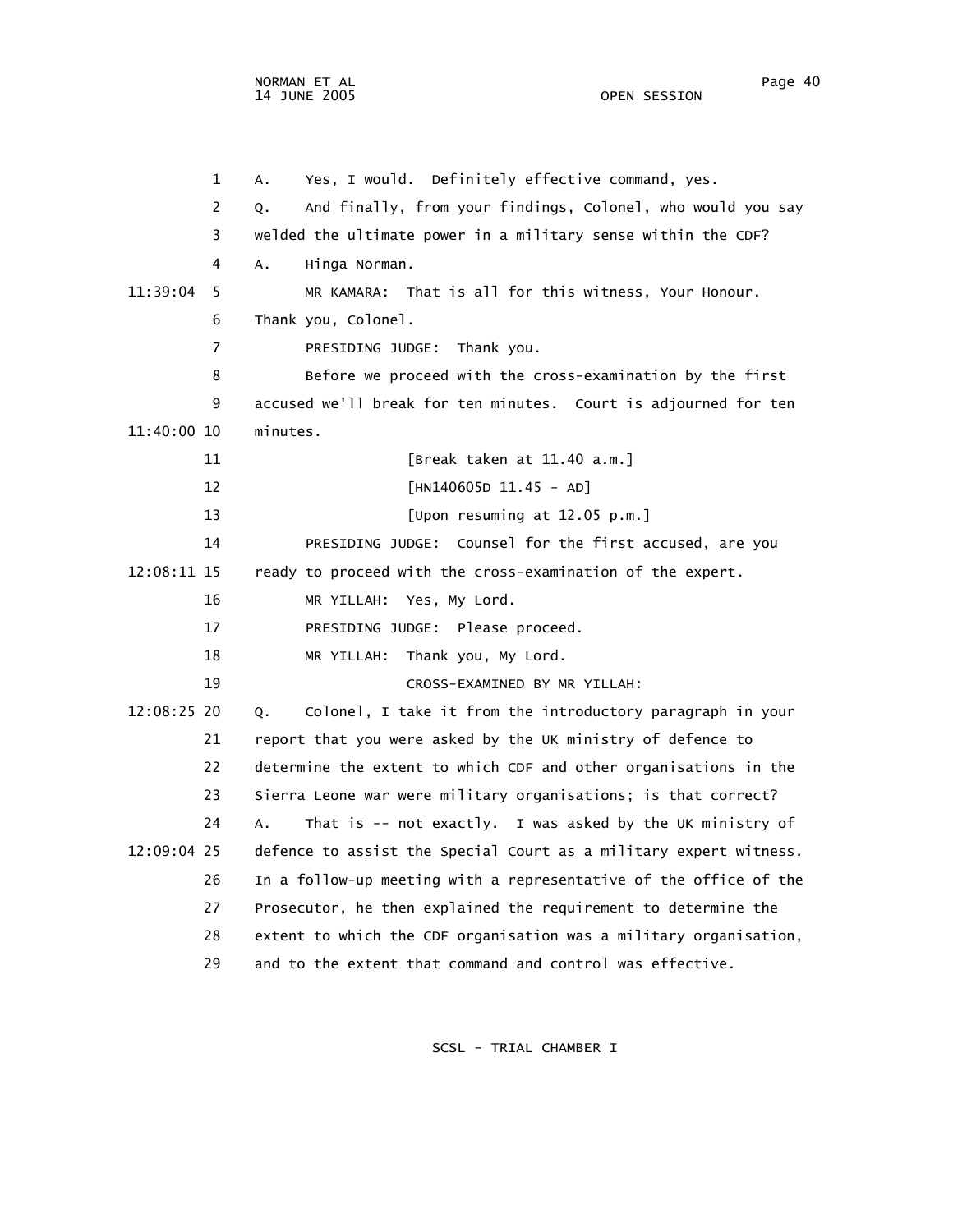1 A. Yes, I would. Definitely effective command, yes.

2 Q. And finally, from your findings, Colonel, who would you say

3 welded the ultimate power in a military sense within the CDF?

4 A. Hinga Norman.

11:39:04 5 MR KAMARA: That is all for this witness, Your Honour.

6 Thank you, Colonel.

7 PRESIDING JUDGE: Thank you.

8 Before we proceed with the cross-examination by the first

9 accused we'll break for ten minutes. Court is adjourned for ten

11:40:00 10 minutes.

11 [Break taken at 11.40 a.m.]

12 [HN140605D 11.45 - AD]

13 [Upon resuming at 12.05 p.m.]

14 PRESIDING JUDGE: Counsel for the first accused, are you

12:08:11 15 ready to proceed with the cross-examination of the expert.

16 MR YILLAH: Yes, My Lord.

17 PRESIDING JUDGE: Please proceed.

18 MR YILLAH: Thank you, My Lord.

19 CROSS-EXAMINED BY MR YILLAH:

12:08:25 20 Q. Colonel, I take it from the introductory paragraph in your

21 report that you were asked by the UK ministry of defence to

22 determine the extent to which CDF and other organisations in the

23 Sierra Leone war were military organisations; is that correct?

24 A. That is -- not exactly. I was asked by the UK ministry of

12:09:04 25 defence to assist the Special Court as a military expert witness.

26 In a follow-up meeting with a representative of the office of the

27 Prosecutor, he then explained the requirement to determine the

28 extent to which the CDF organisation was a military organisation,

29 and to the extent that command and control was effective.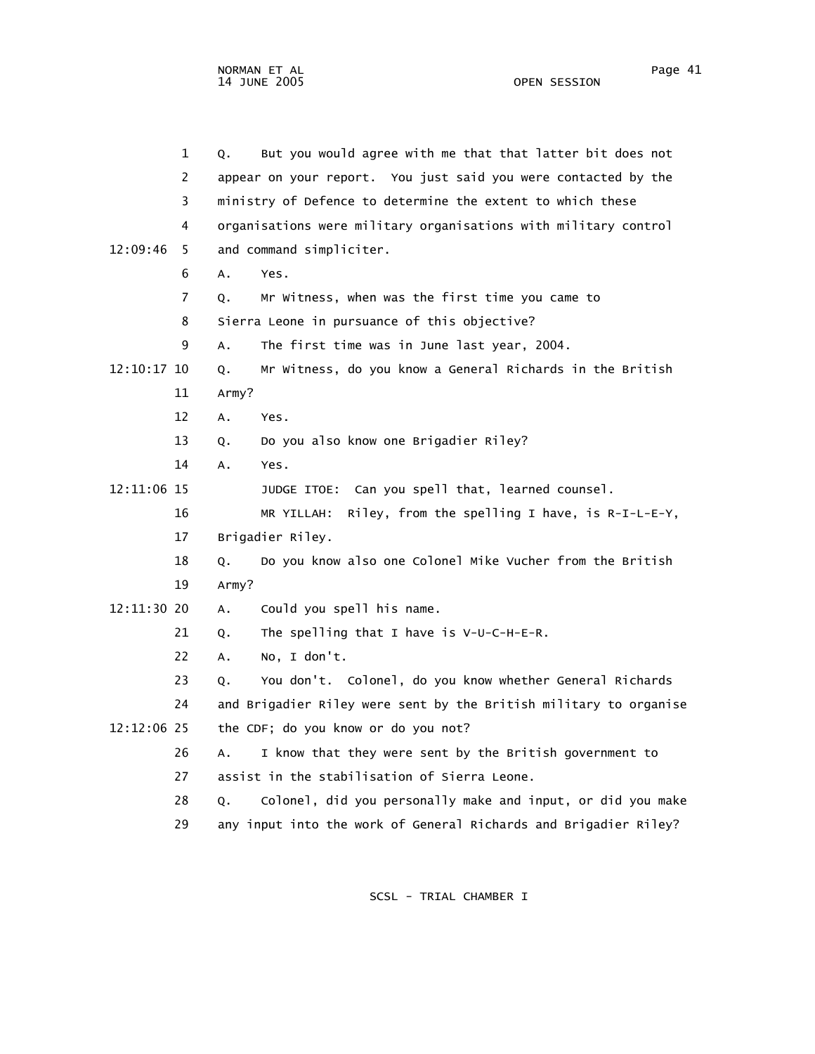1 Q. But you would agree with me that that latter bit does not
2 appear on your report. You just said you were contacted by the
3 ministry of Defence to determine the extent to which these
4 organisations were military organisations with military control
12:09:46 5 and command simpliciter.
6 A. Yes.
7 Q. Mr Witness, when was the first time you came to
8 Sierra Leone in pursuance of this objective?
9 A. The first time was in June last year, 2004.
12:10:17 10 Q. Mr Witness, do you know a General Richards in the British
11 Army?
12 A. Yes.
13 Q. Do you also know one Brigadier Riley?
14 A. Yes.
12:11:06 15 JUDGE ITOE: Can you spell that, learned counsel.
16 MR YILLAH: Riley, from the spelling I have, is R-I-L-E-Y,
17 Brigadier Riley.
18 Q. Do you know also one Colonel Mike Vucher from the British
19 Army?
12:11:30 20 A. Could you spell his name.
21 Q. The spelling that I have is V-U-C-H-E-R.
22 A. No, I don't.
23 Q. You don't. Colonel, do you know whether General Richards
24 and Brigadier Riley were sent by the British military to organise
12:12:06 25 the CDF; do you know or do you not?
26 A. I know that they were sent by the British government to
27 assist in the stabilisation of Sierra Leone.
28 Q. Colonel, did you personally make and input, or did you make
29 any input into the work of General Richards and Brigadier Riley?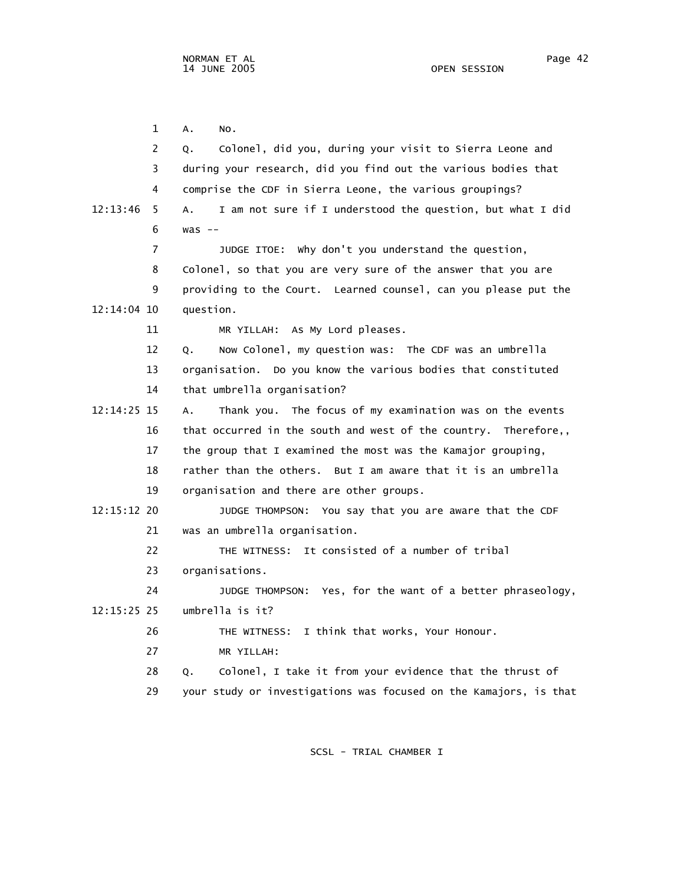1 A. No.

2 Q. Colonel, did you, during your visit to Sierra Leone and

3 during your research, did you find out the various bodies that

4 comprise the CDF in Sierra Leone, the various groupings?

12:13:46 5 A. I am not sure if I understood the question, but what I did

6 was --

7 JUDGE ITOE: Why don't you understand the question,

8 Colonel, so that you are very sure of the answer that you are

9 providing to the Court. Learned counsel, can you please put the

12:14:04 10 question.

11 MR YILLAH: As My Lord pleases.

12 Q. Now Colonel, my question was: The CDF was an umbrella

13 organisation. Do you know the various bodies that constituted

14 that umbrella organisation?

12:14:25 15 A. Thank you. The focus of my examination was on the events

16 that occurred in the south and west of the country. Therefore,,

17 the group that I examined the most was the Kamajor grouping,

18 rather than the others. But I am aware that it is an umbrella

19 organisation and there are other groups.

12:15:12 20 JUDGE THOMPSON: You say that you are aware that the CDF

21 was an umbrella organisation.

22 THE WITNESS: It consisted of a number of tribal

23 organisations.

24 JUDGE THOMPSON: Yes, for the want of a better phraseology,

12:15:25 25 umbrella is it?

26 THE WITNESS: I think that works, Your Honour.

27 MR YILLAH:

28 Q. Colonel, I take it from your evidence that the thrust of

29 your study or investigations was focused on the Kamajors, is that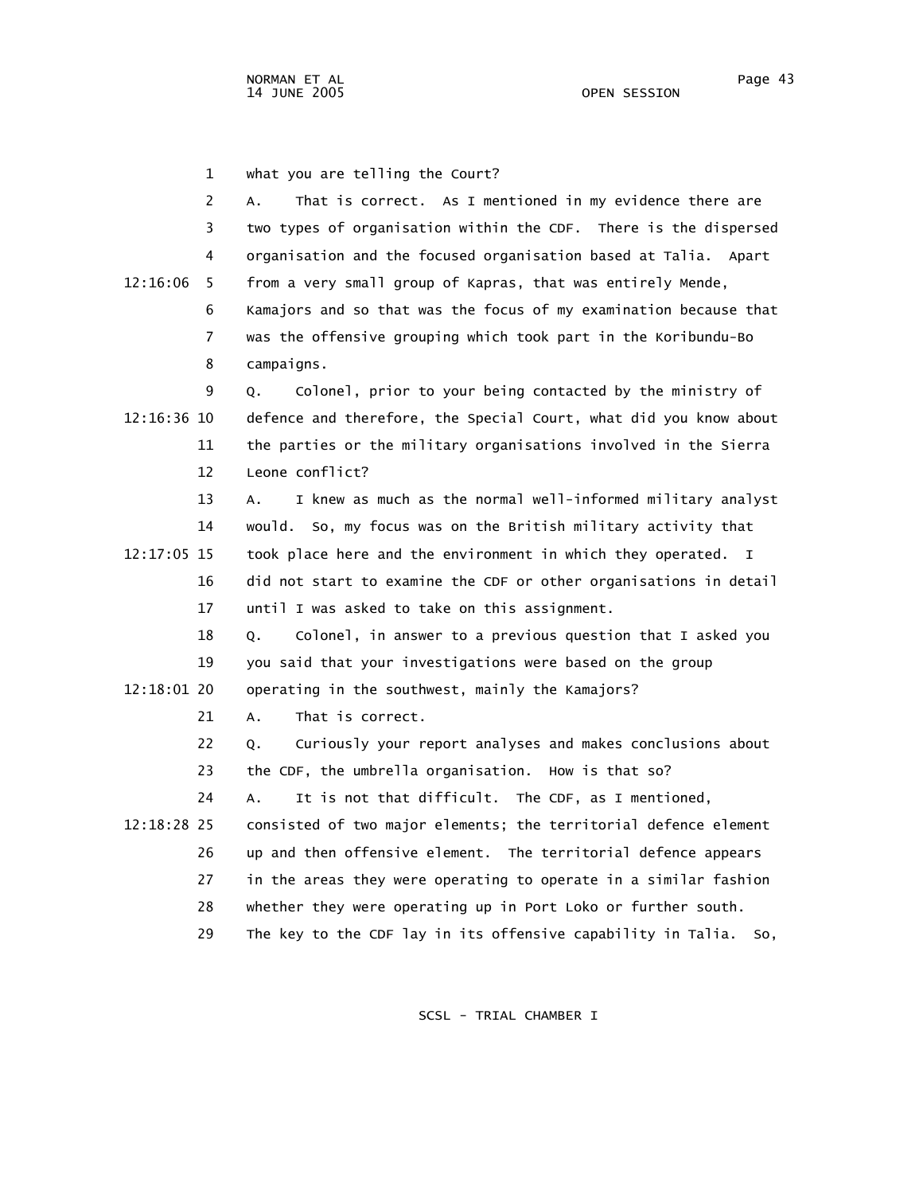1 what you are telling the Court?

2 A. That is correct. As I mentioned in my evidence there are

3 two types of organisation within the CDF. There is the dispersed

4 organisation and the focused organisation based at Talia. Apart

12:16:06 5 from a very small group of Kapras, that was entirely Mende,

6 Kamajors and so that was the focus of my examination because that

7 was the offensive grouping which took part in the Koribundu-Bo

8 campaigns.

9 Q. Colonel, prior to your being contacted by the ministry of

12:16:36 10 defence and therefore, the Special Court, what did you know about

11 the parties or the military organisations involved in the Sierra

12 Leone conflict?

13 A. I knew as much as the normal well-informed military analyst

14 would. So, my focus was on the British military activity that

12:17:05 15 took place here and the environment in which they operated. I

16 did not start to examine the CDF or other organisations in detail

17 until I was asked to take on this assignment.

18 Q. Colonel, in answer to a previous question that I asked you

19 you said that your investigations were based on the group

12:18:01 20 operating in the southwest, mainly the Kamajors?

21 A. That is correct.

22 Q. Curiously your report analyses and makes conclusions about

23 the CDF, the umbrella organisation. How is that so?

24 A. It is not that difficult. The CDF, as I mentioned,

12:18:28 25 consisted of two major elements; the territorial defence element

26 up and then offensive element. The territorial defence appears

27 in the areas they were operating to operate in a similar fashion

28 whether they were operating up in Port Loko or further south.

29 The key to the CDF lay in its offensive capability in Talia. So,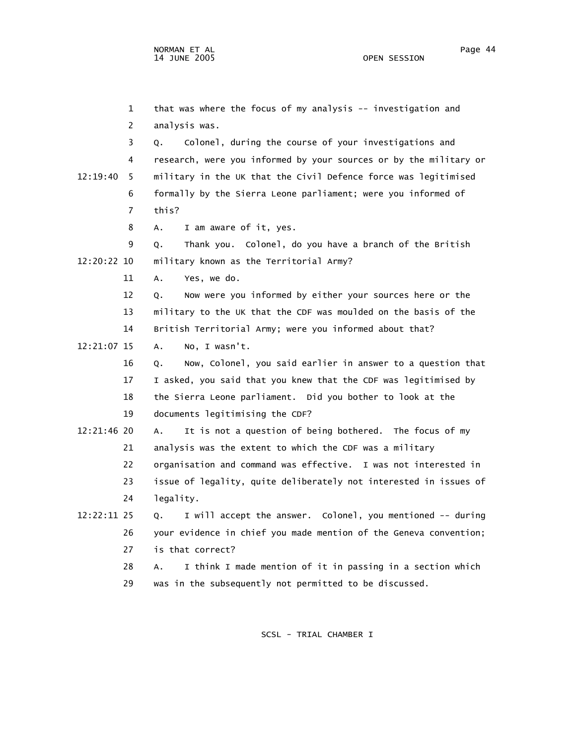1 that was where the focus of my analysis -- investigation and

2 analysis was.

3 Q. Colonel, during the course of your investigations and

4 research, were you informed by your sources or by the military or

12:19:40 5 military in the UK that the Civil Defence force was legitimised

6 formally by the Sierra Leone parliament; were you informed of

7 this?

8 A. I am aware of it, yes.

9 Q. Thank you. Colonel, do you have a branch of the British

12:20:22 10 military known as the Territorial Army?

11 A. Yes, we do.

12 Q. Now were you informed by either your sources here or the

13 military to the UK that the CDF was moulded on the basis of the

14 British Territorial Army; were you informed about that?

12:21:07 15 A. No, I wasn't.

16 Q. Now, Colonel, you said earlier in answer to a question that

17 I asked, you said that you knew that the CDF was legitimised by

18 the Sierra Leone parliament. Did you bother to look at the

19 documents legitimising the CDF?

12:21:46 20 A. It is not a question of being bothered. The focus of my

21 analysis was the extent to which the CDF was a military

22 organisation and command was effective. I was not interested in

23 issue of legality, quite deliberately not interested in issues of

24 legality.

12:22:11 25 Q. I will accept the answer. Colonel, you mentioned -- during

26 your evidence in chief you made mention of the Geneva convention;

27 is that correct?

28 A. I think I made mention of it in passing in a section which

29 was in the subsequently not permitted to be discussed.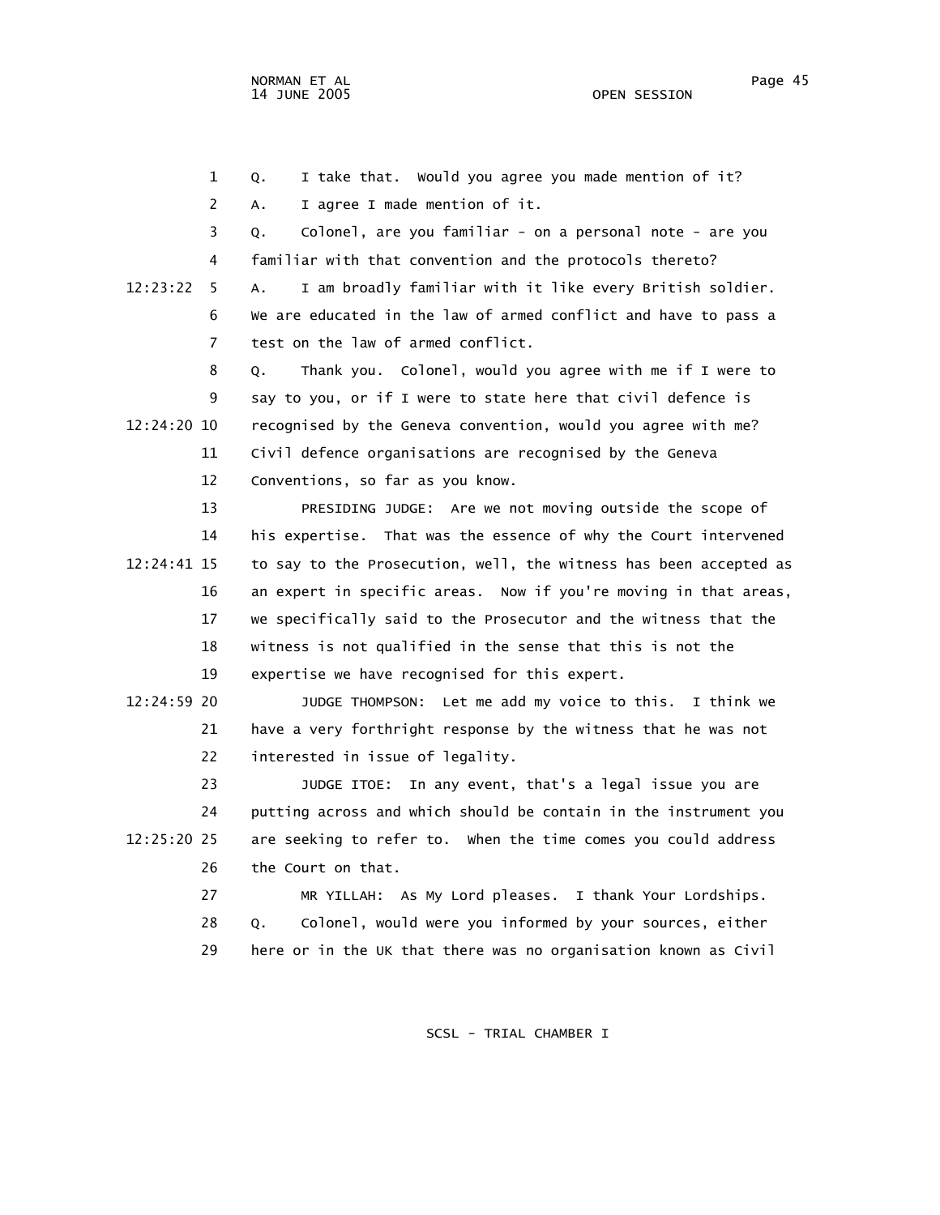1 Q. I take that. Would you agree you made mention of it?

2 A. I agree I made mention of it.

3 Q. Colonel, are you familiar - on a personal note - are you

4 familiar with that convention and the protocols thereto?

12:23:22 5 A. I am broadly familiar with it like every British soldier.

6 We are educated in the law of armed conflict and have to pass a

7 test on the law of armed conflict.

8 Q. Thank you. Colonel, would you agree with me if I were to

9 say to you, or if I were to state here that civil defence is

12:24:20 10 recognised by the Geneva convention, would you agree with me?

11 Civil defence organisations are recognised by the Geneva

12 Conventions, so far as you know.

13 PRESIDING JUDGE: Are we not moving outside the scope of

14 his expertise. That was the essence of why the Court intervened

12:24:41 15 to say to the Prosecution, well, the witness has been accepted as

16 an expert in specific areas. Now if you're moving in that areas,

17 we specifically said to the Prosecutor and the witness that the

18 witness is not qualified in the sense that this is not the

19 expertise we have recognised for this expert.

12:24:59 20 JUDGE THOMPSON: Let me add my voice to this. I think we

21 have a very forthright response by the witness that he was not

22 interested in issue of legality.

23 JUDGE ITOE: In any event, that's a legal issue you are

24 putting across and which should be contain in the instrument you

12:25:20 25 are seeking to refer to. When the time comes you could address

26 the Court on that.

27 MR YILLAH: As My Lord pleases. I thank Your Lordships.

28 Q. Colonel, would were you informed by your sources, either

29 here or in the UK that there was no organisation known as Civil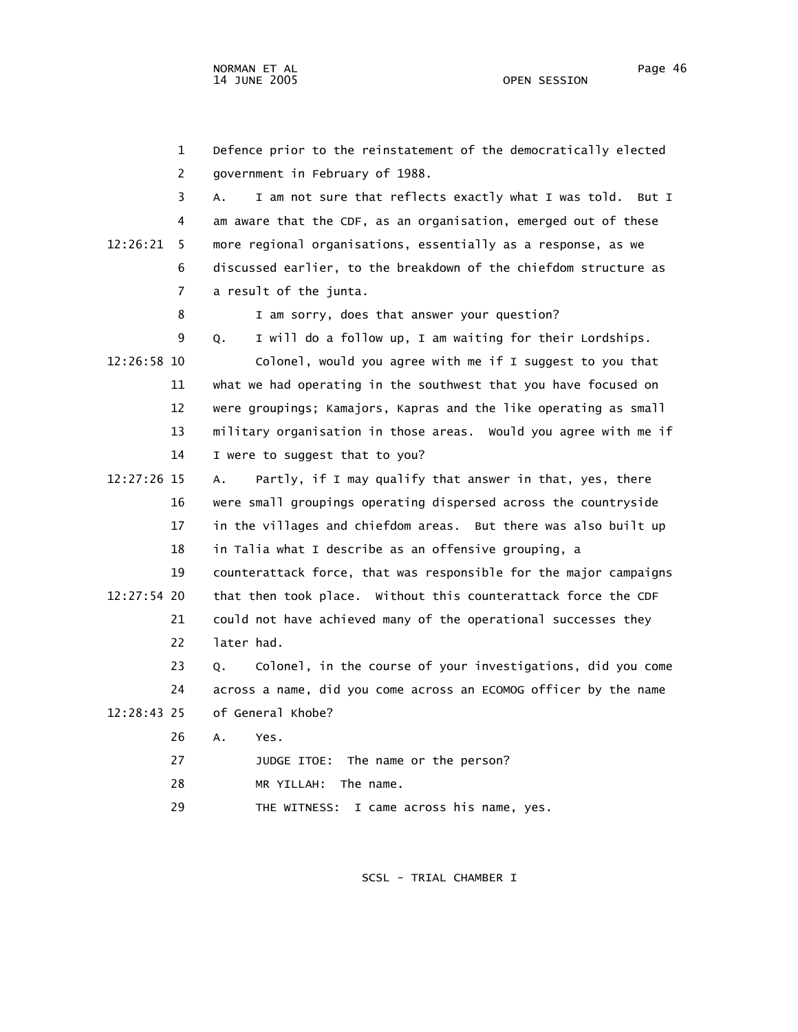1 Defence prior to the reinstatement of the democratically elected
2 government in February of 1988.
3 A. I am not sure that reflects exactly what I was told. But I
4 am aware that the CDF, as an organisation, emerged out of these
12:26:21 5 more regional organisations, essentially as a response, as we
6 discussed earlier, to the breakdown of the chiefdom structure as
7 a result of the junta.
8 I am sorry, does that answer your question?
9 Q. I will do a follow up, I am waiting for their Lordships.
12:26:58 10 Colonel, would you agree with me if I suggest to you that
11 what we had operating in the southwest that you have focused on
12 were groupings; Kamajors, Kapras and the like operating as small
13 military organisation in those areas. Would you agree with me if
14 I were to suggest that to you?
12:27:26 15 A. Partly, if I may qualify that answer in that, yes, there
16 were small groupings operating dispersed across the countryside
17 in the villages and chiefdom areas. But there was also built up
18 in Talia what I describe as an offensive grouping, a
19 counterattack force, that was responsible for the major campaigns
12:27:54 20 that then took place. Without this counterattack force the CDF
21 could not have achieved many of the operational successes they
22 later had.
23 Q. Colonel, in the course of your investigations, did you come
24 across a name, did you come across an ECOMOG officer by the name
12:28:43 25 of General Khobe?
26 A. Yes.
27 JUDGE ITOE: The name or the person?
28 MR YILLAH: The name.
29 THE WITNESS: I came across his name, yes.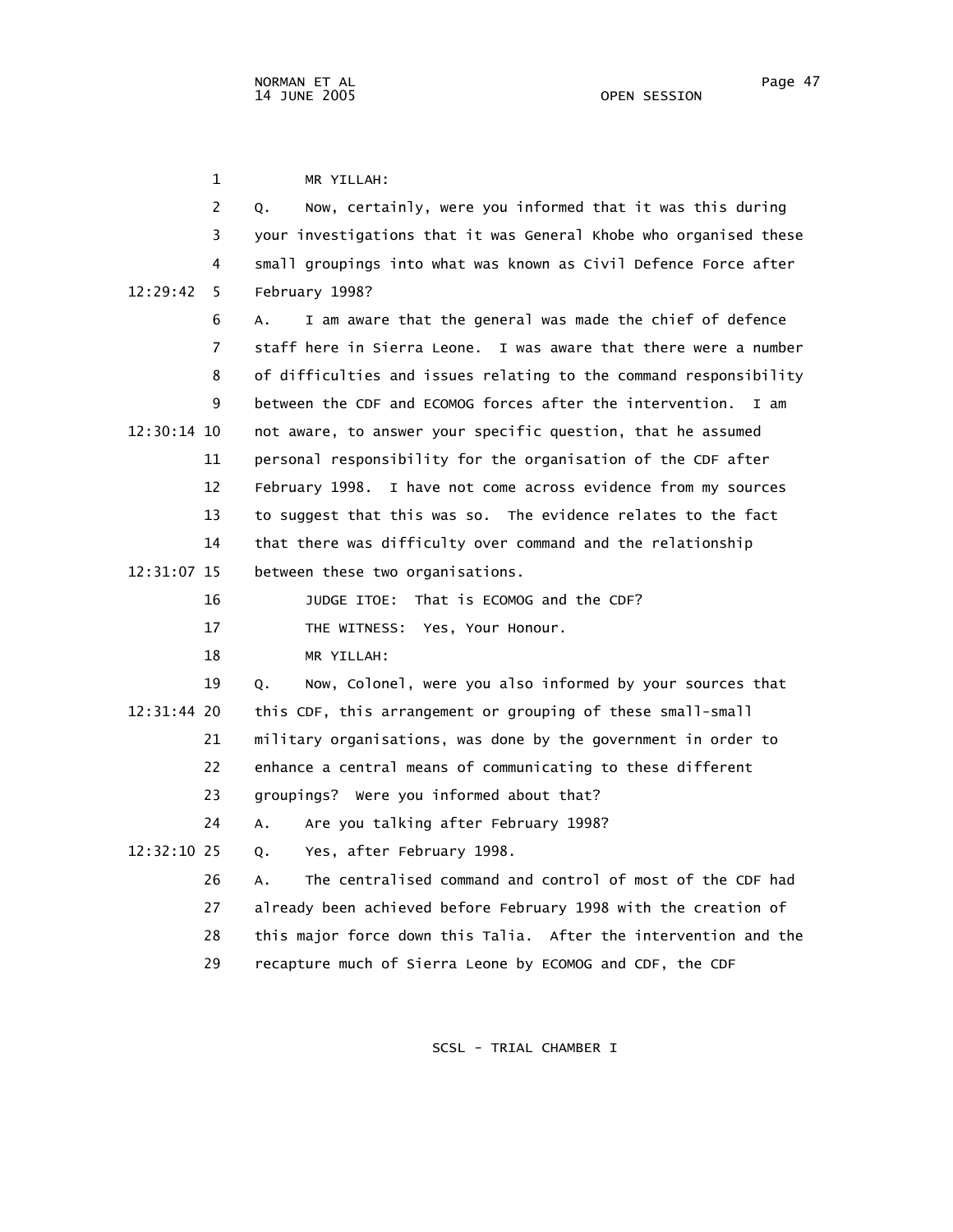MR YILLAH:

Q. Now, certainly, were you informed that it was this during your investigations that it was General Khobe who organised these small groupings into what was known as Civil Defence Force after February 1998?

A. I am aware that the general was made the chief of defence staff here in Sierra Leone. I was aware that there were a number of difficulties and issues relating to the command responsibility between the CDF and ECOMOG forces after the intervention. I am not aware, to answer your specific question, that he assumed personal responsibility for the organisation of the CDF after February 1998. I have not come across evidence from my sources to suggest that this was so. The evidence relates to the fact that there was difficulty over command and the relationship between these two organisations.

JUDGE ITOE: That is ECOMOG and the CDF?

THE WITNESS: Yes, Your Honour.

MR YILLAH:

Q. Now, Colonel, were you also informed by your sources that this CDF, this arrangement or grouping of these small-small military organisations, was done by the government in order to enhance a central means of communicating to these different groupings? Were you informed about that?

A. Are you talking after February 1998?

Q. Yes, after February 1998.

A. The centralised command and control of most of the CDF had already been achieved before February 1998 with the creation of this major force down this Talia. After the intervention and the recapture much of Sierra Leone by ECOMOG and CDF, the CDF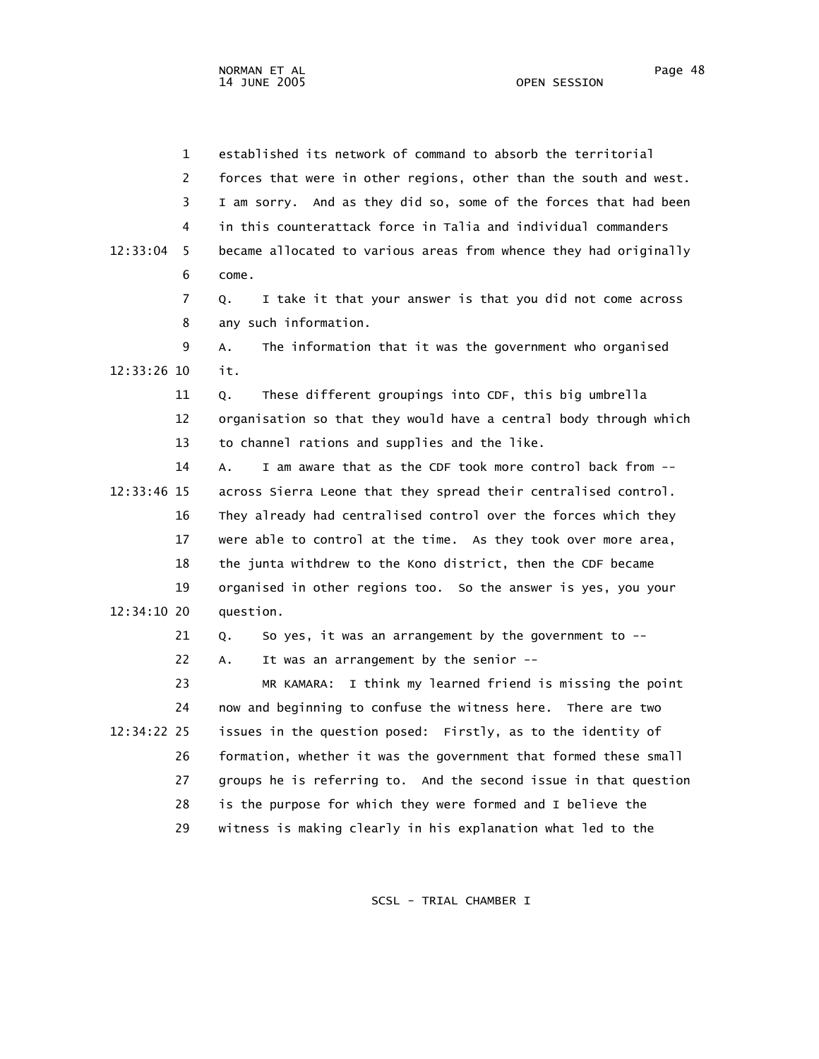established its network of command to absorb the territorial forces that were in other regions, other than the south and west. I am sorry. And as they did so, some of the forces that had been in this counterattack force in Talia and individual commanders became allocated to various areas from whence they had originally come.

Q. I take it that your answer is that you did not come across any such information.

A. The information that it was the government who organised it.

Q. These different groupings into CDF, this big umbrella organisation so that they would have a central body through which to channel rations and supplies and the like.

A. I am aware that as the CDF took more control back from -- across Sierra Leone that they spread their centralised control. They already had centralised control over the forces which they were able to control at the time. As they took over more area, the junta withdrew to the Kono district, then the CDF became organised in other regions too. So the answer is yes, you your question.

Q. So yes, it was an arrangement by the government to --

A. It was an arrangement by the senior --

MR KAMARA: I think my learned friend is missing the point now and beginning to confuse the witness here. There are two issues in the question posed: Firstly, as to the identity of formation, whether it was the government that formed these small groups he is referring to. And the second issue in that question is the purpose for which they were formed and I believe the witness is making clearly in his explanation what led to the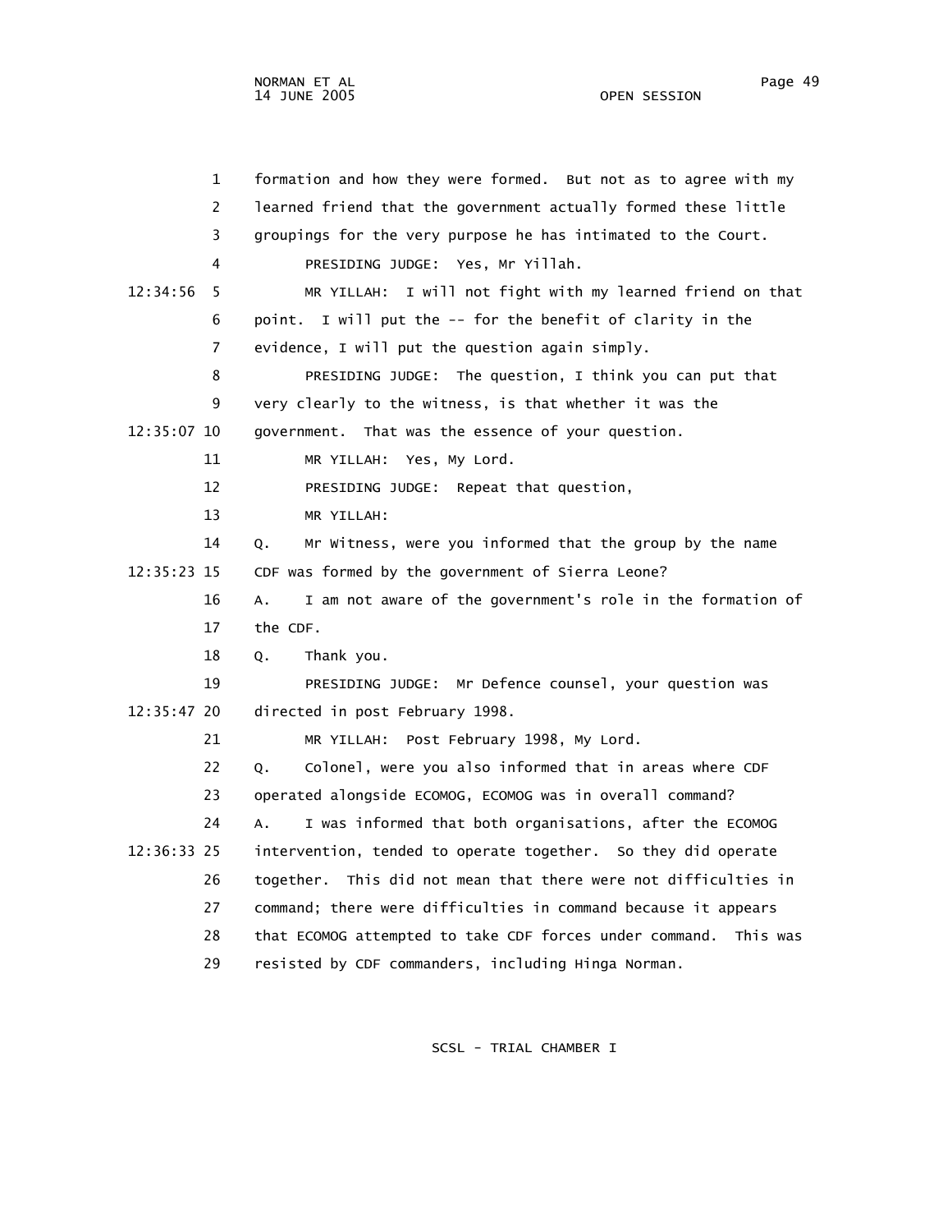formation and how they were formed. But not as to agree with my learned friend that the government actually formed these little groupings for the very purpose he has intimated to the Court.

PRESIDING JUDGE: Yes, Mr Yillah.

MR YILLAH: I will not fight with my learned friend on that point. I will put the -- for the benefit of clarity in the evidence, I will put the question again simply.

PRESIDING JUDGE: The question, I think you can put that very clearly to the witness, is that whether it was the government. That was the essence of your question.

MR YILLAH: Yes, My Lord.

PRESIDING JUDGE: Repeat that question,

MR YILLAH:

Q. Mr Witness, were you informed that the group by the name CDF was formed by the government of Sierra Leone?

A. I am not aware of the government's role in the formation of the CDF.

Q. Thank you.

PRESIDING JUDGE: Mr Defence counsel, your question was directed in post February 1998.

MR YILLAH: Post February 1998, My Lord.

Q. Colonel, were you also informed that in areas where CDF operated alongside ECOMOG, ECOMOG was in overall command?

A. I was informed that both organisations, after the ECOMOG intervention, tended to operate together. So they did operate together. This did not mean that there were not difficulties in command; there were difficulties in command because it appears that ECOMOG attempted to take CDF forces under command. This was resisted by CDF commanders, including Hinga Norman.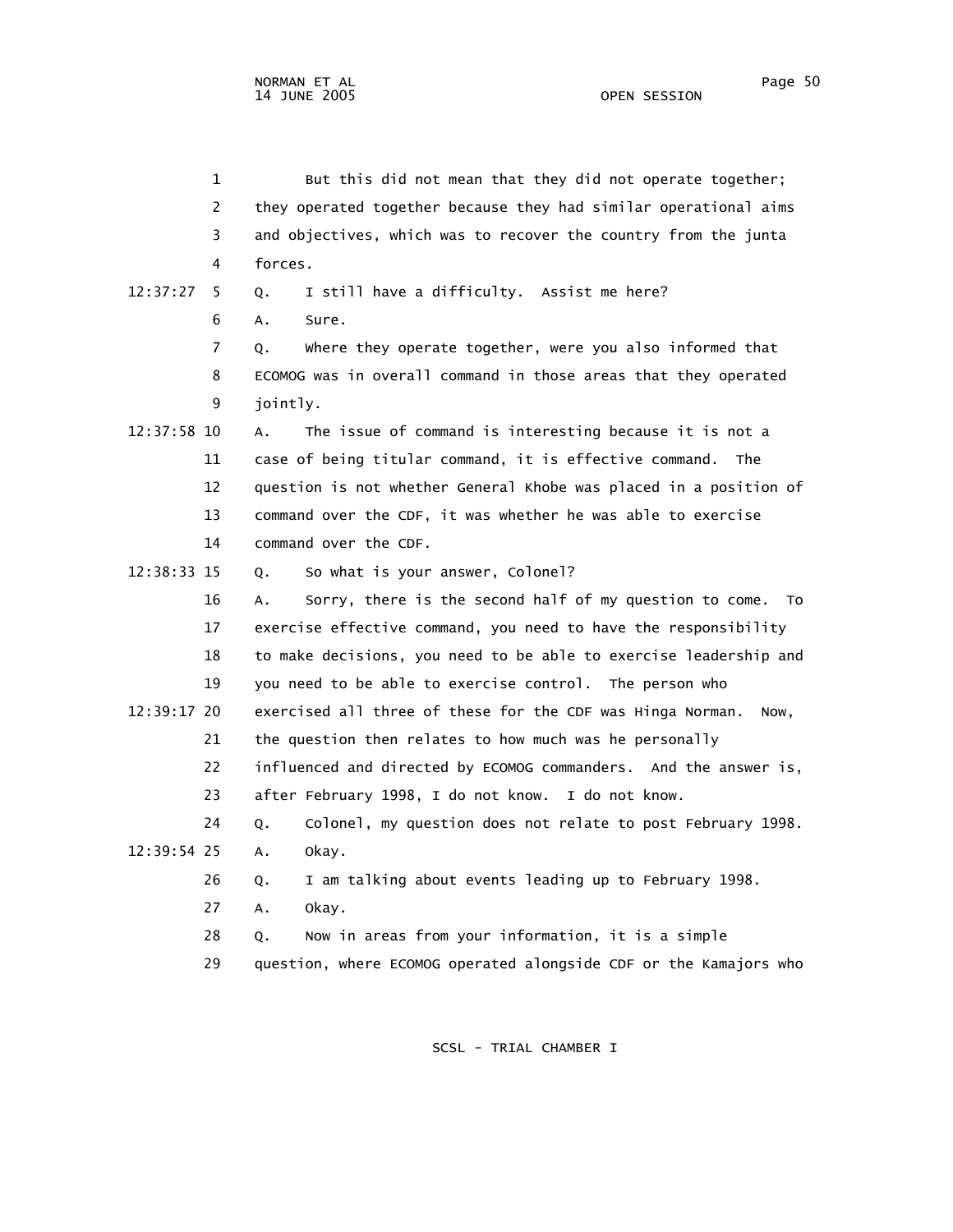1 But this did not mean that they did not operate together;
2 they operated together because they had similar operational aims
3 and objectives, which was to recover the country from the junta
4 forces.

12:37:27 5 Q. I still have a difficulty. Assist me here?
6 A. Sure.
7 Q. Where they operate together, were you also informed that
8 ECOMOG was in overall command in those areas that they operated
9 jointly.

12:37:58 10 A. The issue of command is interesting because it is not a
11 case of being titular command, it is effective command. The
12 question is not whether General Khobe was placed in a position of
13 command over the CDF, it was whether he was able to exercise
14 command over the CDF.

12:38:33 15 Q. So what is your answer, Colonel?
16 A. Sorry, there is the second half of my question to come. To
17 exercise effective command, you need to have the responsibility
18 to make decisions, you need to be able to exercise leadership and
19 you need to be able to exercise control. The person who

12:39:17 20 exercised all three of these for the CDF was Hinga Norman. Now,
21 the question then relates to how much was he personally
22 influenced and directed by ECOMOG commanders. And the answer is,
23 after February 1998, I do not know. I do not know.
24 Q. Colonel, my question does not relate to post February 1998.

12:39:54 25 A. Okay.
26 Q. I am talking about events leading up to February 1998.
27 A. Okay.
28 Q. Now in areas from your information, it is a simple
29 question, where ECOMOG operated alongside CDF or the Kamajors who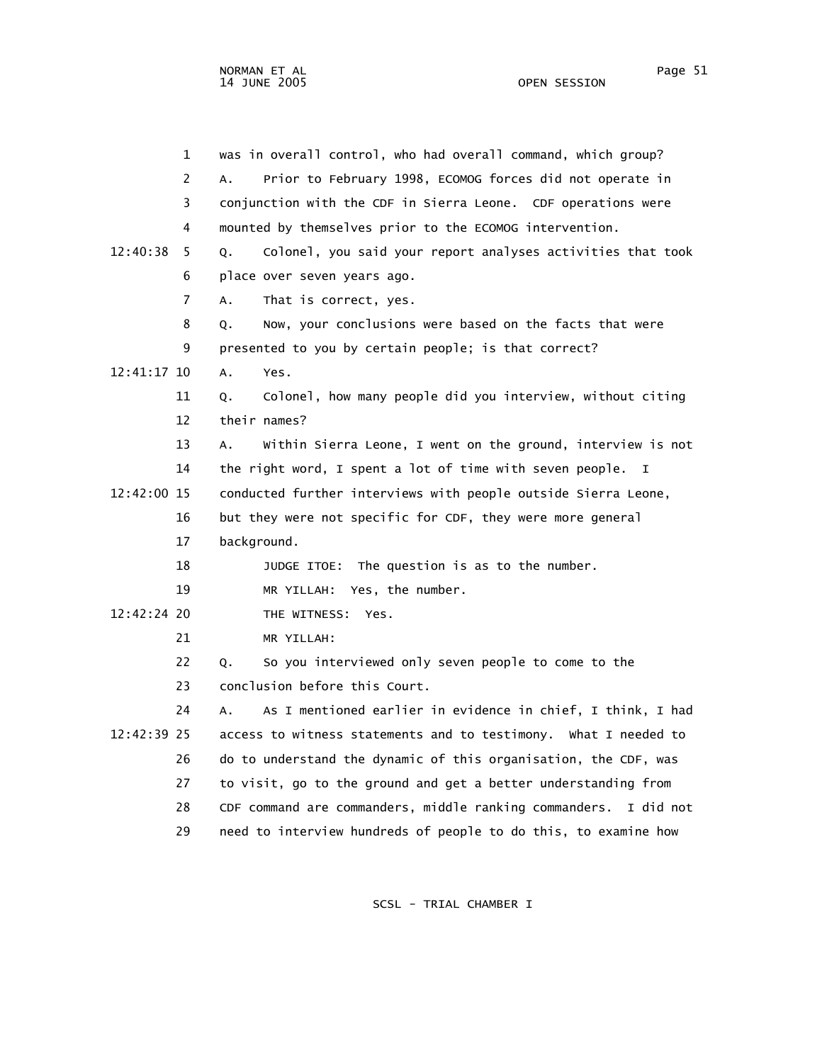was in overall control, who had overall command, which group?

A. Prior to February 1998, ECOMOG forces did not operate in conjunction with the CDF in Sierra Leone. CDF operations were mounted by themselves prior to the ECOMOG intervention.

Q. Colonel, you said your report analyses activities that took place over seven years ago.

A. That is correct, yes.

Q. Now, your conclusions were based on the facts that were presented to you by certain people; is that correct?

A. Yes.

Q. Colonel, how many people did you interview, without citing their names?

A. Within Sierra Leone, I went on the ground, interview is not the right word, I spent a lot of time with seven people. I conducted further interviews with people outside Sierra Leone, but they were not specific for CDF, they were more general background.

JUDGE ITOE: The question is as to the number.

MR YILLAH: Yes, the number.

THE WITNESS: Yes.

MR YILLAH:

Q. So you interviewed only seven people to come to the conclusion before this Court.

A. As I mentioned earlier in evidence in chief, I think, I had access to witness statements and to testimony. What I needed to do to understand the dynamic of this organisation, the CDF, was to visit, go to the ground and get a better understanding from CDF command are commanders, middle ranking commanders. I did not need to interview hundreds of people to do this, to examine how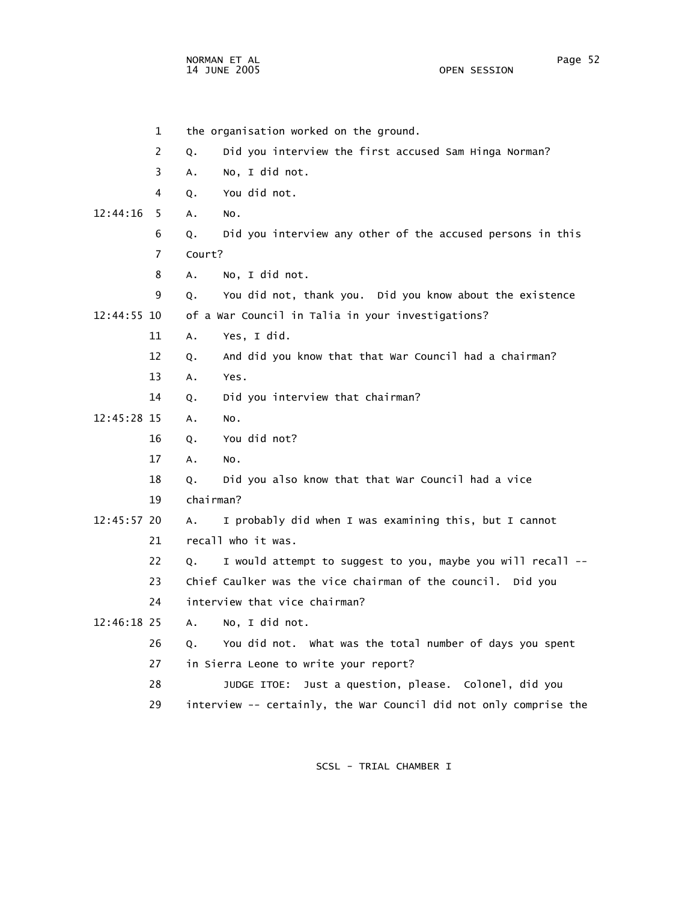1 the organisation worked on the ground.

2 Q. Did you interview the first accused Sam Hinga Norman?

3 A. No, I did not.

4 Q. You did not.

12:44:16 5 A. No.

6 Q. Did you interview any other of the accused persons in this

7 Court?

8 A. No, I did not.

9 Q. You did not, thank you. Did you know about the existence

12:44:55 10 of a War Council in Talia in your investigations?

11 A. Yes, I did.

12 Q. And did you know that that War Council had a chairman?

13 A. Yes.

14 Q. Did you interview that chairman?

12:45:28 15 A. No.

16 Q. You did not?

17 A. No.

18 Q. Did you also know that that War Council had a vice

19 chairman?

12:45:57 20 A. I probably did when I was examining this, but I cannot

21 recall who it was.

22 Q. I would attempt to suggest to you, maybe you will recall --

23 Chief Caulker was the vice chairman of the council. Did you

24 interview that vice chairman?

12:46:18 25 A. No, I did not.

26 Q. You did not. What was the total number of days you spent

27 in Sierra Leone to write your report?

28 JUDGE ITOE: Just a question, please. Colonel, did you

29 interview -- certainly, the War Council did not only comprise the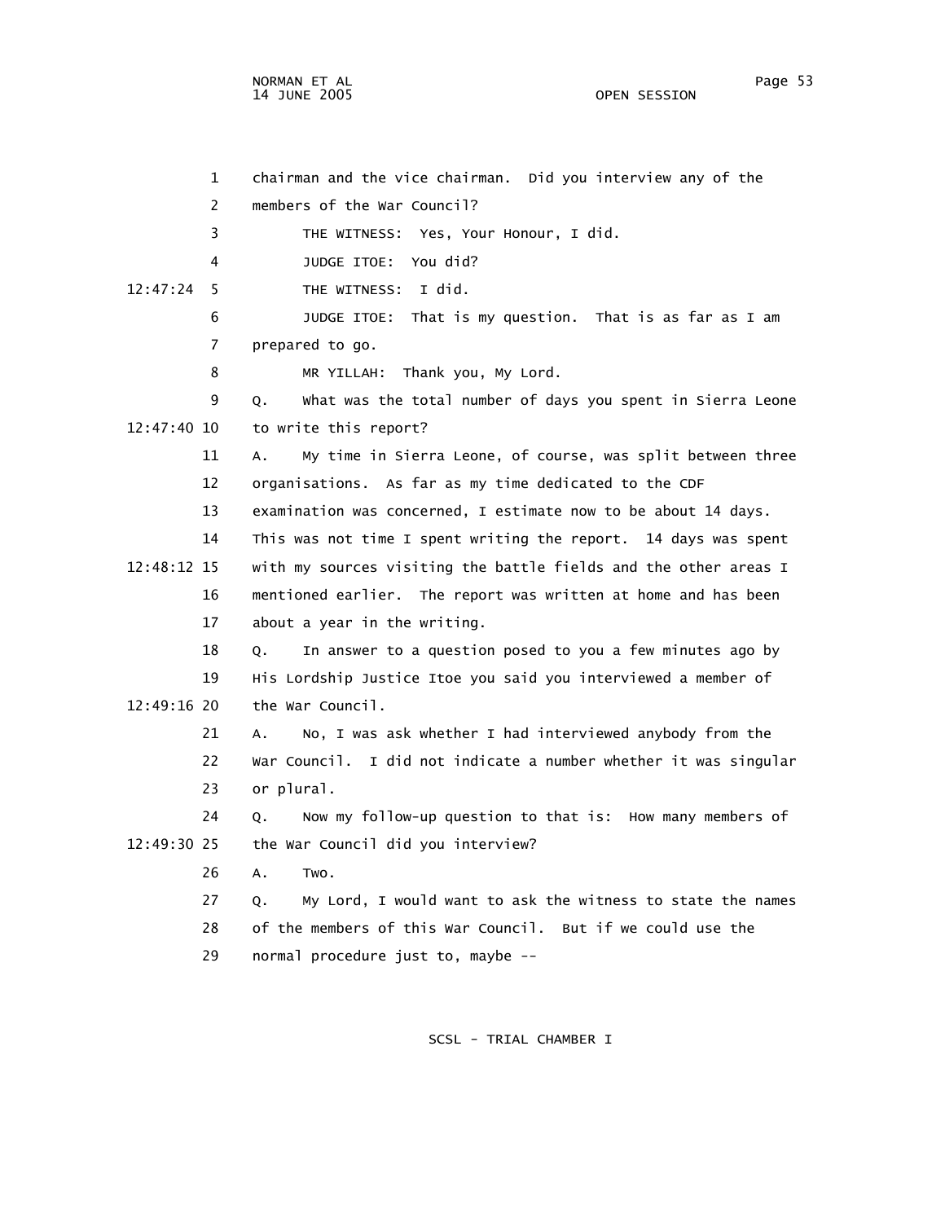1 chairman and the vice chairman. Did you interview any of the
2 members of the War Council?
3 THE WITNESS: Yes, Your Honour, I did.
4 JUDGE ITOE: You did?
12:47:24 5 THE WITNESS: I did.
6 JUDGE ITOE: That is my question. That is as far as I am
7 prepared to go.
8 MR YILLAH: Thank you, My Lord.
9 Q. What was the total number of days you spent in Sierra Leone
12:47:40 10 to write this report?
11 A. My time in Sierra Leone, of course, was split between three
12 organisations. As far as my time dedicated to the CDF
13 examination was concerned, I estimate now to be about 14 days.
14 This was not time I spent writing the report. 14 days was spent
12:48:12 15 with my sources visiting the battle fields and the other areas I
16 mentioned earlier. The report was written at home and has been
17 about a year in the writing.
18 Q. In answer to a question posed to you a few minutes ago by
19 His Lordship Justice Itoe you said you interviewed a member of
12:49:16 20 the War Council.
21 A. No, I was ask whether I had interviewed anybody from the
22 War Council. I did not indicate a number whether it was singular
23 or plural.
24 Q. Now my follow-up question to that is: How many members of
12:49:30 25 the War Council did you interview?
26 A. Two.
27 Q. My Lord, I would want to ask the witness to state the names
28 of the members of this War Council. But if we could use the
29 normal procedure just to, maybe --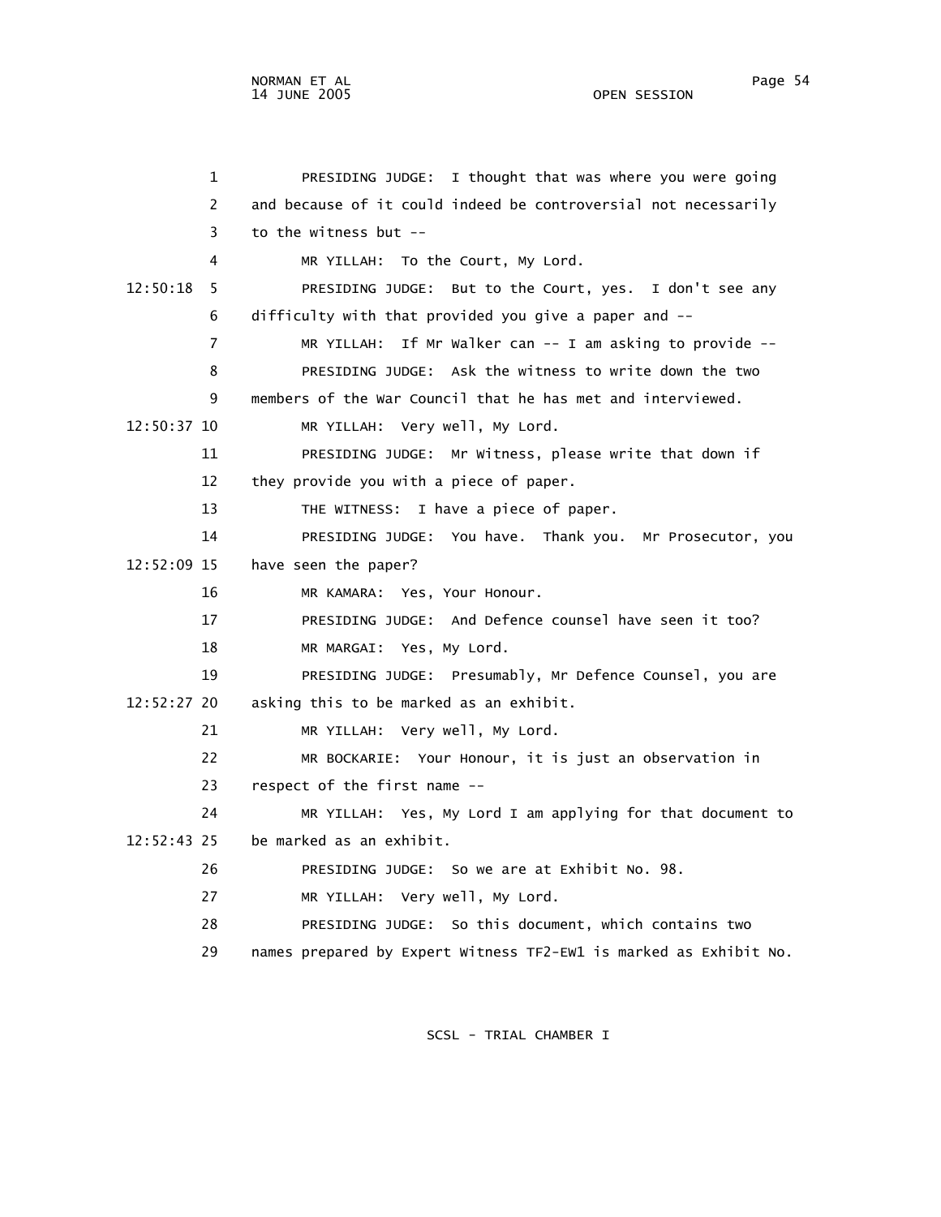PRESIDING JUDGE: I thought that was where you were going and because of it could indeed be controversial not necessarily to the witness but --

MR YILLAH: To the Court, My Lord.

PRESIDING JUDGE: But to the Court, yes. I don't see any difficulty with that provided you give a paper and --

MR YILLAH: If Mr Walker can -- I am asking to provide --

PRESIDING JUDGE: Ask the witness to write down the two members of the War Council that he has met and interviewed.

MR YILLAH: Very well, My Lord.

PRESIDING JUDGE: Mr Witness, please write that down if they provide you with a piece of paper.

THE WITNESS: I have a piece of paper.

PRESIDING JUDGE: You have. Thank you. Mr Prosecutor, you have seen the paper?

MR KAMARA: Yes, Your Honour.

PRESIDING JUDGE: And Defence counsel have seen it too?

MR MARGAI: Yes, My Lord.

PRESIDING JUDGE: Presumably, Mr Defence Counsel, you are asking this to be marked as an exhibit.

MR YILLAH: Very well, My Lord.

MR BOCKARIE: Your Honour, it is just an observation in respect of the first name --

MR YILLAH: Yes, My Lord I am applying for that document to be marked as an exhibit.

PRESIDING JUDGE: So we are at Exhibit No. 98.

MR YILLAH: Very well, My Lord.

PRESIDING JUDGE: So this document, which contains two names prepared by Expert Witness TF2-EW1 is marked as Exhibit No.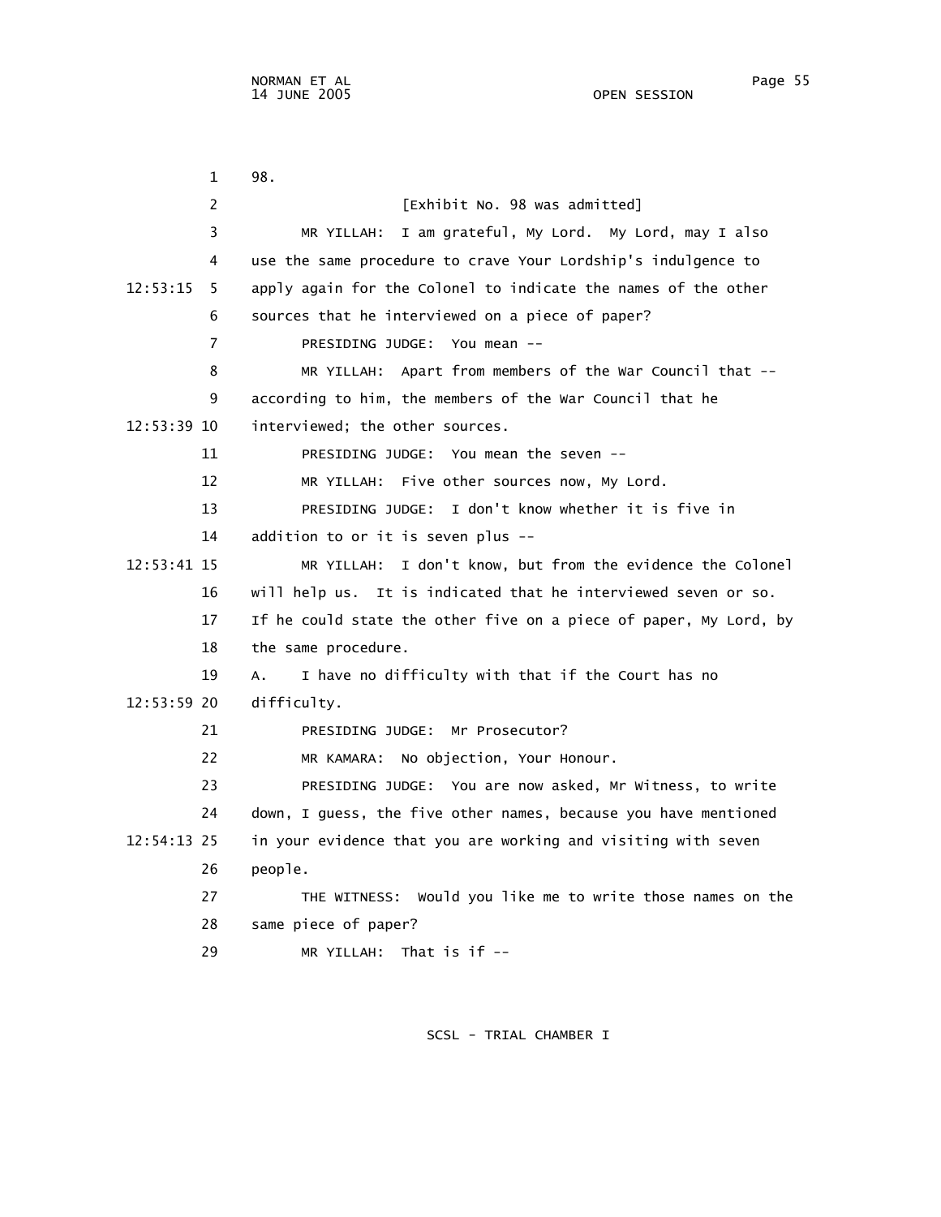98.

[Exhibit No. 98 was admitted]

MR YILLAH: I am grateful, My Lord. My Lord, may I also use the same procedure to crave Your Lordship's indulgence to apply again for the Colonel to indicate the names of the other sources that he interviewed on a piece of paper?

PRESIDING JUDGE: You mean --

MR YILLAH: Apart from members of the War Council that -- according to him, the members of the War Council that he interviewed; the other sources.

PRESIDING JUDGE: You mean the seven --

MR YILLAH: Five other sources now, My Lord.

PRESIDING JUDGE: I don't know whether it is five in addition to or it is seven plus --

MR YILLAH: I don't know, but from the evidence the Colonel will help us. It is indicated that he interviewed seven or so. If he could state the other five on a piece of paper, My Lord, by the same procedure.

A. I have no difficulty with that if the Court has no difficulty.

PRESIDING JUDGE: Mr Prosecutor?

MR KAMARA: No objection, Your Honour.

PRESIDING JUDGE: You are now asked, Mr Witness, to write down, I guess, the five other names, because you have mentioned in your evidence that you are working and visiting with seven people.

THE WITNESS: Would you like me to write those names on the same piece of paper?

MR YILLAH: That is if --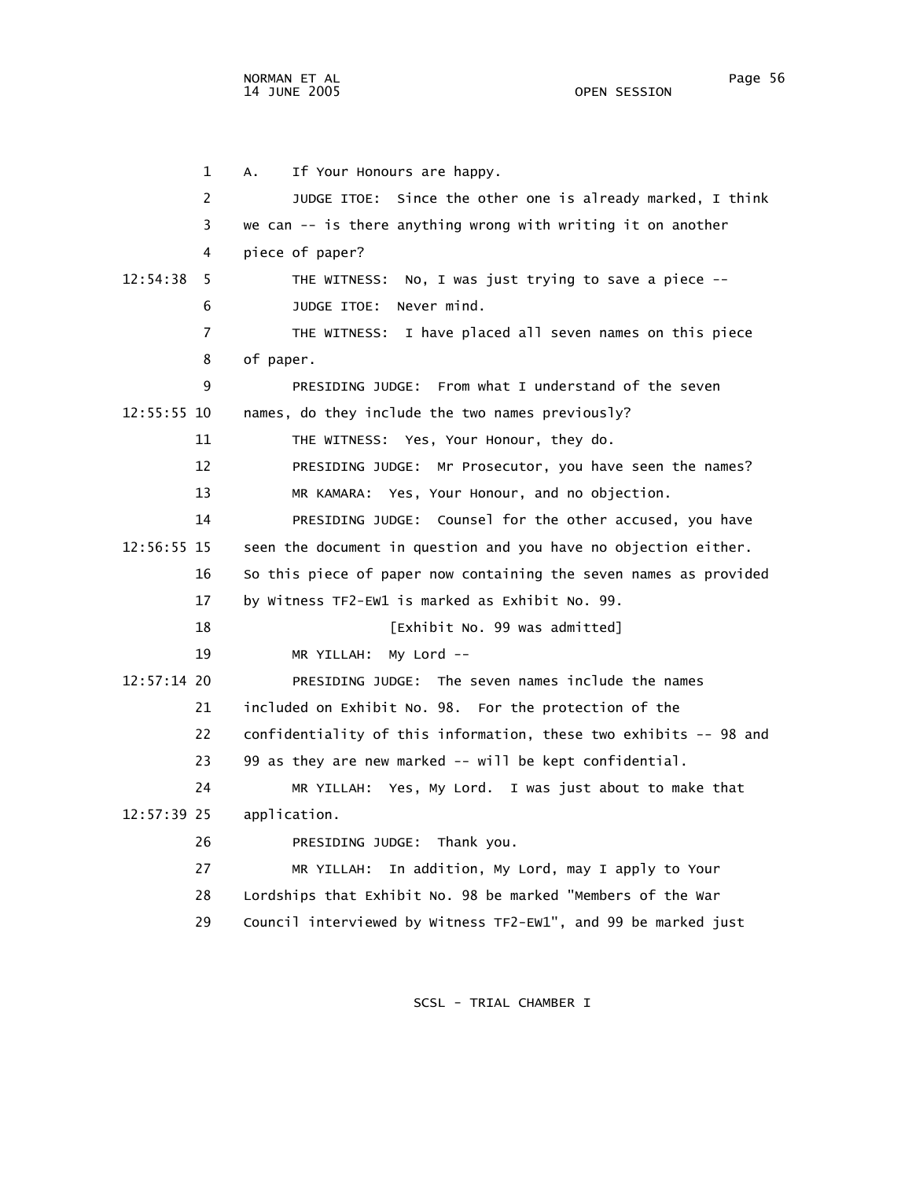1 A. If Your Honours are happy.

2 JUDGE ITOE: Since the other one is already marked, I think

3 we can -- is there anything wrong with writing it on another

4 piece of paper?

12:54:38 5 THE WITNESS: No, I was just trying to save a piece --

6 JUDGE ITOE: Never mind.

7 THE WITNESS: I have placed all seven names on this piece

8 of paper.

9 PRESIDING JUDGE: From what I understand of the seven

12:55:55 10 names, do they include the two names previously?

11 THE WITNESS: Yes, Your Honour, they do.

12 PRESIDING JUDGE: Mr Prosecutor, you have seen the names?

13 MR KAMARA: Yes, Your Honour, and no objection.

14 PRESIDING JUDGE: Counsel for the other accused, you have

12:56:55 15 seen the document in question and you have no objection either.

16 So this piece of paper now containing the seven names as provided

17 by Witness TF2-EW1 is marked as Exhibit No. 99.

18 [Exhibit No. 99 was admitted]

19 MR YILLAH: My Lord --

12:57:14 20 PRESIDING JUDGE: The seven names include the names

21 included on Exhibit No. 98. For the protection of the

22 confidentiality of this information, these two exhibits -- 98 and

23 99 as they are new marked -- will be kept confidential.

24 MR YILLAH: Yes, My Lord. I was just about to make that

12:57:39 25 application.

26 PRESIDING JUDGE: Thank you.

27 MR YILLAH: In addition, My Lord, may I apply to Your

28 Lordships that Exhibit No. 98 be marked "Members of the War

29 Council interviewed by Witness TF2-EW1", and 99 be marked just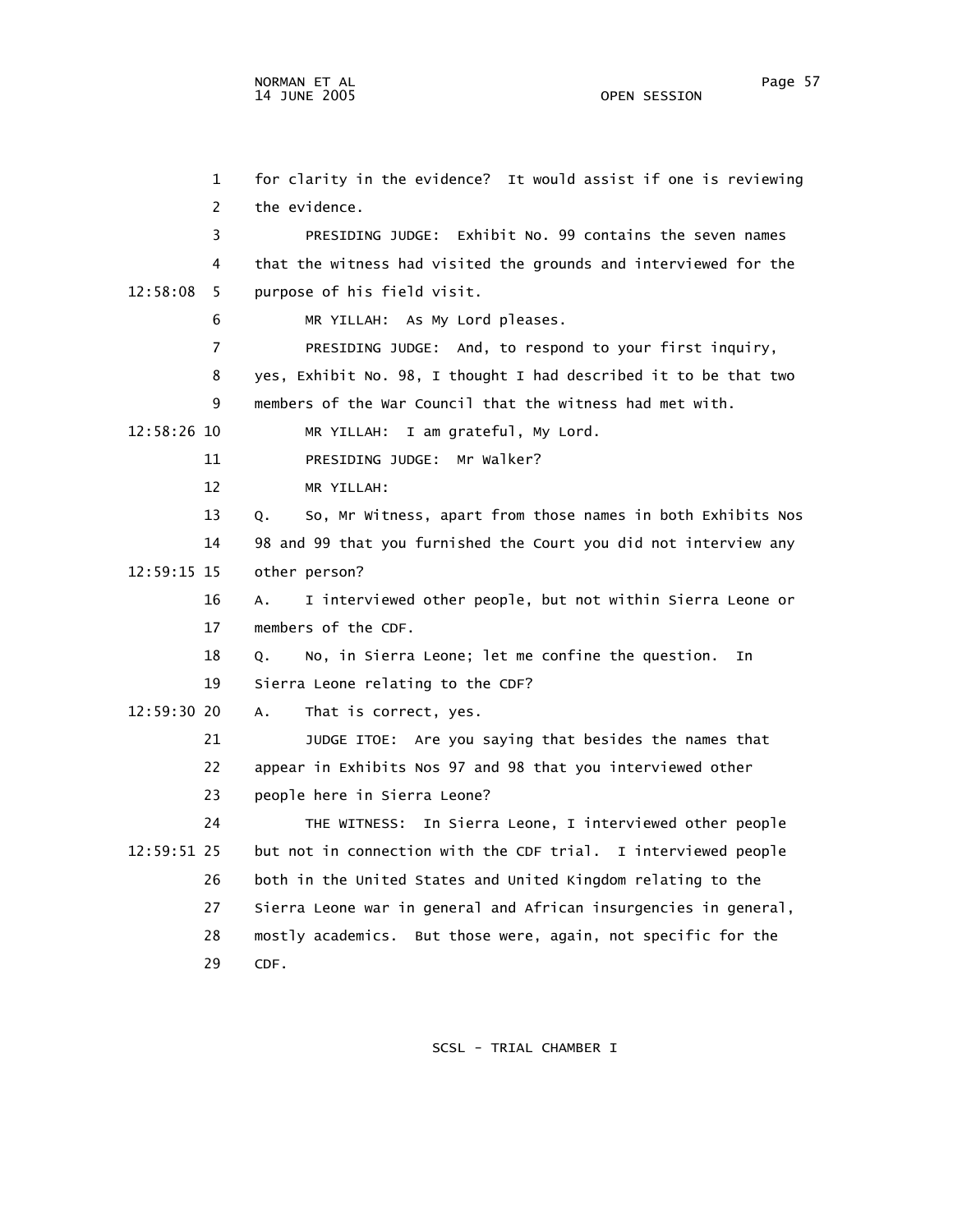for clarity in the evidence? It would assist if one is reviewing the evidence.

PRESIDING JUDGE: Exhibit No. 99 contains the seven names that the witness had visited the grounds and interviewed for the purpose of his field visit.

MR YILLAH: As My Lord pleases.

PRESIDING JUDGE: And, to respond to your first inquiry, yes, Exhibit No. 98, I thought I had described it to be that two members of the War Council that the witness had met with.

MR YILLAH: I am grateful, My Lord.

PRESIDING JUDGE: Mr Walker?

MR YILLAH:

Q. So, Mr Witness, apart from those names in both Exhibits Nos 98 and 99 that you furnished the Court you did not interview any other person?

A. I interviewed other people, but not within Sierra Leone or members of the CDF.

Q. No, in Sierra Leone; let me confine the question. In Sierra Leone relating to the CDF?

A. That is correct, yes.

JUDGE ITOE: Are you saying that besides the names that appear in Exhibits Nos 97 and 98 that you interviewed other people here in Sierra Leone?

THE WITNESS: In Sierra Leone, I interviewed other people but not in connection with the CDF trial. I interviewed people both in the United States and United Kingdom relating to the Sierra Leone war in general and African insurgencies in general, mostly academics. But those were, again, not specific for the CDF.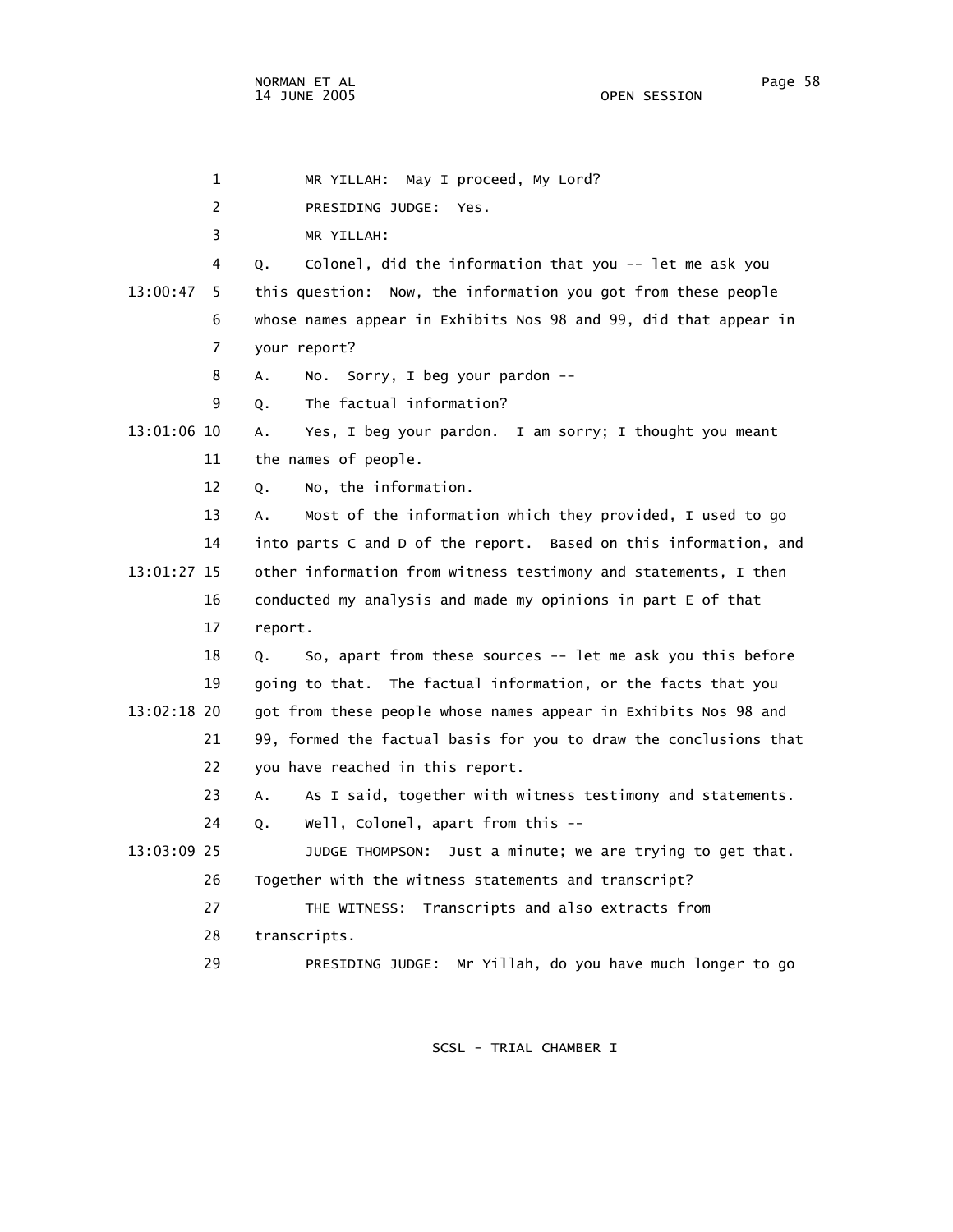MR YILLAH: May I proceed, My Lord?

PRESIDING JUDGE: Yes.

MR YILLAH:

Q. Colonel, did the information that you -- let me ask you this question: Now, the information you got from these people whose names appear in Exhibits Nos 98 and 99, did that appear in your report?

A. No. Sorry, I beg your pardon --

Q. The factual information?

A. Yes, I beg your pardon. I am sorry; I thought you meant the names of people.

Q. No, the information.

A. Most of the information which they provided, I used to go into parts C and D of the report. Based on this information, and other information from witness testimony and statements, I then conducted my analysis and made my opinions in part E of that report.

Q. So, apart from these sources -- let me ask you this before going to that. The factual information, or the facts that you got from these people whose names appear in Exhibits Nos 98 and 99, formed the factual basis for you to draw the conclusions that you have reached in this report.

A. As I said, together with witness testimony and statements.

Q. Well, Colonel, apart from this --

JUDGE THOMPSON: Just a minute; we are trying to get that. Together with the witness statements and transcript?

THE WITNESS: Transcripts and also extracts from transcripts.

PRESIDING JUDGE: Mr Yillah, do you have much longer to go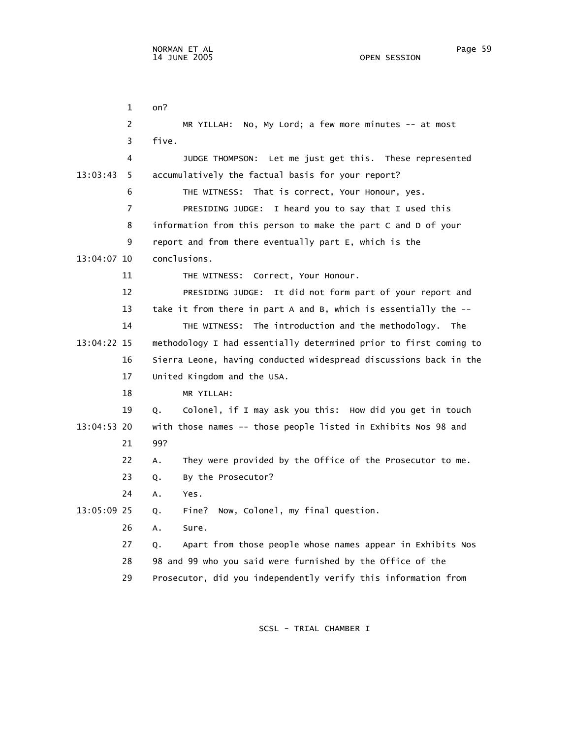on?

MR YILLAH: No, My Lord; a few more minutes -- at most five.

JUDGE THOMPSON: Let me just get this. These represented accumulatively the factual basis for your report?

THE WITNESS: That is correct, Your Honour, yes.

PRESIDING JUDGE: I heard you to say that I used this information from this person to make the part C and D of your report and from there eventually part E, which is the conclusions.

THE WITNESS: Correct, Your Honour.

PRESIDING JUDGE: It did not form part of your report and take it from there in part A and B, which is essentially the --

THE WITNESS: The introduction and the methodology. The methodology I had essentially determined prior to first coming to Sierra Leone, having conducted widespread discussions back in the United Kingdom and the USA.

MR YILLAH:

Q. Colonel, if I may ask you this: How did you get in touch with those names -- those people listed in Exhibits Nos 98 and 99?

A. They were provided by the Office of the Prosecutor to me.

Q. By the Prosecutor?

A. Yes.

Q. Fine? Now, Colonel, my final question.

A. Sure.

Q. Apart from those people whose names appear in Exhibits Nos 98 and 99 who you said were furnished by the Office of the Prosecutor, did you independently verify this information from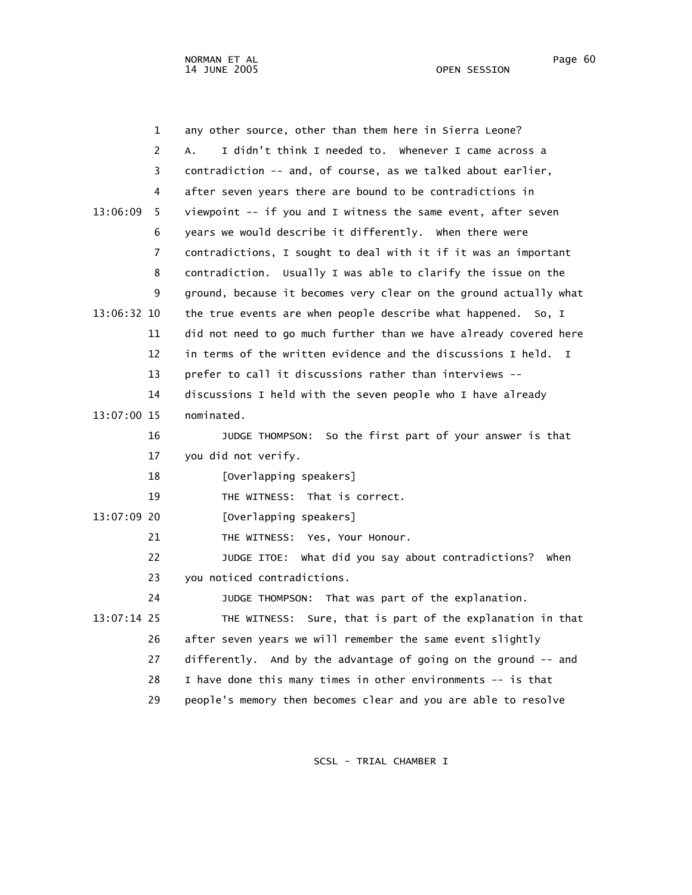any other source, other than them here in Sierra Leone?

A. I didn't think I needed to. Whenever I came across a contradiction -- and, of course, as we talked about earlier, after seven years there are bound to be contradictions in viewpoint -- if you and I witness the same event, after seven years we would describe it differently. When there were contradictions, I sought to deal with it if it was an important contradiction. Usually I was able to clarify the issue on the ground, because it becomes very clear on the ground actually what the true events are when people describe what happened. So, I did not need to go much further than we have already covered here in terms of the written evidence and the discussions I held. I prefer to call it discussions rather than interviews -- discussions I held with the seven people who I have already nominated.

JUDGE THOMPSON: So the first part of your answer is that you did not verify.

[Overlapping speakers]

THE WITNESS: That is correct.

[Overlapping speakers]

THE WITNESS: Yes, Your Honour.

JUDGE ITOE: What did you say about contradictions? When you noticed contradictions.

JUDGE THOMPSON: That was part of the explanation.

THE WITNESS: Sure, that is part of the explanation in that after seven years we will remember the same event slightly differently. And by the advantage of going on the ground -- and I have done this many times in other environments -- is that people's memory then becomes clear and you are able to resolve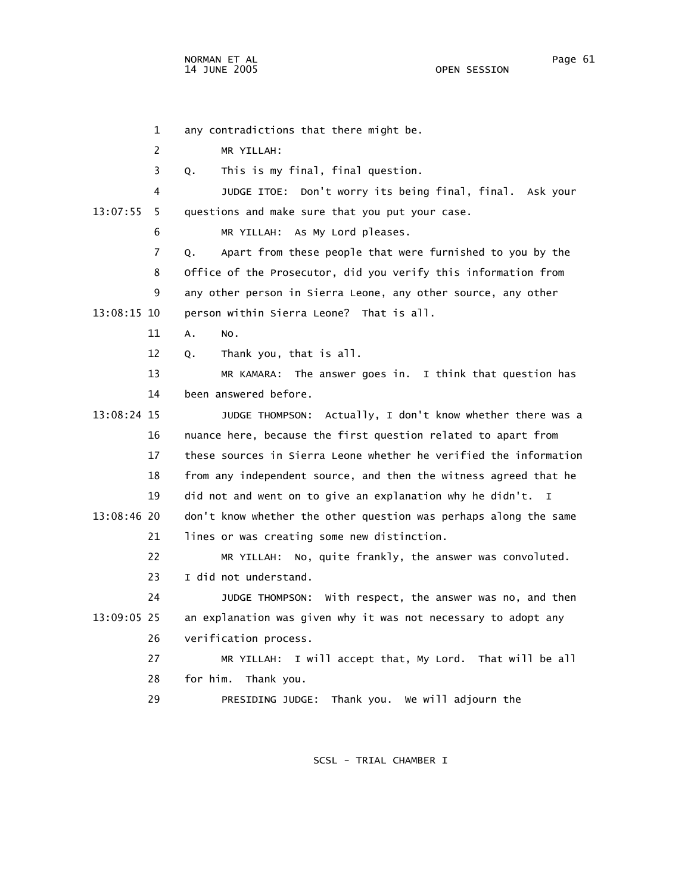any contradictions that there might be.

MR YILLAH:

Q. This is my final, final question.

JUDGE ITOE: Don't worry its being final, final. Ask your questions and make sure that you put your case.

MR YILLAH: As My Lord pleases.

Q. Apart from these people that were furnished to you by the Office of the Prosecutor, did you verify this information from any other person in Sierra Leone, any other source, any other person within Sierra Leone? That is all.

A. No.

Q. Thank you, that is all.

MR KAMARA: The answer goes in. I think that question has been answered before.

JUDGE THOMPSON: Actually, I don't know whether there was a nuance here, because the first question related to apart from these sources in Sierra Leone whether he verified the information from any independent source, and then the witness agreed that he did not and went on to give an explanation why he didn't. I don't know whether the other question was perhaps along the same lines or was creating some new distinction.

MR YILLAH: No, quite frankly, the answer was convoluted. I did not understand.

JUDGE THOMPSON: With respect, the answer was no, and then an explanation was given why it was not necessary to adopt any verification process.

MR YILLAH: I will accept that, My Lord. That will be all for him. Thank you.

PRESIDING JUDGE: Thank you. We will adjourn the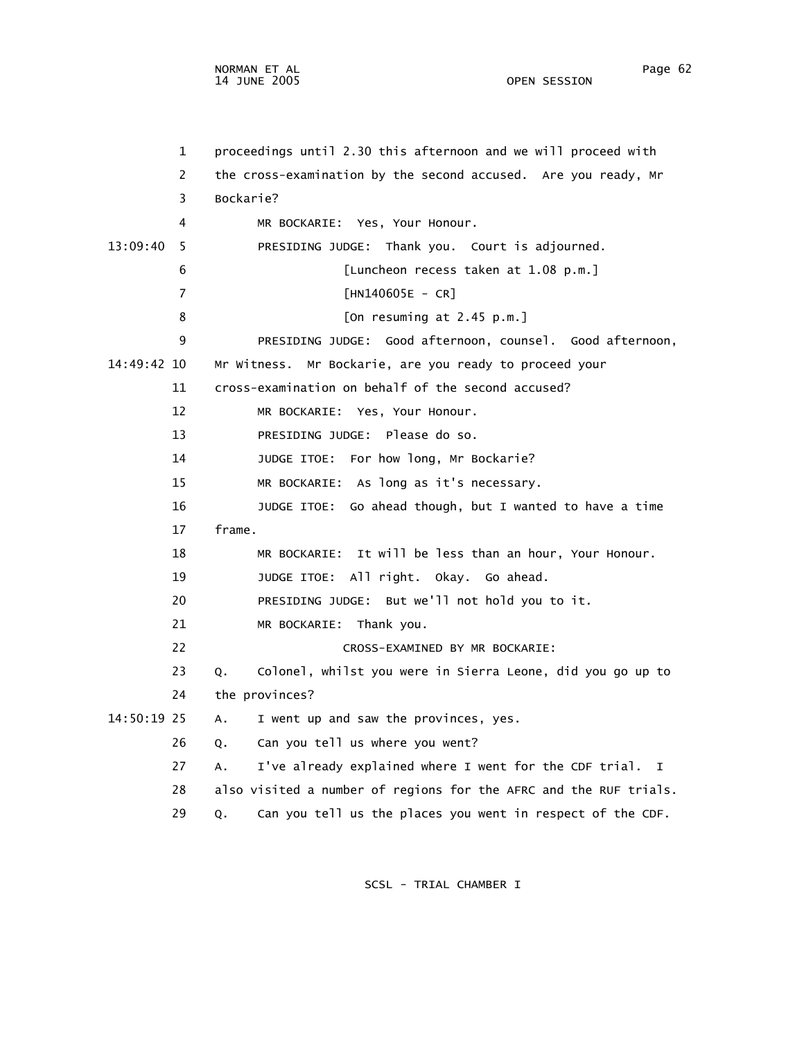proceedings until 2.30 this afternoon and we will proceed with the cross-examination by the second accused. Are you ready, Mr Bockarie?

MR BOCKARIE: Yes, Your Honour.

PRESIDING JUDGE: Thank you. Court is adjourned.

[Luncheon recess taken at 1.08 p.m.]

[HN140605E - CR]

[On resuming at 2.45 p.m.]

PRESIDING JUDGE: Good afternoon, counsel. Good afternoon, Mr Witness. Mr Bockarie, are you ready to proceed your cross-examination on behalf of the second accused?

MR BOCKARIE: Yes, Your Honour.

PRESIDING JUDGE: Please do so.

JUDGE ITOE: For how long, Mr Bockarie?

MR BOCKARIE: As long as it's necessary.

JUDGE ITOE: Go ahead though, but I wanted to have a time frame.

MR BOCKARIE: It will be less than an hour, Your Honour.

JUDGE ITOE: All right. Okay. Go ahead.

PRESIDING JUDGE: But we'll not hold you to it.

MR BOCKARIE: Thank you.

CROSS-EXAMINED BY MR BOCKARIE:

Q. Colonel, whilst you were in Sierra Leone, did you go up to the provinces?

A. I went up and saw the provinces, yes.

Q. Can you tell us where you went?

A. I've already explained where I went for the CDF trial. I also visited a number of regions for the AFRC and the RUF trials.

Q. Can you tell us the places you went in respect of the CDF.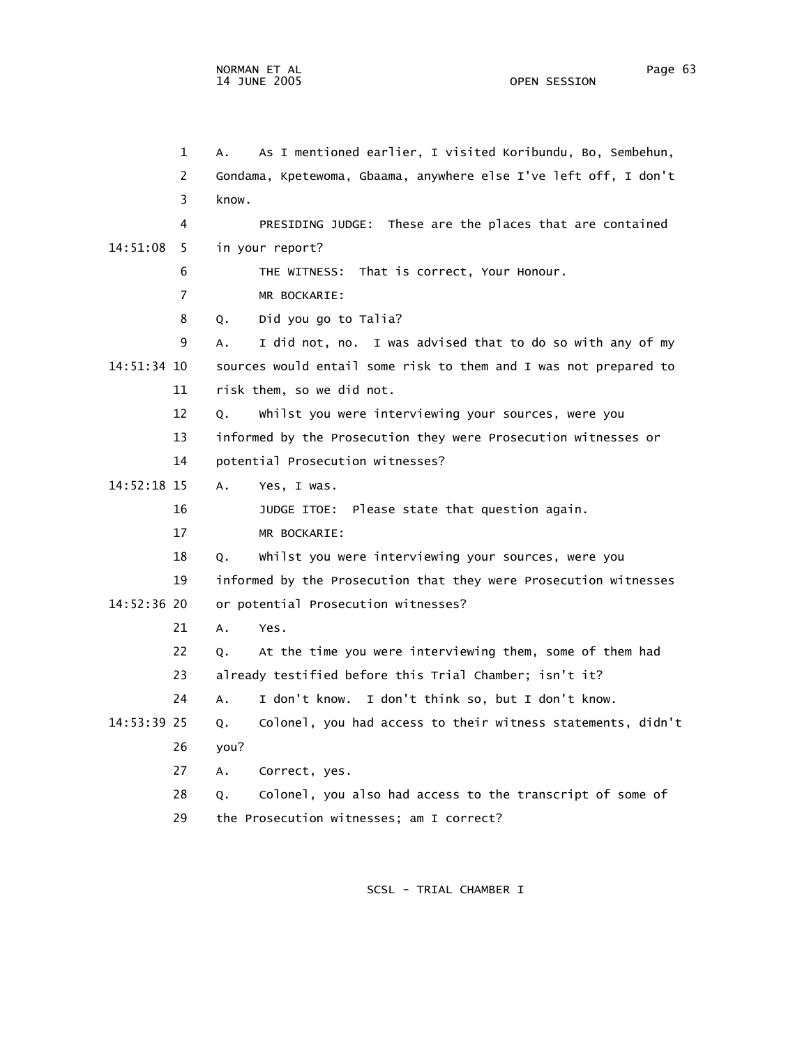A. As I mentioned earlier, I visited Koribundu, Bo, Sembehun, Gondama, Kpetewoma, Gbaama, anywhere else I've left off, I don't know.

PRESIDING JUDGE: These are the places that are contained in your report?

THE WITNESS: That is correct, Your Honour.

MR BOCKARIE:

Q. Did you go to Talia?

A. I did not, no. I was advised that to do so with any of my sources would entail some risk to them and I was not prepared to risk them, so we did not.

Q. Whilst you were interviewing your sources, were you informed by the Prosecution they were Prosecution witnesses or potential Prosecution witnesses?

A. Yes, I was.

JUDGE ITOE: Please state that question again.

MR BOCKARIE:

Q. Whilst you were interviewing your sources, were you informed by the Prosecution that they were Prosecution witnesses or potential Prosecution witnesses?

A. Yes.

Q. At the time you were interviewing them, some of them had already testified before this Trial Chamber; isn't it?

A. I don't know. I don't think so, but I don't know.

Q. Colonel, you had access to their witness statements, didn't you?

A. Correct, yes.

Q. Colonel, you also had access to the transcript of some of the Prosecution witnesses; am I correct?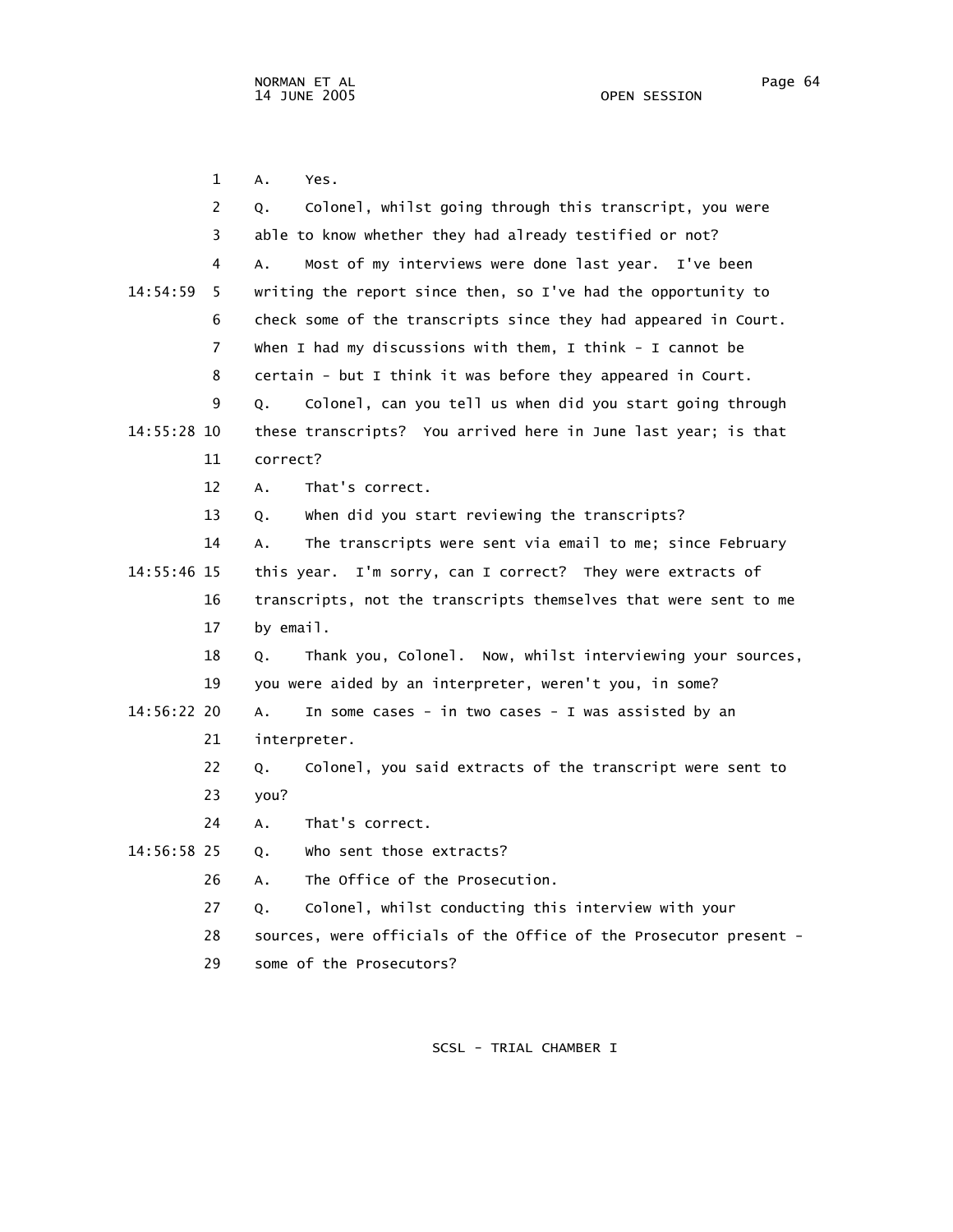1 A. Yes.

2 Q. Colonel, whilst going through this transcript, you were

3 able to know whether they had already testified or not?

4 A. Most of my interviews were done last year. I've been

14:54:59 5 writing the report since then, so I've had the opportunity to

6 check some of the transcripts since they had appeared in Court.

7 When I had my discussions with them, I think - I cannot be

8 certain - but I think it was before they appeared in Court.

9 Q. Colonel, can you tell us when did you start going through

14:55:28 10 these transcripts? You arrived here in June last year; is that

11 correct?

12 A. That's correct.

13 Q. When did you start reviewing the transcripts?

14 A. The transcripts were sent via email to me; since February

14:55:46 15 this year. I'm sorry, can I correct? They were extracts of

16 transcripts, not the transcripts themselves that were sent to me

17 by email.

18 Q. Thank you, Colonel. Now, whilst interviewing your sources,

19 you were aided by an interpreter, weren't you, in some?

14:56:22 20 A. In some cases - in two cases - I was assisted by an

21 interpreter.

22 Q. Colonel, you said extracts of the transcript were sent to

23 you?

24 A. That's correct.

14:56:58 25 Q. Who sent those extracts?

26 A. The Office of the Prosecution.

27 Q. Colonel, whilst conducting this interview with your

28 sources, were officials of the Office of the Prosecutor present -

29 some of the Prosecutors?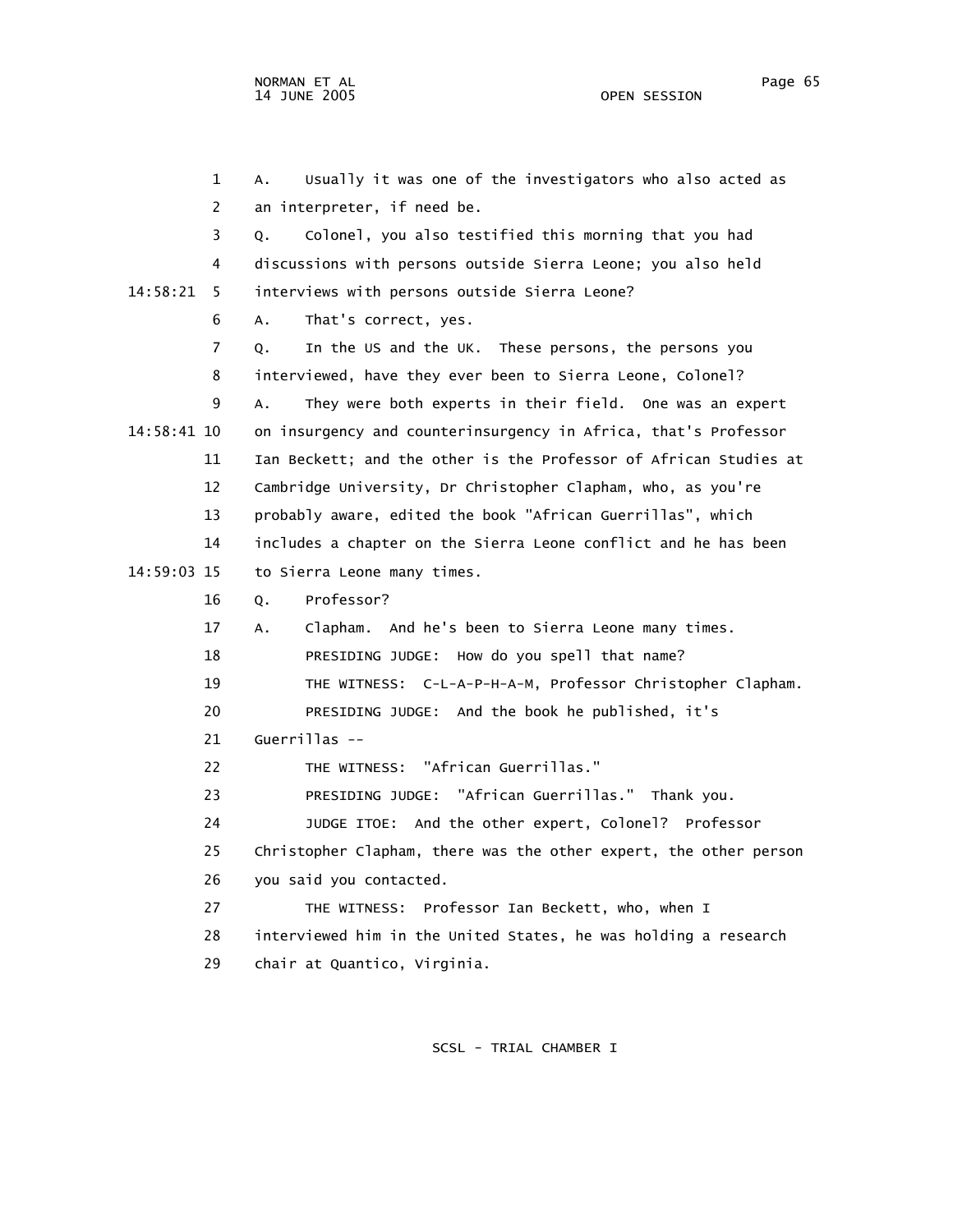1 A. Usually it was one of the investigators who also acted as
2 an interpreter, if need be.
3 Q. Colonel, you also testified this morning that you had
4 discussions with persons outside Sierra Leone; you also held
14:58:21 5 interviews with persons outside Sierra Leone?
6 A. That's correct, yes.
7 Q. In the US and the UK. These persons, the persons you
8 interviewed, have they ever been to Sierra Leone, Colonel?
9 A. They were both experts in their field. One was an expert
14:58:41 10 on insurgency and counterinsurgency in Africa, that's Professor
11 Ian Beckett; and the other is the Professor of African Studies at
12 Cambridge University, Dr Christopher Clapham, who, as you're
13 probably aware, edited the book "African Guerrillas", which
14 includes a chapter on the Sierra Leone conflict and he has been
14:59:03 15 to Sierra Leone many times.
16 Q. Professor?
17 A. Clapham. And he's been to Sierra Leone many times.
18 PRESIDING JUDGE: How do you spell that name?
19 THE WITNESS: C-L-A-P-H-A-M, Professor Christopher Clapham.
20 PRESIDING JUDGE: And the book he published, it's
21 Guerrillas --
22 THE WITNESS: "African Guerrillas."
23 PRESIDING JUDGE: "African Guerrillas." Thank you.
24 JUDGE ITOE: And the other expert, Colonel? Professor
25 Christopher Clapham, there was the other expert, the other person
26 you said you contacted.
27 THE WITNESS: Professor Ian Beckett, who, when I
28 interviewed him in the United States, he was holding a research
29 chair at Quantico, Virginia.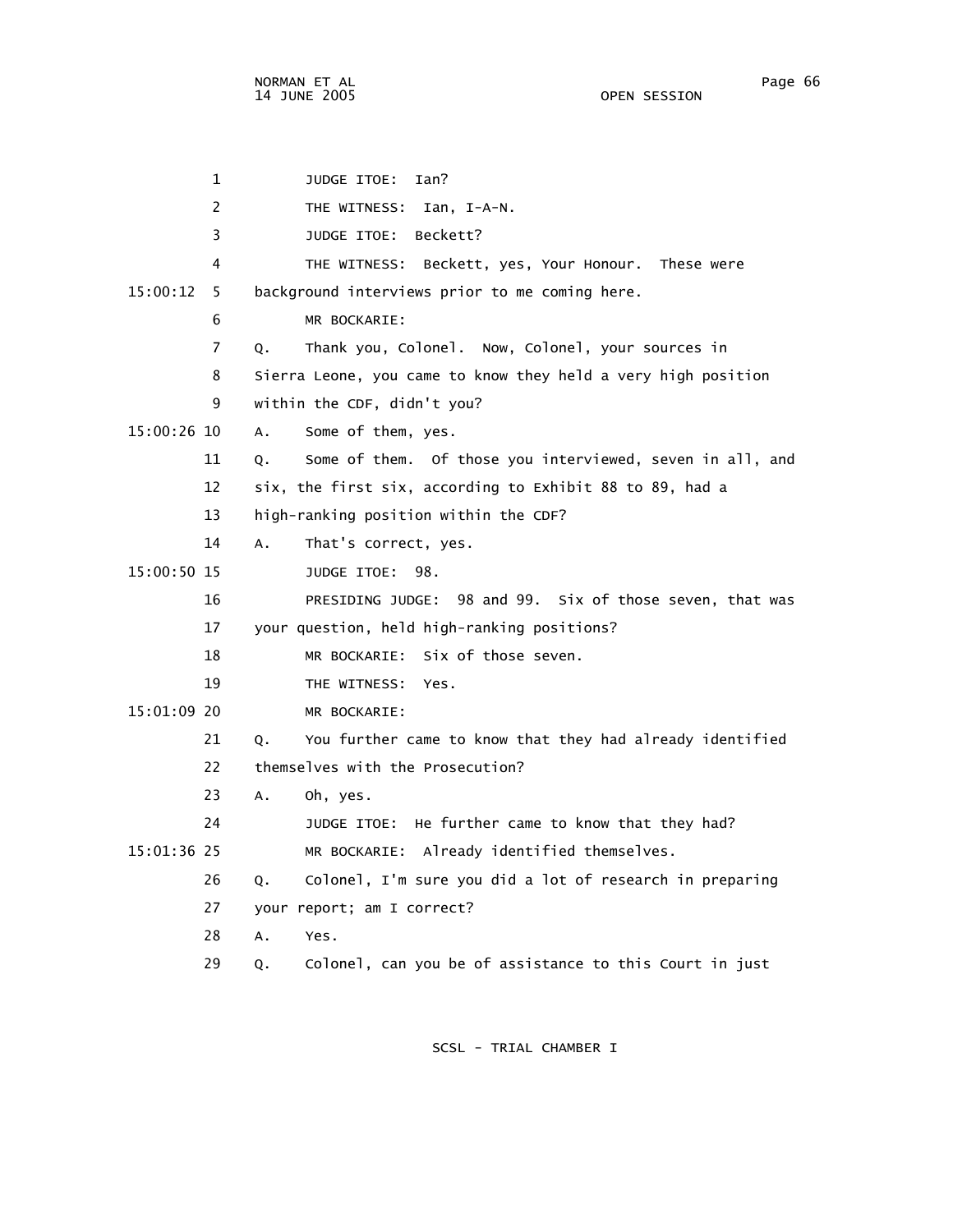1 JUDGE ITOE: Ian?

2 THE WITNESS: Ian, I-A-N.

3 JUDGE ITOE: Beckett?

4 THE WITNESS: Beckett, yes, Your Honour. These were

15:00:12 5 background interviews prior to me coming here.

6 MR BOCKARIE:

7 Q. Thank you, Colonel. Now, Colonel, your sources in

8 Sierra Leone, you came to know they held a very high position

9 within the CDF, didn't you?

15:00:26 10 A. Some of them, yes.

11 Q. Some of them. Of those you interviewed, seven in all, and

12 six, the first six, according to Exhibit 88 to 89, had a

13 high-ranking position within the CDF?

14 A. That's correct, yes.

15:00:50 15 JUDGE ITOE: 98.

16 PRESIDING JUDGE: 98 and 99. Six of those seven, that was

17 your question, held high-ranking positions?

18 MR BOCKARIE: Six of those seven.

19 THE WITNESS: Yes.

15:01:09 20 MR BOCKARIE:

21 Q. You further came to know that they had already identified

22 themselves with the Prosecution?

23 A. Oh, yes.

24 JUDGE ITOE: He further came to know that they had?

15:01:36 25 MR BOCKARIE: Already identified themselves.

26 Q. Colonel, I'm sure you did a lot of research in preparing

27 your report; am I correct?

28 A. Yes.

29 Q. Colonel, can you be of assistance to this Court in just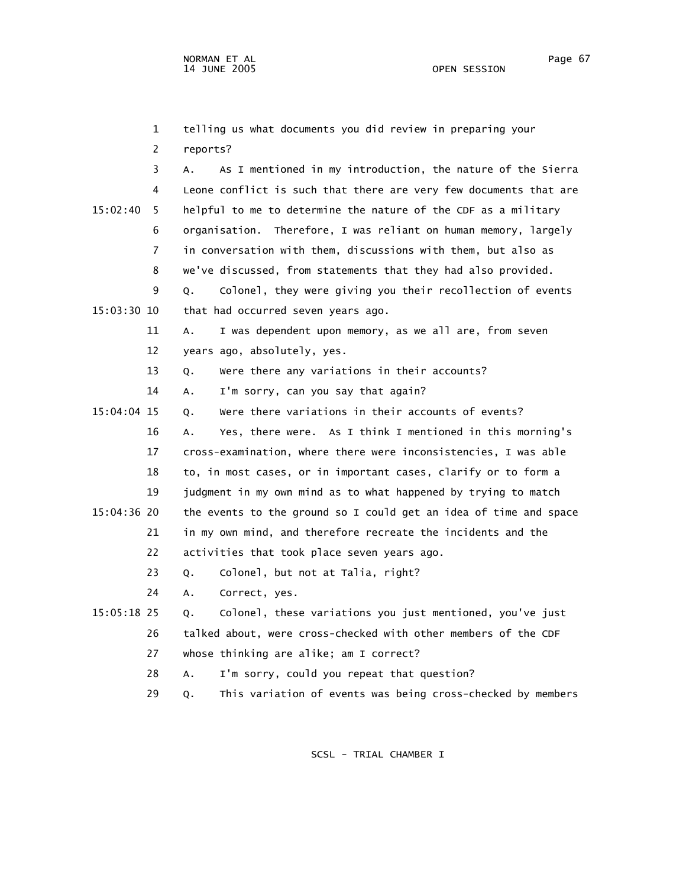1 telling us what documents you did review in preparing your
2 reports?
3 A. As I mentioned in my introduction, the nature of the Sierra
4 Leone conflict is such that there are very few documents that are
15:02:40 5 helpful to me to determine the nature of the CDF as a military
6 organisation. Therefore, I was reliant on human memory, largely
7 in conversation with them, discussions with them, but also as
8 we've discussed, from statements that they had also provided.
9 Q. Colonel, they were giving you their recollection of events
15:03:30 10 that had occurred seven years ago.
11 A. I was dependent upon memory, as we all are, from seven
12 years ago, absolutely, yes.
13 Q. Were there any variations in their accounts?
14 A. I'm sorry, can you say that again?
15:04:04 15 Q. Were there variations in their accounts of events?
16 A. Yes, there were. As I think I mentioned in this morning's
17 cross-examination, where there were inconsistencies, I was able
18 to, in most cases, or in important cases, clarify or to form a
19 judgment in my own mind as to what happened by trying to match
15:04:36 20 the events to the ground so I could get an idea of time and space
21 in my own mind, and therefore recreate the incidents and the
22 activities that took place seven years ago.
23 Q. Colonel, but not at Talia, right?
24 A. Correct, yes.
15:05:18 25 Q. Colonel, these variations you just mentioned, you've just
26 talked about, were cross-checked with other members of the CDF
27 whose thinking are alike; am I correct?
28 A. I'm sorry, could you repeat that question?
29 Q. This variation of events was being cross-checked by members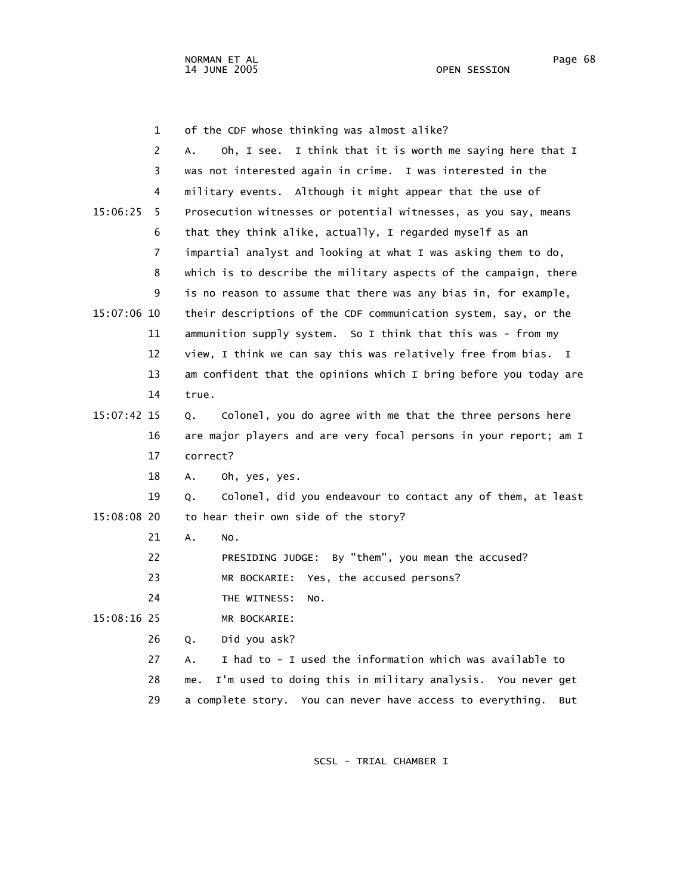1 of the CDF whose thinking was almost alike?

2 A. Oh, I see. I think that it is worth me saying here that I

3 was not interested again in crime. I was interested in the

4 military events. Although it might appear that the use of

15:06:25 5 Prosecution witnesses or potential witnesses, as you say, means

6 that they think alike, actually, I regarded myself as an

7 impartial analyst and looking at what I was asking them to do,

8 which is to describe the military aspects of the campaign, there

9 is no reason to assume that there was any bias in, for example,

15:07:06 10 their descriptions of the CDF communication system, say, or the

11 ammunition supply system. So I think that this was - from my

12 view, I think we can say this was relatively free from bias. I

13 am confident that the opinions which I bring before you today are

14 true.

15:07:42 15 Q. Colonel, you do agree with me that the three persons here

16 are major players and are very focal persons in your report; am I

17 correct?

18 A. Oh, yes, yes.

19 Q. Colonel, did you endeavour to contact any of them, at least

15:08:08 20 to hear their own side of the story?

21 A. No.

22 PRESIDING JUDGE: By "them", you mean the accused?

23 MR BOCKARIE: Yes, the accused persons?

24 THE WITNESS: No.

15:08:16 25 MR BOCKARIE:

26 Q. Did you ask?

27 A. I had to - I used the information which was available to

28 me. I'm used to doing this in military analysis. You never get

29 a complete story. You can never have access to everything. But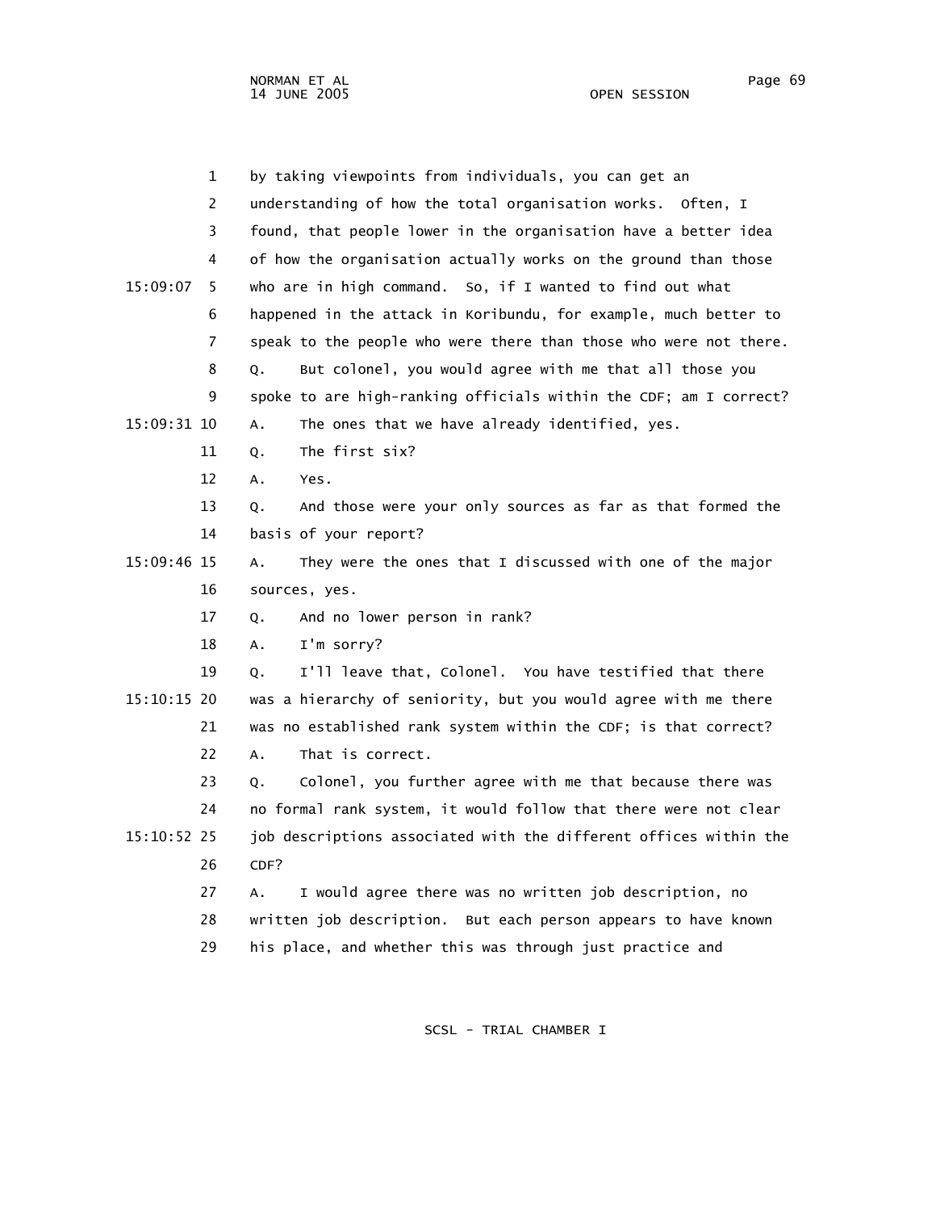by taking viewpoints from individuals, you can get an understanding of how the total organisation works. Often, I found, that people lower in the organisation have a better idea of how the organisation actually works on the ground than those who are in high command. So, if I wanted to find out what happened in the attack in Koribundu, for example, much better to speak to the people who were there than those who were not there.

Q. But colonel, you would agree with me that all those you spoke to are high-ranking officials within the CDF; am I correct?

A. The ones that we have already identified, yes.

Q. The first six?

A. Yes.

Q. And those were your only sources as far as that formed the basis of your report?

A. They were the ones that I discussed with one of the major sources, yes.

Q. And no lower person in rank?

A. I'm sorry?

Q. I'll leave that, Colonel. You have testified that there was a hierarchy of seniority, but you would agree with me there was no established rank system within the CDF; is that correct?

A. That is correct.

Q. Colonel, you further agree with me that because there was no formal rank system, it would follow that there were not clear job descriptions associated with the different offices within the CDF?

A. I would agree there was no written job description, no written job description. But each person appears to have known his place, and whether this was through just practice and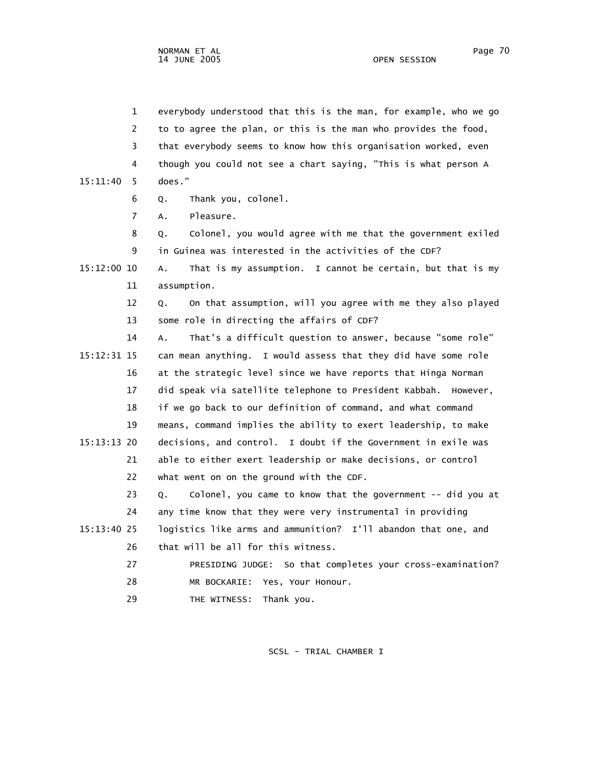everybody understood that this is the man, for example, who we go to to agree the plan, or this is the man who provides the food, that everybody seems to know how this organisation worked, even though you could not see a chart saying, "This is what person A does."

Q. Thank you, colonel.

A. Pleasure.

Q. Colonel, you would agree with me that the government exiled in Guinea was interested in the activities of the CDF?

A. That is my assumption. I cannot be certain, but that is my assumption.

Q. On that assumption, will you agree with me they also played some role in directing the affairs of CDF?

A. That's a difficult question to answer, because "some role" can mean anything. I would assess that they did have some role at the strategic level since we have reports that Hinga Norman did speak via satellite telephone to President Kabbah. However, if we go back to our definition of command, and what command means, command implies the ability to exert leadership, to make decisions, and control. I doubt if the Government in exile was able to either exert leadership or make decisions, or control what went on on the ground with the CDF.

Q. Colonel, you came to know that the government -- did you at any time know that they were very instrumental in providing logistics like arms and ammunition? I'll abandon that one, and that will be all for this witness.

PRESIDING JUDGE: So that completes your cross-examination?

MR BOCKARIE: Yes, Your Honour.

THE WITNESS: Thank you.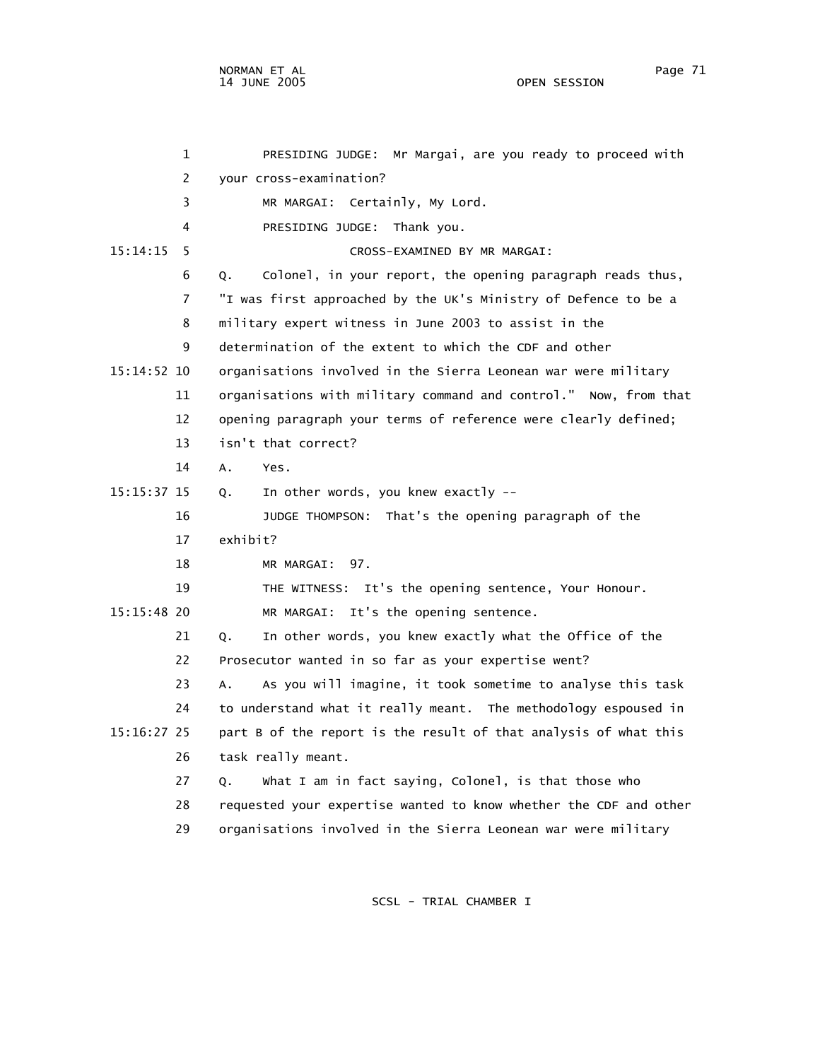PRESIDING JUDGE: Mr Margai, are you ready to proceed with your cross-examination?

MR MARGAI: Certainly, My Lord.

PRESIDING JUDGE: Thank you.

CROSS-EXAMINED BY MR MARGAI:

Q. Colonel, in your report, the opening paragraph reads thus, "I was first approached by the UK's Ministry of Defence to be a military expert witness in June 2003 to assist in the determination of the extent to which the CDF and other organisations involved in the Sierra Leonean war were military organisations with military command and control." Now, from that opening paragraph your terms of reference were clearly defined; isn't that correct?

A. Yes.

Q. In other words, you knew exactly --

JUDGE THOMPSON: That's the opening paragraph of the exhibit?

MR MARGAI: 97.

THE WITNESS: It's the opening sentence, Your Honour.

MR MARGAI: It's the opening sentence.

Q. In other words, you knew exactly what the Office of the Prosecutor wanted in so far as your expertise went?

A. As you will imagine, it took sometime to analyse this task to understand what it really meant. The methodology espoused in part B of the report is the result of that analysis of what this task really meant.

Q. What I am in fact saying, Colonel, is that those who requested your expertise wanted to know whether the CDF and other organisations involved in the Sierra Leonean war were military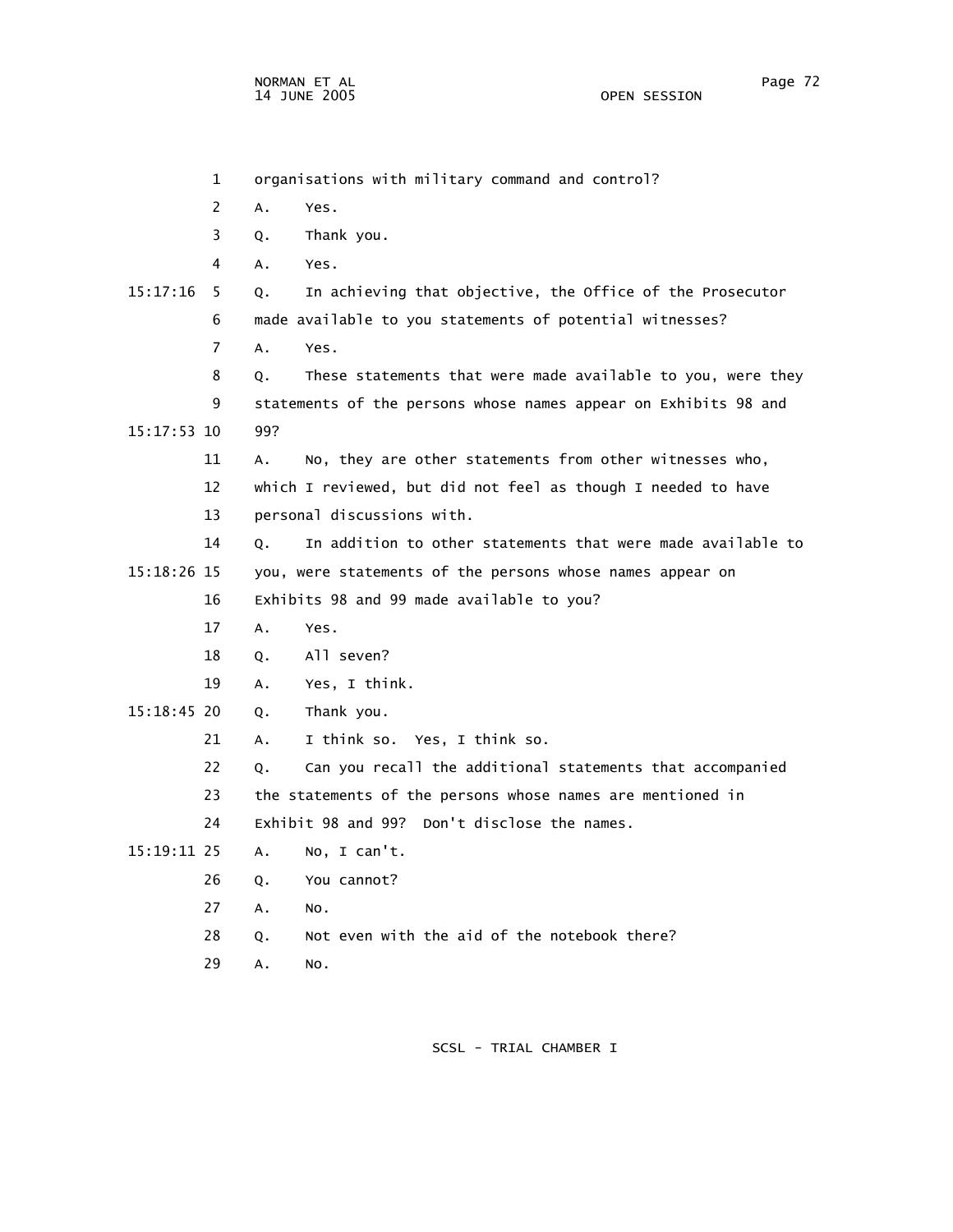1 organisations with military command and control?

2 A. Yes.

3 Q. Thank you.

4 A. Yes.

15:17:16 5 Q. In achieving that objective, the Office of the Prosecutor

6 made available to you statements of potential witnesses?

7 A. Yes.

8 Q. These statements that were made available to you, were they

9 statements of the persons whose names appear on Exhibits 98 and

15:17:53 10 99?

11 A. No, they are other statements from other witnesses who,

12 which I reviewed, but did not feel as though I needed to have

13 personal discussions with.

14 Q. In addition to other statements that were made available to

15:18:26 15 you, were statements of the persons whose names appear on

16 Exhibits 98 and 99 made available to you?

17 A. Yes.

18 Q. All seven?

19 A. Yes, I think.

15:18:45 20 Q. Thank you.

21 A. I think so. Yes, I think so.

22 Q. Can you recall the additional statements that accompanied

23 the statements of the persons whose names are mentioned in

24 Exhibit 98 and 99? Don't disclose the names.

15:19:11 25 A. No, I can't.

26 Q. You cannot?

27 A. No.

28 Q. Not even with the aid of the notebook there?

29 A. No.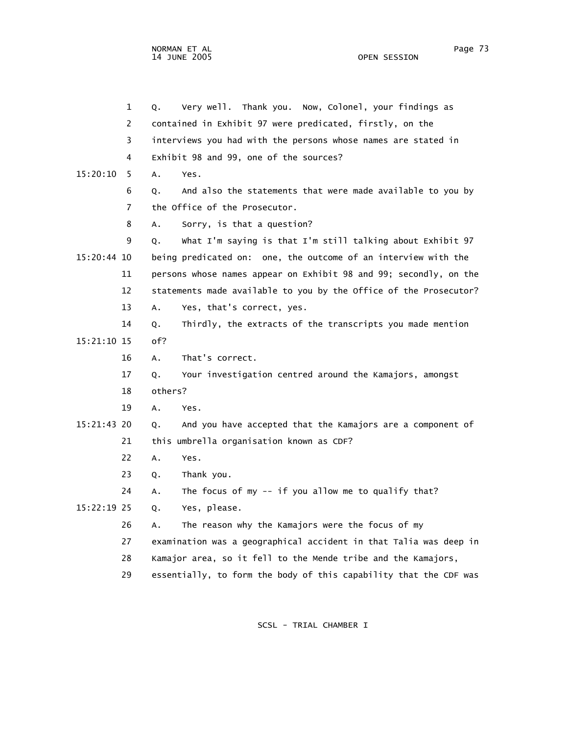Q. Very well. Thank you. Now, Colonel, your findings as contained in Exhibit 97 were predicated, firstly, on the interviews you had with the persons whose names are stated in Exhibit 98 and 99, one of the sources?

A. Yes.

Q. And also the statements that were made available to you by the Office of the Prosecutor.

A. Sorry, is that a question?

Q. What I'm saying is that I'm still talking about Exhibit 97 being predicated on: one, the outcome of an interview with the persons whose names appear on Exhibit 98 and 99; secondly, on the statements made available to you by the Office of the Prosecutor?

A. Yes, that's correct, yes.

Q. Thirdly, the extracts of the transcripts you made mention of?

A. That's correct.

Q. Your investigation centred around the Kamajors, amongst others?

A. Yes.

Q. And you have accepted that the Kamajors are a component of this umbrella organisation known as CDF?

A. Yes.

Q. Thank you.

A. The focus of my -- if you allow me to qualify that?

Q. Yes, please.

A. The reason why the Kamajors were the focus of my examination was a geographical accident in that Talia was deep in Kamajor area, so it fell to the Mende tribe and the Kamajors, essentially, to form the body of this capability that the CDF was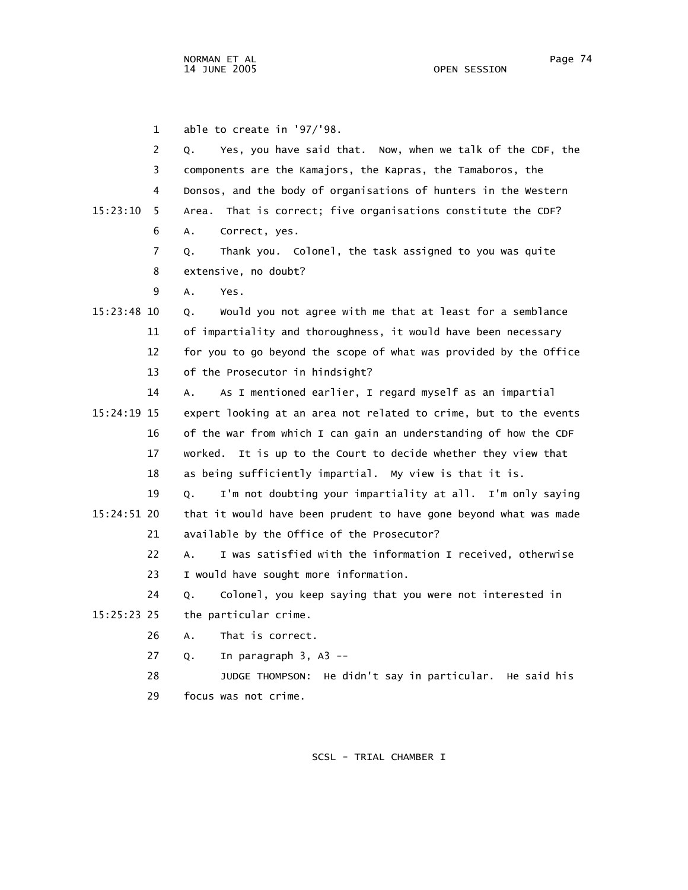1 able to create in '97/'98.

2 Q. Yes, you have said that. Now, when we talk of the CDF, the

3 components are the Kamajors, the Kapras, the Tamaboros, the

4 Donsos, and the body of organisations of hunters in the Western

15:23:10 5 Area. That is correct; five organisations constitute the CDF?

6 A. Correct, yes.

7 Q. Thank you. Colonel, the task assigned to you was quite

8 extensive, no doubt?

9 A. Yes.

15:23:48 10 Q. Would you not agree with me that at least for a semblance

11 of impartiality and thoroughness, it would have been necessary

12 for you to go beyond the scope of what was provided by the Office

13 of the Prosecutor in hindsight?

14 A. As I mentioned earlier, I regard myself as an impartial

15:24:19 15 expert looking at an area not related to crime, but to the events

16 of the war from which I can gain an understanding of how the CDF

17 worked. It is up to the Court to decide whether they view that

18 as being sufficiently impartial. My view is that it is.

19 Q. I'm not doubting your impartiality at all. I'm only saying

15:24:51 20 that it would have been prudent to have gone beyond what was made

21 available by the Office of the Prosecutor?

22 A. I was satisfied with the information I received, otherwise

23 I would have sought more information.

24 Q. Colonel, you keep saying that you were not interested in

15:25:23 25 the particular crime.

26 A. That is correct.

27 Q. In paragraph 3, A3 --

28 JUDGE THOMPSON: He didn't say in particular. He said his

29 focus was not crime.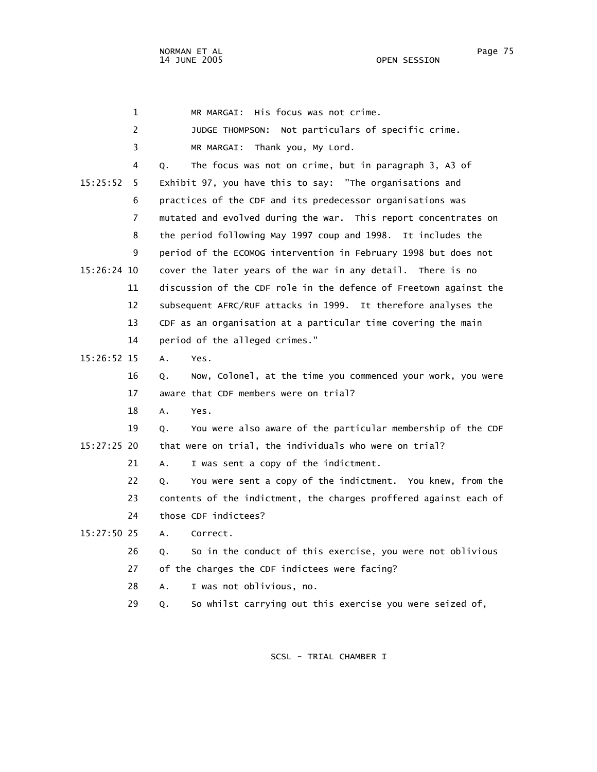MR MARGAI: His focus was not crime.

JUDGE THOMPSON: Not particulars of specific crime.

MR MARGAI: Thank you, My Lord.

Q. The focus was not on crime, but in paragraph 3, A3 of Exhibit 97, you have this to say: "The organisations and practices of the CDF and its predecessor organisations was mutated and evolved during the war. This report concentrates on the period following May 1997 coup and 1998. It includes the period of the ECOMOG intervention in February 1998 but does not cover the later years of the war in any detail. There is no discussion of the CDF role in the defence of Freetown against the subsequent AFRC/RUF attacks in 1999. It therefore analyses the CDF as an organisation at a particular time covering the main period of the alleged crimes."

A. Yes.

Q. Now, Colonel, at the time you commenced your work, you were aware that CDF members were on trial?

A. Yes.

Q. You were also aware of the particular membership of the CDF that were on trial, the individuals who were on trial?

A. I was sent a copy of the indictment.

Q. You were sent a copy of the indictment. You knew, from the contents of the indictment, the charges proffered against each of those CDF indictees?

A. Correct.

Q. So in the conduct of this exercise, you were not oblivious of the charges the CDF indictees were facing?

A. I was not oblivious, no.

Q. So whilst carrying out this exercise you were seized of,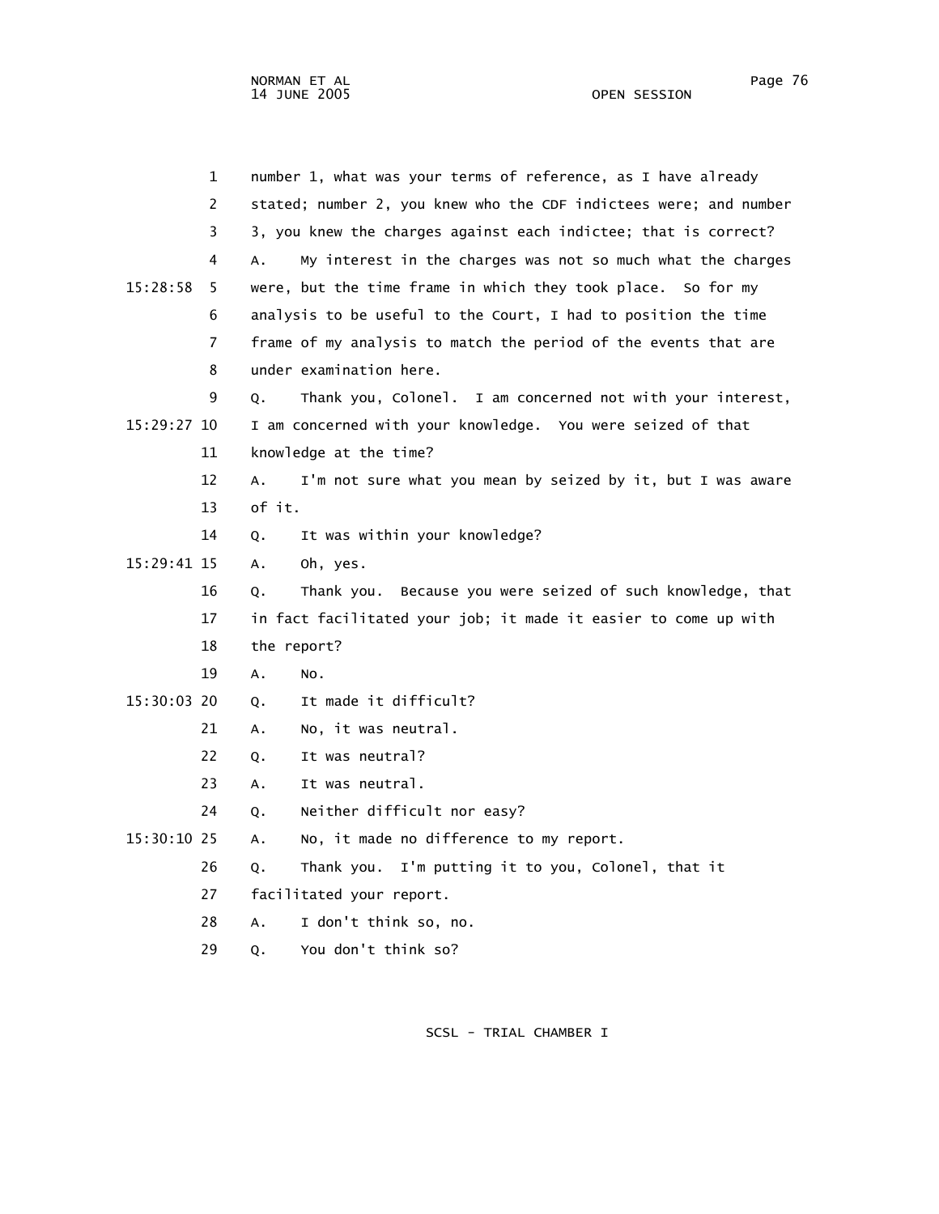number 1, what was your terms of reference, as I have already stated; number 2, you knew who the CDF indictees were; and number 3, you knew the charges against each indictee; that is correct?

A. My interest in the charges was not so much what the charges were, but the time frame in which they took place. So for my analysis to be useful to the Court, I had to position the time frame of my analysis to match the period of the events that are under examination here.

Q. Thank you, Colonel. I am concerned not with your interest, I am concerned with your knowledge. You were seized of that knowledge at the time?

A. I'm not sure what you mean by seized by it, but I was aware of it.

Q. It was within your knowledge?

A. Oh, yes.

Q. Thank you. Because you were seized of such knowledge, that in fact facilitated your job; it made it easier to come up with the report?

A. No.

Q. It made it difficult?

A. No, it was neutral.

Q. It was neutral?

A. It was neutral.

Q. Neither difficult nor easy?

A. No, it made no difference to my report.

Q. Thank you. I'm putting it to you, Colonel, that it facilitated your report.

A. I don't think so, no.

Q. You don't think so?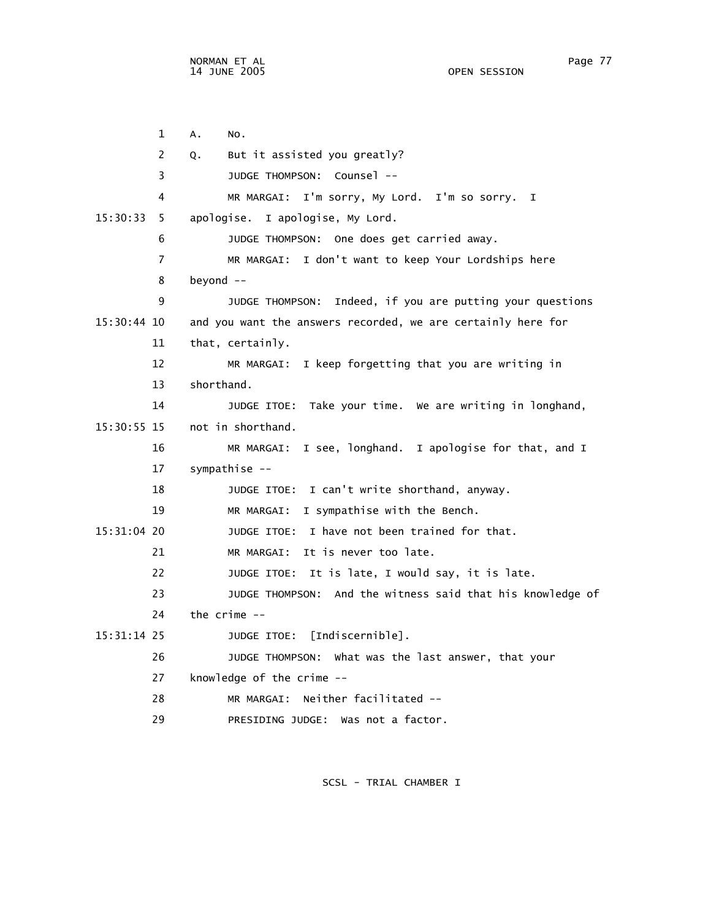1 A. No.

2 Q. But it assisted you greatly?

3 JUDGE THOMPSON: Counsel --

4 MR MARGAI: I'm sorry, My Lord. I'm so sorry. I

15:30:33 5 apologise. I apologise, My Lord.

6 JUDGE THOMPSON: One does get carried away.

7 MR MARGAI: I don't want to keep Your Lordships here

8 beyond --

9 JUDGE THOMPSON: Indeed, if you are putting your questions

15:30:44 10 and you want the answers recorded, we are certainly here for

11 that, certainly.

12 MR MARGAI: I keep forgetting that you are writing in

13 shorthand.

14 JUDGE ITOE: Take your time. We are writing in longhand,

15:30:55 15 not in shorthand.

16 MR MARGAI: I see, longhand. I apologise for that, and I

17 sympathise --

18 JUDGE ITOE: I can't write shorthand, anyway.

19 MR MARGAI: I sympathise with the Bench.

15:31:04 20 JUDGE ITOE: I have not been trained for that.

21 MR MARGAI: It is never too late.

22 JUDGE ITOE: It is late, I would say, it is late.

23 JUDGE THOMPSON: And the witness said that his knowledge of

24 the crime --

15:31:14 25 JUDGE ITOE: [Indiscernible].

26 JUDGE THOMPSON: What was the last answer, that your

27 knowledge of the crime --

28 MR MARGAI: Neither facilitated --

29 PRESIDING JUDGE: Was not a factor.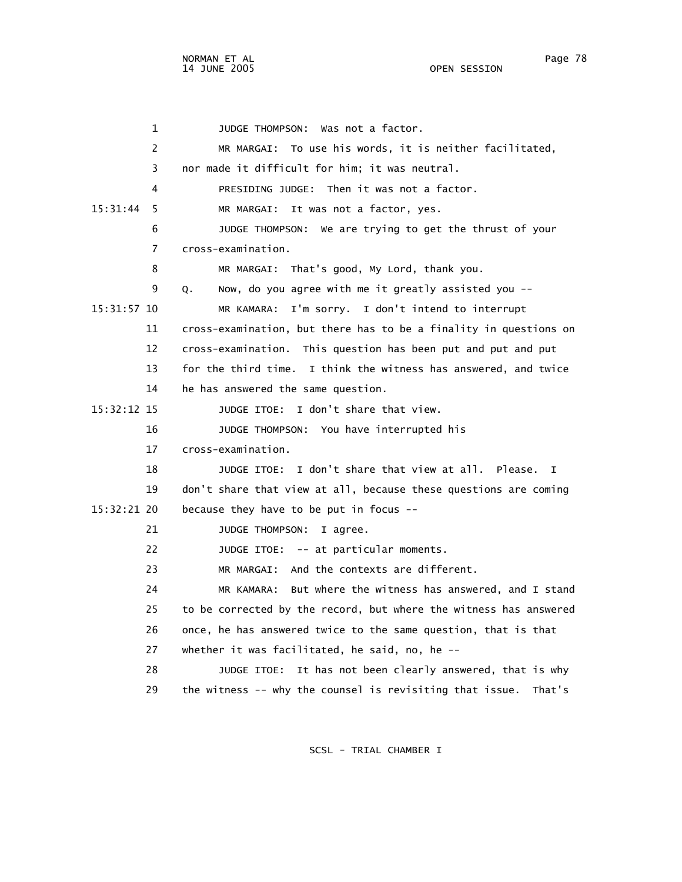1 JUDGE THOMPSON: Was not a factor.

2 MR MARGAI: To use his words, it is neither facilitated,

3 nor made it difficult for him; it was neutral.

4 PRESIDING JUDGE: Then it was not a factor.

15:31:44 5 MR MARGAI: It was not a factor, yes.

6 JUDGE THOMPSON: We are trying to get the thrust of your

7 cross-examination.

8 MR MARGAI: That's good, My Lord, thank you.

9 Q. Now, do you agree with me it greatly assisted you --

15:31:57 10 MR KAMARA: I'm sorry. I don't intend to interrupt

11 cross-examination, but there has to be a finality in questions on

12 cross-examination. This question has been put and put and put

13 for the third time. I think the witness has answered, and twice

14 he has answered the same question.

15:32:12 15 JUDGE ITOE: I don't share that view.

16 JUDGE THOMPSON: You have interrupted his

17 cross-examination.

18 JUDGE ITOE: I don't share that view at all. Please. I

19 don't share that view at all, because these questions are coming

15:32:21 20 because they have to be put in focus --

21 JUDGE THOMPSON: I agree.

22 JUDGE ITOE: -- at particular moments.

23 MR MARGAI: And the contexts are different.

24 MR KAMARA: But where the witness has answered, and I stand

25 to be corrected by the record, but where the witness has answered

26 once, he has answered twice to the same question, that is that

27 whether it was facilitated, he said, no, he --

28 JUDGE ITOE: It has not been clearly answered, that is why

29 the witness -- why the counsel is revisiting that issue. That's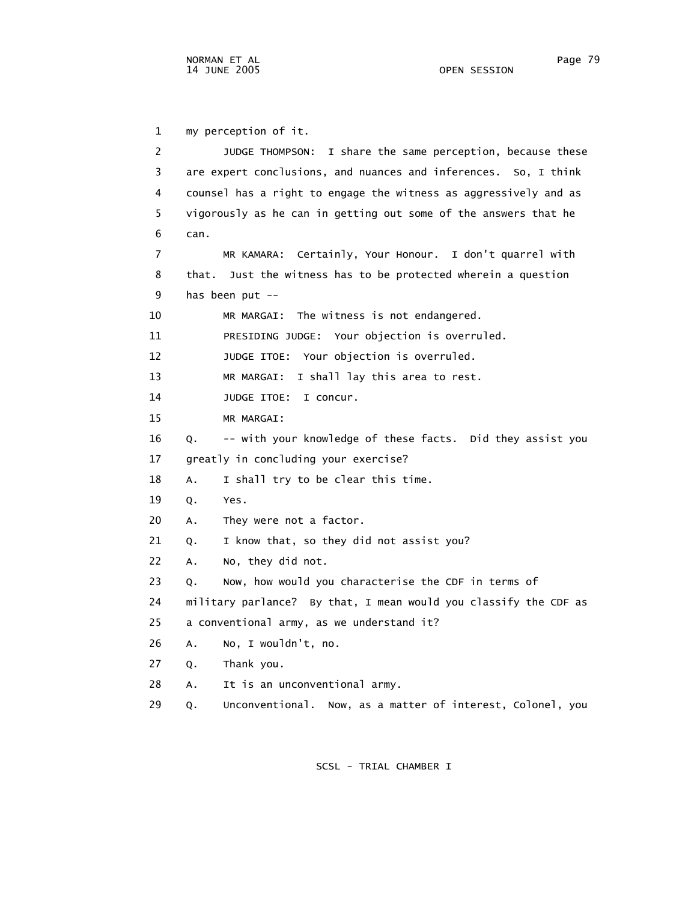1 my perception of it.

2 JUDGE THOMPSON: I share the same perception, because these

3 are expert conclusions, and nuances and inferences. So, I think

4 counsel has a right to engage the witness as aggressively and as

5 vigorously as he can in getting out some of the answers that he

6 can.

7 MR KAMARA: Certainly, Your Honour. I don't quarrel with

8 that. Just the witness has to be protected wherein a question

9 has been put --

10 MR MARGAI: The witness is not endangered.

11 PRESIDING JUDGE: Your objection is overruled.

12 JUDGE ITOE: Your objection is overruled.

13 MR MARGAI: I shall lay this area to rest.

14 JUDGE ITOE: I concur.

15 MR MARGAI:

16 Q. -- with your knowledge of these facts. Did they assist you

17 greatly in concluding your exercise?

18 A. I shall try to be clear this time.

19 Q. Yes.

20 A. They were not a factor.

21 Q. I know that, so they did not assist you?

22 A. No, they did not.

23 Q. Now, how would you characterise the CDF in terms of

24 military parlance? By that, I mean would you classify the CDF as

25 a conventional army, as we understand it?

26 A. No, I wouldn't, no.

27 Q. Thank you.

28 A. It is an unconventional army.

29 Q. Unconventional. Now, as a matter of interest, Colonel, you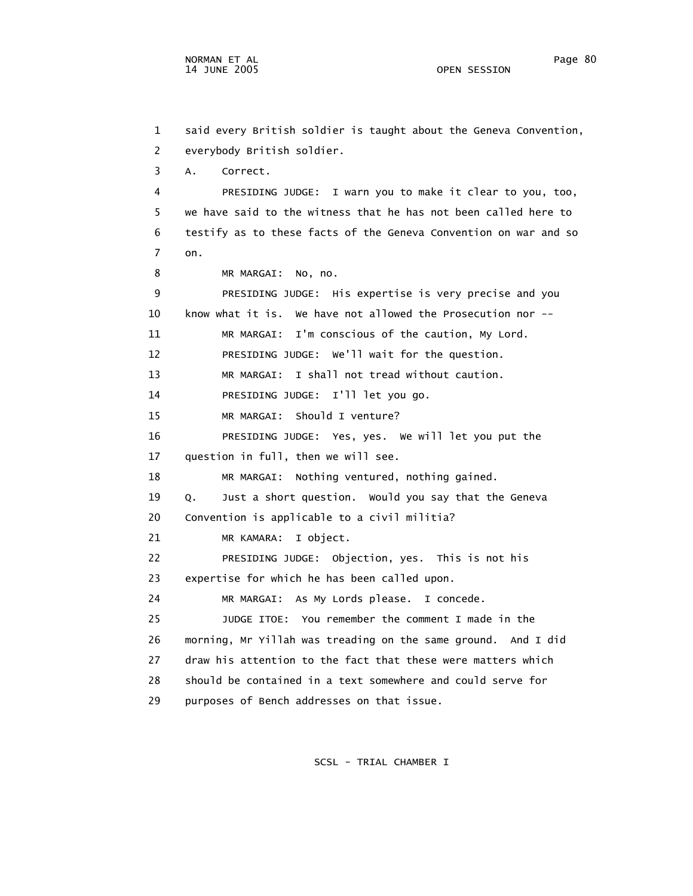said every British soldier is taught about the Geneva Convention, everybody British soldier.

A. Correct.

PRESIDING JUDGE: I warn you to make it clear to you, too, we have said to the witness that he has not been called here to testify as to these facts of the Geneva Convention on war and so on.

MR MARGAI: No, no.

PRESIDING JUDGE: His expertise is very precise and you know what it is. We have not allowed the Prosecution nor --

MR MARGAI: I'm conscious of the caution, My Lord.

PRESIDING JUDGE: We'll wait for the question.

MR MARGAI: I shall not tread without caution.

PRESIDING JUDGE: I'll let you go.

MR MARGAI: Should I venture?

PRESIDING JUDGE: Yes, yes. We will let you put the question in full, then we will see.

MR MARGAI: Nothing ventured, nothing gained.

Q. Just a short question. Would you say that the Geneva Convention is applicable to a civil militia?

MR KAMARA: I object.

PRESIDING JUDGE: Objection, yes. This is not his expertise for which he has been called upon.

MR MARGAI: As My Lords please. I concede.

JUDGE ITOE: You remember the comment I made in the morning, Mr Yillah was treading on the same ground. And I did draw his attention to the fact that these were matters which should be contained in a text somewhere and could serve for purposes of Bench addresses on that issue.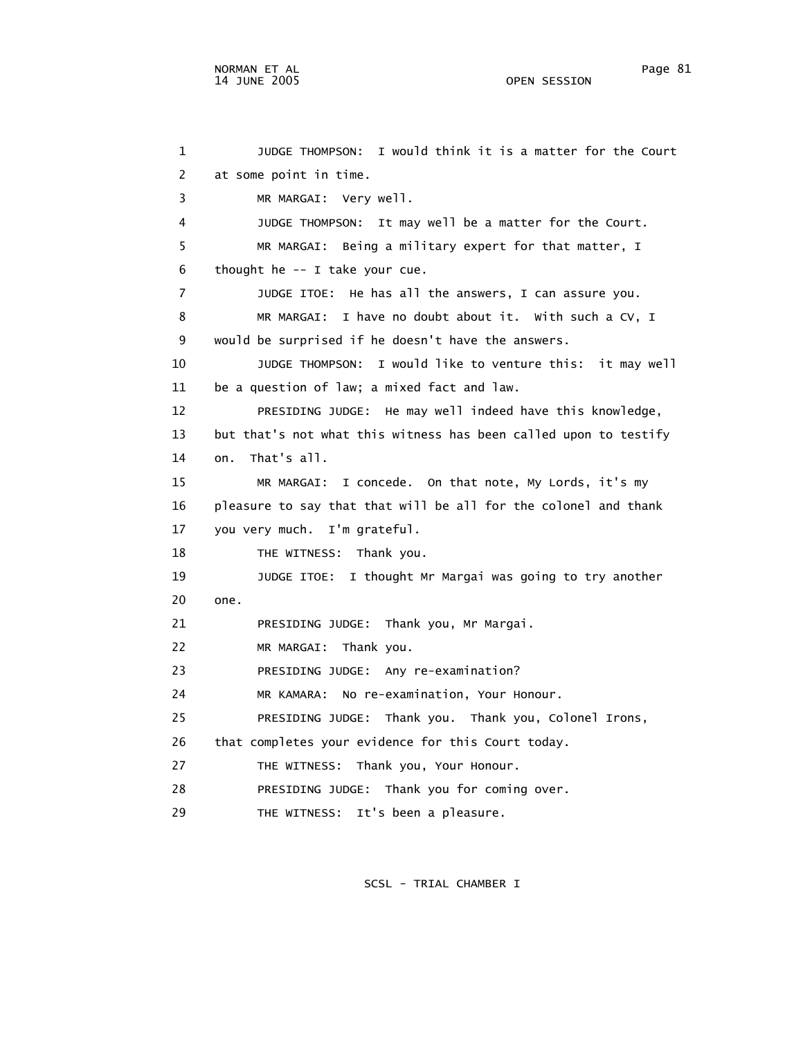1 JUDGE THOMPSON: I would think it is a matter for the Court
2 at some point in time.
3 MR MARGAI: Very well.
4 JUDGE THOMPSON: It may well be a matter for the Court.
5 MR MARGAI: Being a military expert for that matter, I
6 thought he -- I take your cue.
7 JUDGE ITOE: He has all the answers, I can assure you.
8 MR MARGAI: I have no doubt about it. With such a CV, I
9 would be surprised if he doesn't have the answers.
10 JUDGE THOMPSON: I would like to venture this: it may well
11 be a question of law; a mixed fact and law.
12 PRESIDING JUDGE: He may well indeed have this knowledge,
13 but that's not what this witness has been called upon to testify
14 on. That's all.
15 MR MARGAI: I concede. On that note, My Lords, it's my
16 pleasure to say that that will be all for the colonel and thank
17 you very much. I'm grateful.
18 THE WITNESS: Thank you.
19 JUDGE ITOE: I thought Mr Margai was going to try another
20 one.
21 PRESIDING JUDGE: Thank you, Mr Margai.
22 MR MARGAI: Thank you.
23 PRESIDING JUDGE: Any re-examination?
24 MR KAMARA: No re-examination, Your Honour.
25 PRESIDING JUDGE: Thank you. Thank you, Colonel Irons,
26 that completes your evidence for this Court today.
27 THE WITNESS: Thank you, Your Honour.
28 PRESIDING JUDGE: Thank you for coming over.
29 THE WITNESS: It's been a pleasure.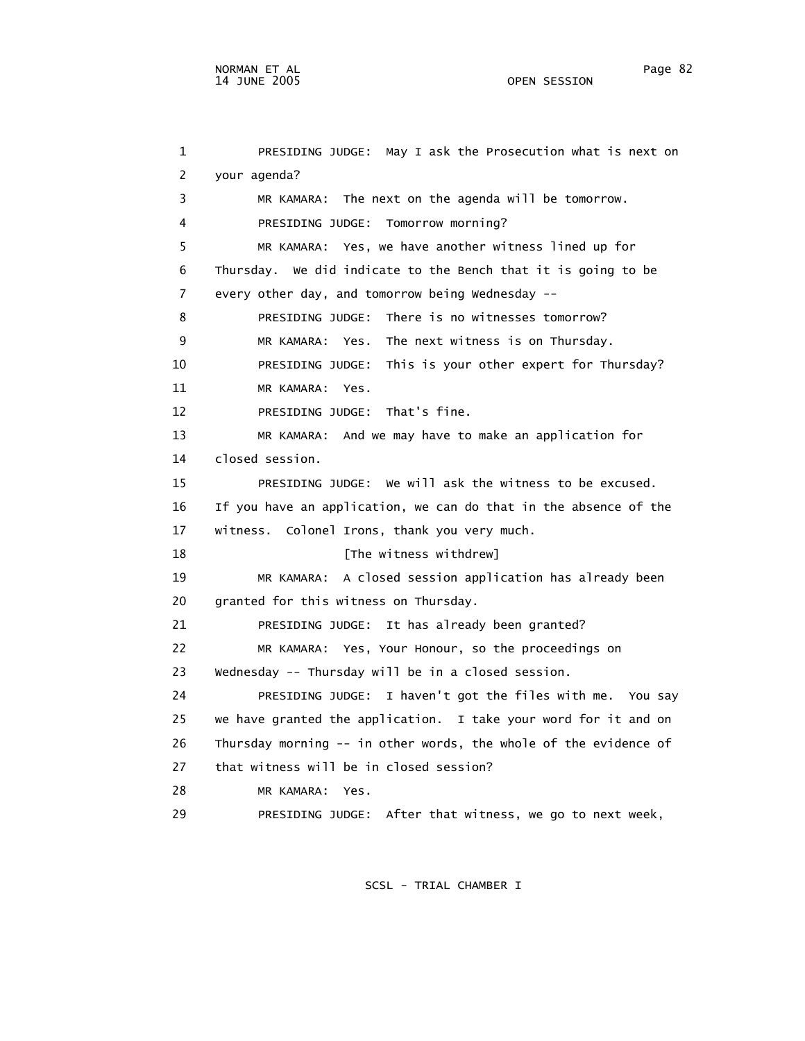1 PRESIDING JUDGE: May I ask the Prosecution what is next on
2 your agenda?
3 MR KAMARA: The next on the agenda will be tomorrow.
4 PRESIDING JUDGE: Tomorrow morning?
5 MR KAMARA: Yes, we have another witness lined up for
6 Thursday. We did indicate to the Bench that it is going to be
7 every other day, and tomorrow being Wednesday --
8 PRESIDING JUDGE: There is no witnesses tomorrow?
9 MR KAMARA: Yes. The next witness is on Thursday.
10 PRESIDING JUDGE: This is your other expert for Thursday?
11 MR KAMARA: Yes.
12 PRESIDING JUDGE: That's fine.
13 MR KAMARA: And we may have to make an application for
14 closed session.
15 PRESIDING JUDGE: We will ask the witness to be excused.
16 If you have an application, we can do that in the absence of the
17 witness. Colonel Irons, thank you very much.
18 [The witness withdrew]
19 MR KAMARA: A closed session application has already been
20 granted for this witness on Thursday.
21 PRESIDING JUDGE: It has already been granted?
22 MR KAMARA: Yes, Your Honour, so the proceedings on
23 Wednesday -- Thursday will be in a closed session.
24 PRESIDING JUDGE: I haven't got the files with me. You say
25 we have granted the application. I take your word for it and on
26 Thursday morning -- in other words, the whole of the evidence of
27 that witness will be in closed session?
28 MR KAMARA: Yes.
29 PRESIDING JUDGE: After that witness, we go to next week,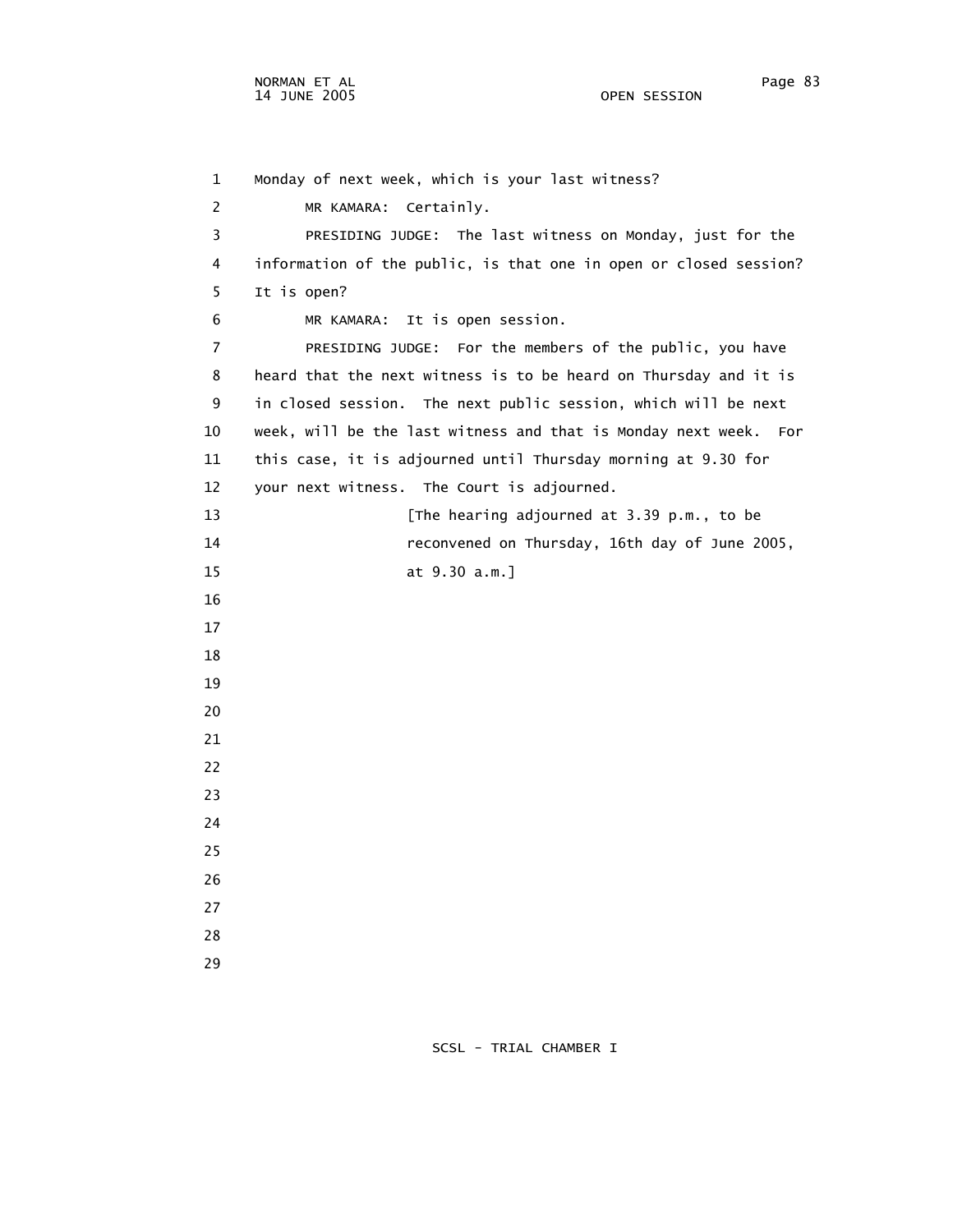Monday of next week, which is your last witness?

MR KAMARA: Certainly.

PRESIDING JUDGE: The last witness on Monday, just for the information of the public, is that one in open or closed session? It is open?

MR KAMARA: It is open session.

PRESIDING JUDGE: For the members of the public, you have heard that the next witness is to be heard on Thursday and it is in closed session. The next public session, which will be next week, will be the last witness and that is Monday next week. For this case, it is adjourned until Thursday morning at 9.30 for your next witness. The Court is adjourned.

[The hearing adjourned at 3.39 p.m., to be reconvened on Thursday, 16th day of June 2005, at 9.30 a.m.]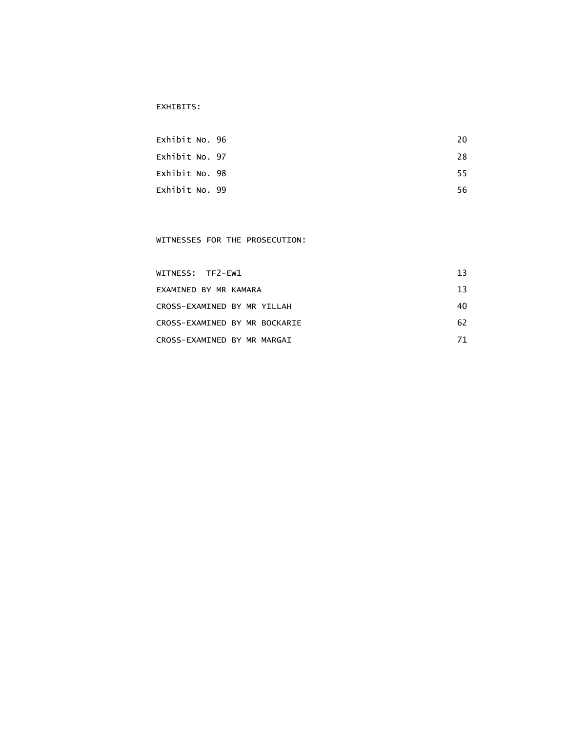EXHIBITS:

| | |
|---|---|
| Exhibit No. 96 | 20 |
| Exhibit No. 97 | 28 |
| Exhibit No. 98 | 55 |
| Exhibit No. 99 | 56 |

WITNESSES FOR THE PROSECUTION:

| | |
|---|---|
| WITNESS: TF2-EW1 | 13 |
| EXAMINED BY MR KAMARA | 13 |
| CROSS-EXAMINED BY MR YILLAH | 40 |
| CROSS-EXAMINED BY MR BOCKARIE | 62 |
| CROSS-EXAMINED BY MR MARGAI | 71 |